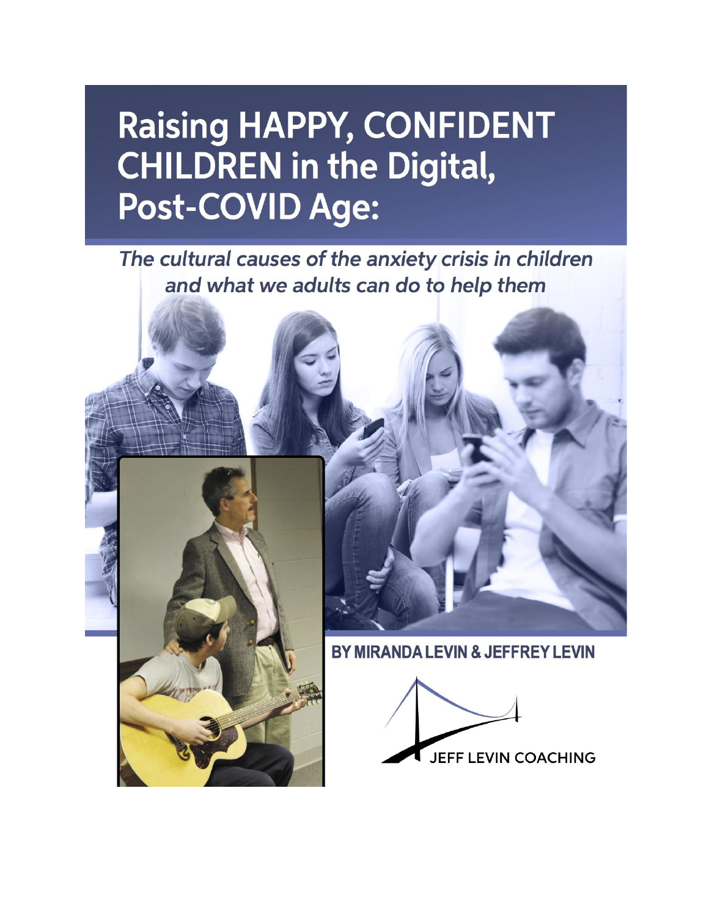# Raising HAPPY, CONFIDENT CHILDREN in the Digital, Post-COVID Age:

*The cultural causes of the anxiety crisis in children and what we adults can do to help them*

BY MIRANDA LEVIN & JEFFREY LEVIN

JEFF LEVIN COACHING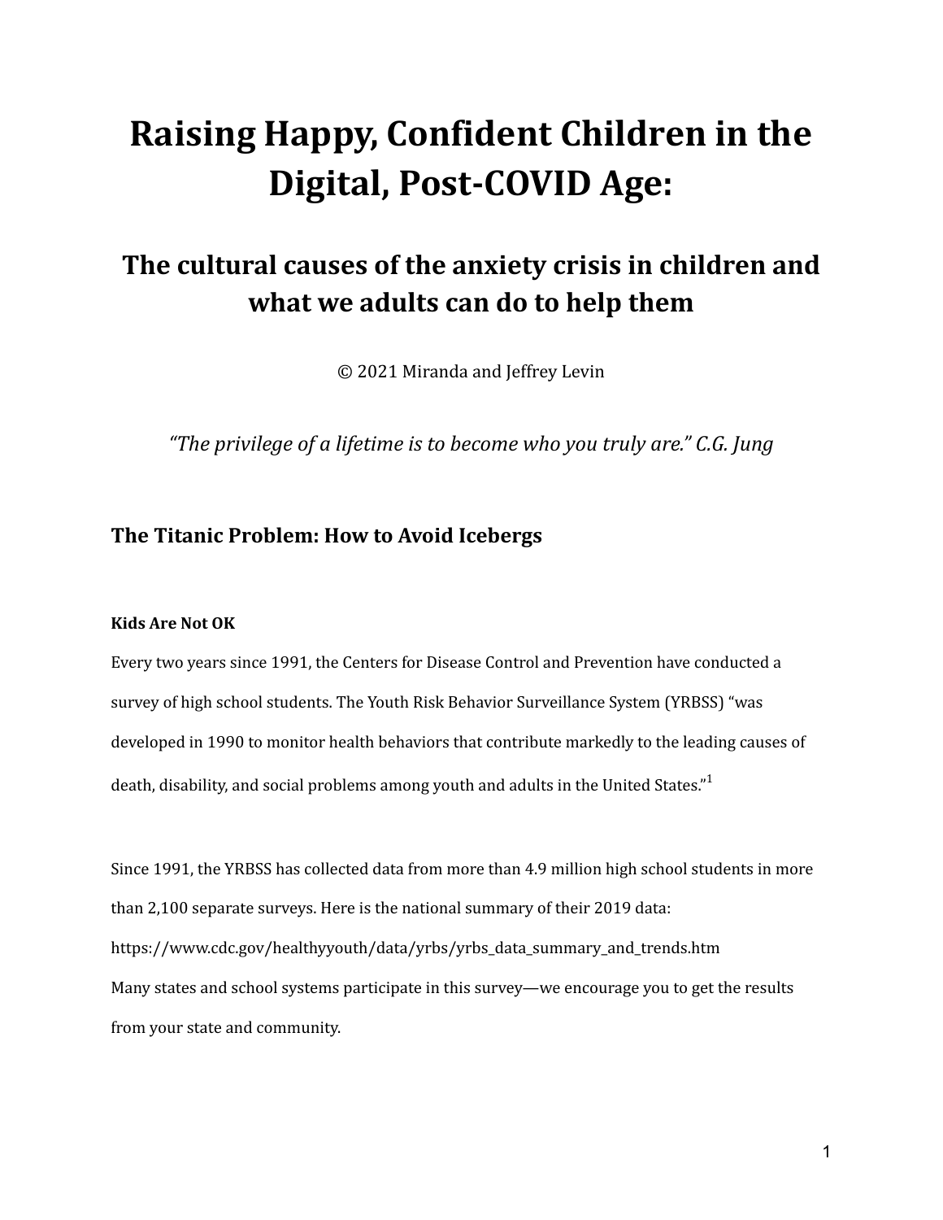# Raising Happy, Confident Children in the Digital, Post-COVID Age:

## The cultural causes of the anxiety crisis in children and what we adults can do to help them

© 2021 Miranda and Jeffrey Levin

*"The privilege of a lifetime is to become who you truly are." C.G. Jung*

## The Titanic Problem: How to Avoid Icebergs

#### Kids Are Not OK

Every two years since 1991, the Centers for Disease Control and Prevention have conducted a survey of high school students. The Youth Risk Behavior Surveillance System (YRBSS) "was developed in 1990 to monitor health behaviors that contribute markedly to the leading causes of death, disability, and social problems among youth and adults in the United States."[1]

Since 1991, the YRBSS has collected data from more than 4.9 million high school students in more than 2,100 separate surveys. Here is the national summary of their 2019 data:
https://www.cdc.gov/healthyyouth/data/yrbs/yrbs_data_summary_and_trends.htm
Many states and school systems participate in this survey—we encourage you to get the results from your state and community.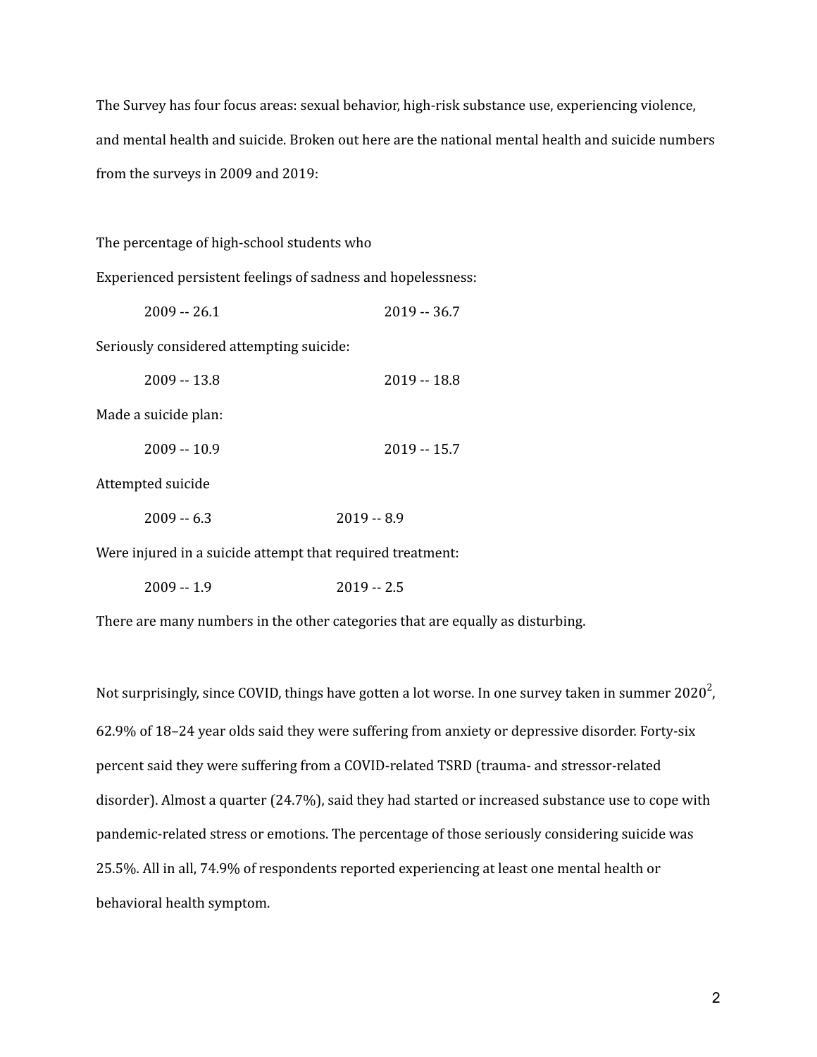The Survey has four focus areas: sexual behavior, high-risk substance use, experiencing violence, and mental health and suicide. Broken out here are the national mental health and suicide numbers from the surveys in 2009 and 2019:

The percentage of high-school students who

Experienced persistent feelings of sadness and hopelessness:

2009 -- 26.1 2019 -- 36.7

Seriously considered attempting suicide:

2009 -- 13.8 2019 -- 18.8

Made a suicide plan:

2009 -- 10.9 2019 -- 15.7

Attempted suicide

2009 -- 6.3 2019 -- 8.9

Were injured in a suicide attempt that required treatment:

2009 -- 1.9 2019 -- 2.5

There are many numbers in the other categories that are equally as disturbing.

Not surprisingly, since COVID, things have gotten a lot worse. In one survey taken in summer 2020[2], 62.9% of 18–24 year olds said they were suffering from anxiety or depressive disorder. Forty-six percent said they were suffering from a COVID-related TSRD (trauma- and stressor-related disorder). Almost a quarter (24.7%), said they had started or increased substance use to cope with pandemic-related stress or emotions. The percentage of those seriously considering suicide was 25.5%. All in all, 74.9% of respondents reported experiencing at least one mental health or behavioral health symptom.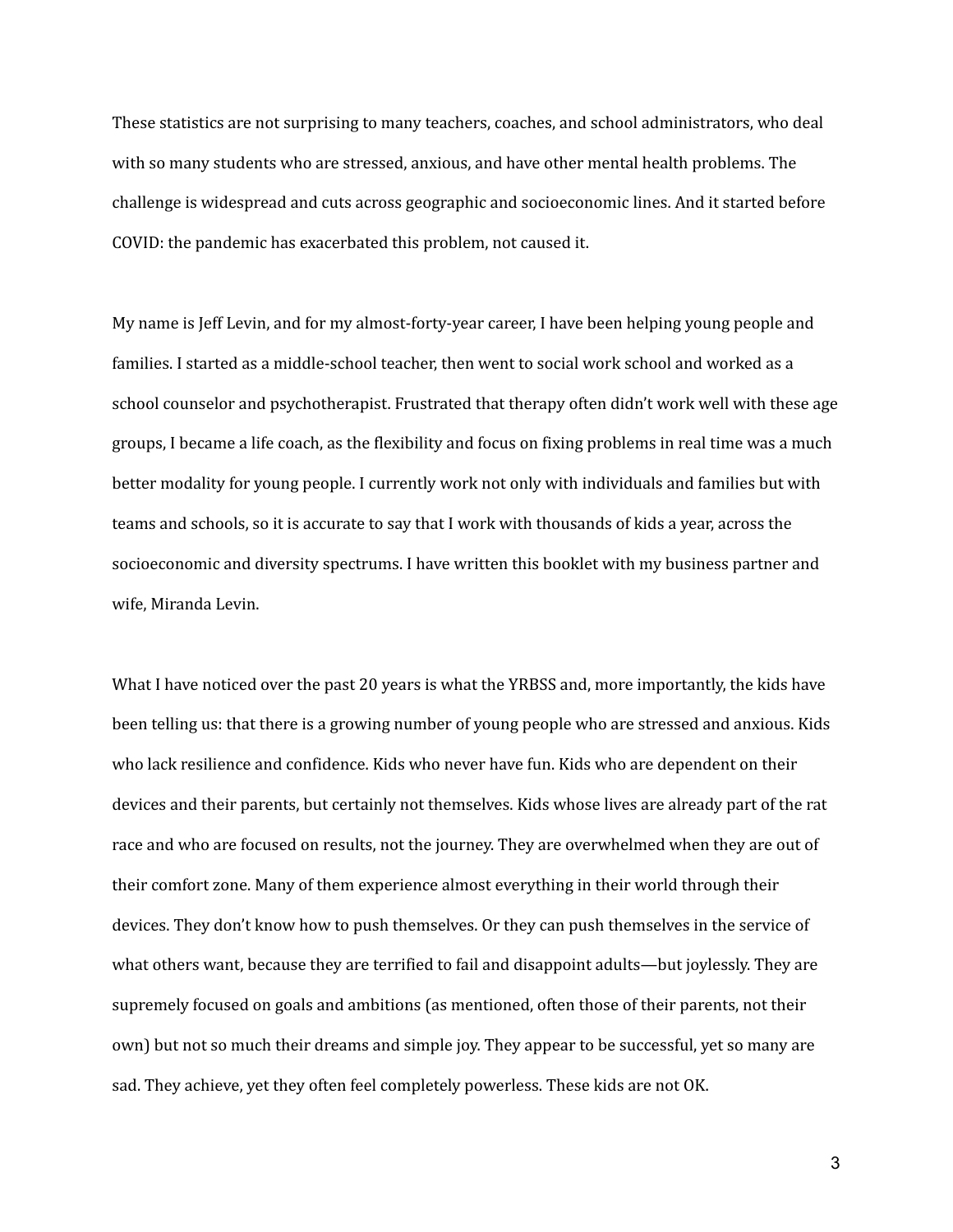These statistics are not surprising to many teachers, coaches, and school administrators, who deal with so many students who are stressed, anxious, and have other mental health problems. The challenge is widespread and cuts across geographic and socioeconomic lines. And it started before COVID: the pandemic has exacerbated this problem, not caused it.

My name is Jeff Levin, and for my almost-forty-year career, I have been helping young people and families. I started as a middle-school teacher, then went to social work school and worked as a school counselor and psychotherapist. Frustrated that therapy often didn't work well with these age groups, I became a life coach, as the flexibility and focus on fixing problems in real time was a much better modality for young people. I currently work not only with individuals and families but with teams and schools, so it is accurate to say that I work with thousands of kids a year, across the socioeconomic and diversity spectrums. I have written this booklet with my business partner and wife, Miranda Levin.

What I have noticed over the past 20 years is what the YRBSS and, more importantly, the kids have been telling us: that there is a growing number of young people who are stressed and anxious. Kids who lack resilience and confidence. Kids who never have fun. Kids who are dependent on their devices and their parents, but certainly not themselves. Kids whose lives are already part of the rat race and who are focused on results, not the journey. They are overwhelmed when they are out of their comfort zone. Many of them experience almost everything in their world through their devices. They don't know how to push themselves. Or they can push themselves in the service of what others want, because they are terrified to fail and disappoint adults—but joylessly. They are supremely focused on goals and ambitions (as mentioned, often those of their parents, not their own) but not so much their dreams and simple joy. They appear to be successful, yet so many are sad. They achieve, yet they often feel completely powerless. These kids are not OK.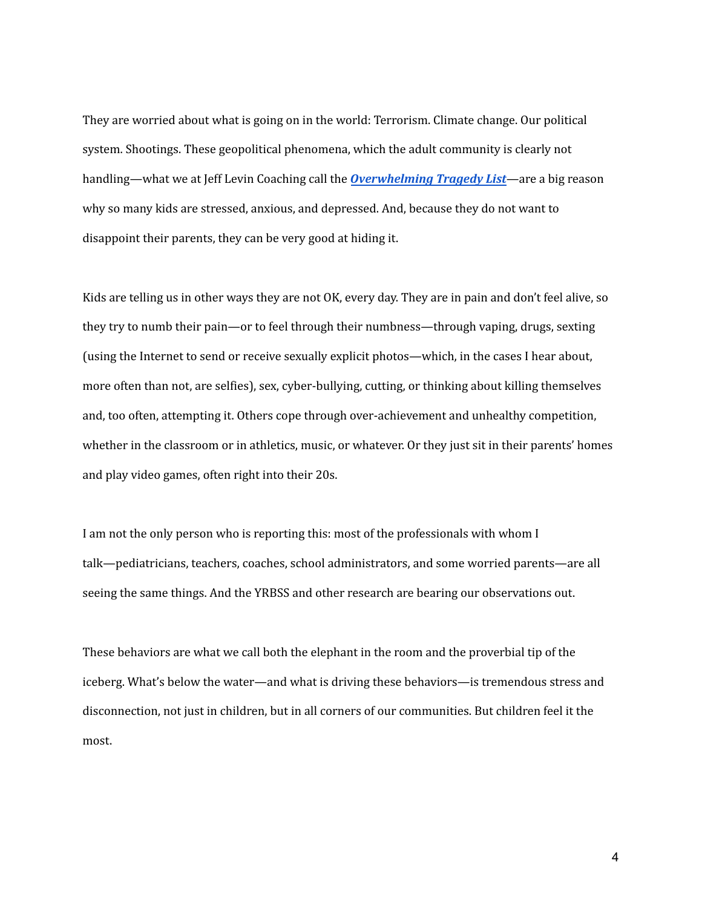They are worried about what is going on in the world: Terrorism. Climate change. Our political system. Shootings. These geopolitical phenomena, which the adult community is clearly not handling—what we at Jeff Levin Coaching call the ***Overwhelming Tragedy List***—are a big reason why so many kids are stressed, anxious, and depressed. And, because they do not want to disappoint their parents, they can be very good at hiding it.

Kids are telling us in other ways they are not OK, every day. They are in pain and don't feel alive, so they try to numb their pain—or to feel through their numbness—through vaping, drugs, sexting (using the Internet to send or receive sexually explicit photos—which, in the cases I hear about, more often than not, are selfies), sex, cyber-bullying, cutting, or thinking about killing themselves and, too often, attempting it. Others cope through over-achievement and unhealthy competition, whether in the classroom or in athletics, music, or whatever. Or they just sit in their parents' homes and play video games, often right into their 20s.

I am not the only person who is reporting this: most of the professionals with whom I talk—pediatricians, teachers, coaches, school administrators, and some worried parents—are all seeing the same things. And the YRBSS and other research are bearing our observations out.

These behaviors are what we call both the elephant in the room and the proverbial tip of the iceberg. What's below the water—and what is driving these behaviors—is tremendous stress and disconnection, not just in children, but in all corners of our communities. But children feel it the most.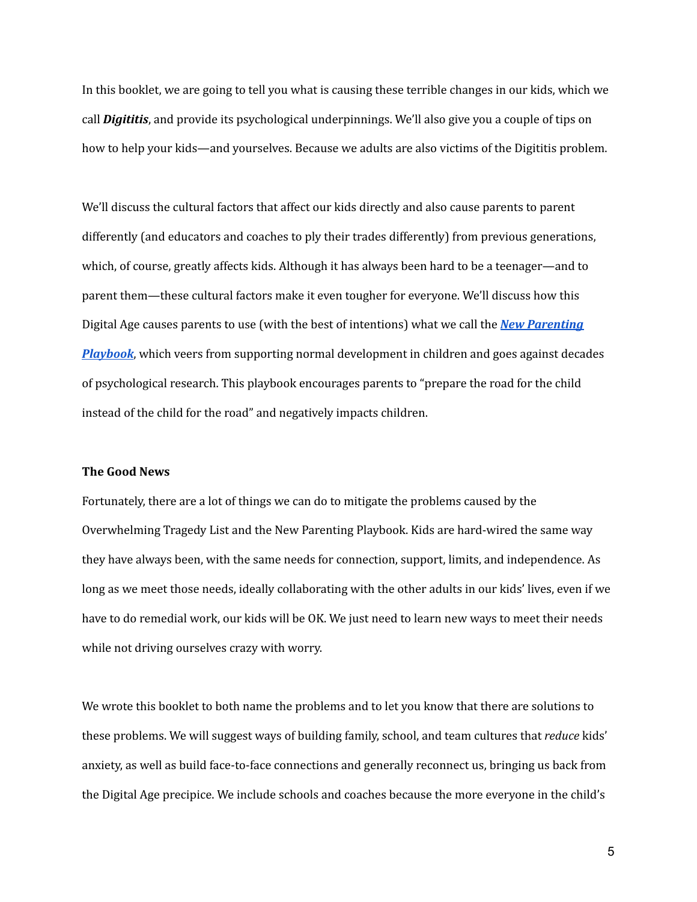In this booklet, we are going to tell you what is causing these terrible changes in our kids, which we call ***Digititis***, and provide its psychological underpinnings. We'll also give you a couple of tips on how to help your kids—and yourselves. Because we adults are also victims of the Digititis problem.

We'll discuss the cultural factors that affect our kids directly and also cause parents to parent differently (and educators and coaches to ply their trades differently) from previous generations, which, of course, greatly affects kids. Although it has always been hard to be a teenager—and to parent them—these cultural factors make it even tougher for everyone. We'll discuss how this Digital Age causes parents to use (with the best of intentions) what we call the ***New Parenting Playbook***, which veers from supporting normal development in children and goes against decades of psychological research. This playbook encourages parents to "prepare the road for the child instead of the child for the road" and negatively impacts children.

**The Good News**

Fortunately, there are a lot of things we can do to mitigate the problems caused by the Overwhelming Tragedy List and the New Parenting Playbook. Kids are hard-wired the same way they have always been, with the same needs for connection, support, limits, and independence. As long as we meet those needs, ideally collaborating with the other adults in our kids' lives, even if we have to do remedial work, our kids will be OK. We just need to learn new ways to meet their needs while not driving ourselves crazy with worry.

We wrote this booklet to both name the problems and to let you know that there are solutions to these problems. We will suggest ways of building family, school, and team cultures that *reduce* kids' anxiety, as well as build face-to-face connections and generally reconnect us, bringing us back from the Digital Age precipice. We include schools and coaches because the more everyone in the child's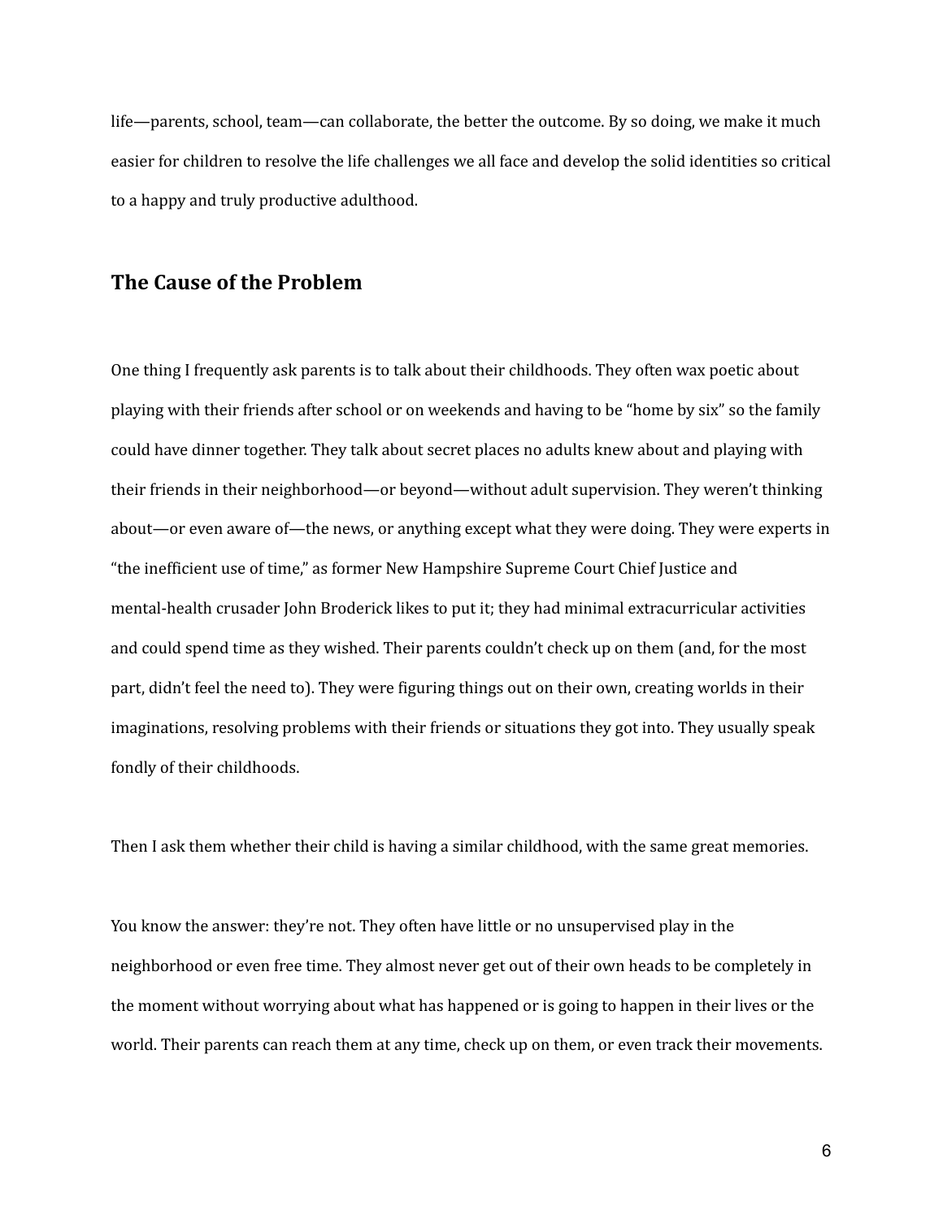life—parents, school, team—can collaborate, the better the outcome. By so doing, we make it much easier for children to resolve the life challenges we all face and develop the solid identities so critical to a happy and truly productive adulthood.

## The Cause of the Problem

One thing I frequently ask parents is to talk about their childhoods. They often wax poetic about playing with their friends after school or on weekends and having to be "home by six" so the family could have dinner together. They talk about secret places no adults knew about and playing with their friends in their neighborhood—or beyond—without adult supervision. They weren't thinking about—or even aware of—the news, or anything except what they were doing. They were experts in "the inefficient use of time," as former New Hampshire Supreme Court Chief Justice and mental-health crusader John Broderick likes to put it; they had minimal extracurricular activities and could spend time as they wished. Their parents couldn't check up on them (and, for the most part, didn't feel the need to). They were figuring things out on their own, creating worlds in their imaginations, resolving problems with their friends or situations they got into. They usually speak fondly of their childhoods.

Then I ask them whether their child is having a similar childhood, with the same great memories.

You know the answer: they're not. They often have little or no unsupervised play in the neighborhood or even free time. They almost never get out of their own heads to be completely in the moment without worrying about what has happened or is going to happen in their lives or the world. Their parents can reach them at any time, check up on them, or even track their movements.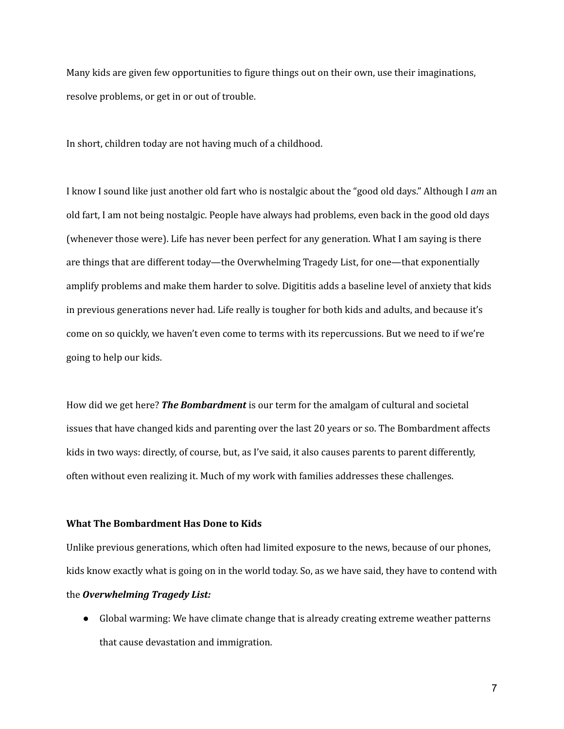Many kids are given few opportunities to figure things out on their own, use their imaginations, resolve problems, or get in or out of trouble.

In short, children today are not having much of a childhood.

I know I sound like just another old fart who is nostalgic about the "good old days." Although I *am* an old fart, I am not being nostalgic. People have always had problems, even back in the good old days (whenever those were). Life has never been perfect for any generation. What I am saying is there are things that are different today—the Overwhelming Tragedy List, for one—that exponentially amplify problems and make them harder to solve. Digititis adds a baseline level of anxiety that kids in previous generations never had. Life really is tougher for both kids and adults, and because it's come on so quickly, we haven't even come to terms with its repercussions. But we need to if we're going to help our kids.

How did we get here? ***The Bombardment*** is our term for the amalgam of cultural and societal issues that have changed kids and parenting over the last 20 years or so. The Bombardment affects kids in two ways: directly, of course, but, as I've said, it also causes parents to parent differently, often without even realizing it. Much of my work with families addresses these challenges.

**What The Bombardment Has Done to Kids**

Unlike previous generations, which often had limited exposure to the news, because of our phones, kids know exactly what is going on in the world today. So, as we have said, they have to contend with the ***Overwhelming Tragedy List:***

- Global warming: We have climate change that is already creating extreme weather patterns that cause devastation and immigration.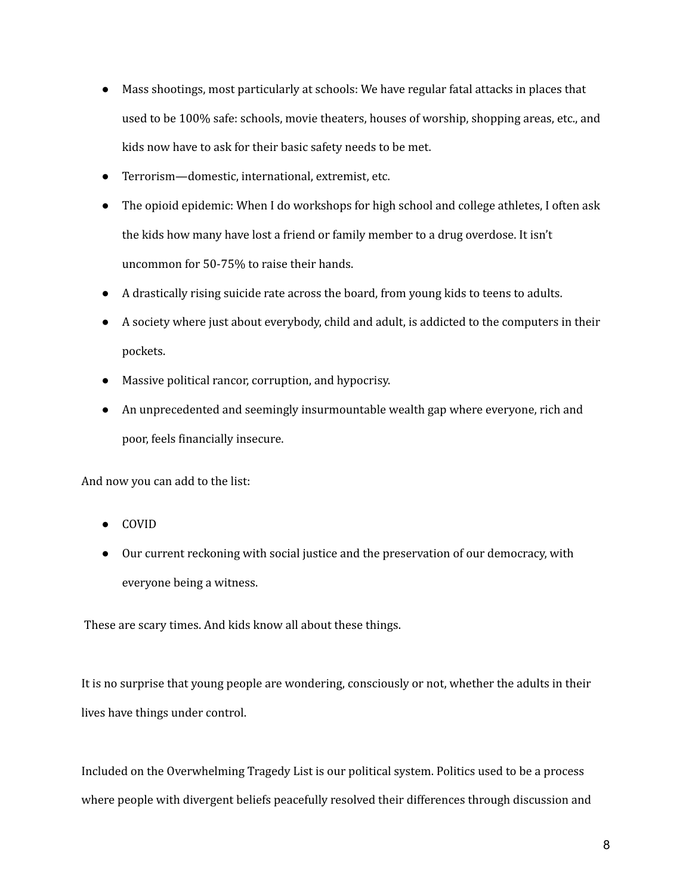- Mass shootings, most particularly at schools: We have regular fatal attacks in places that used to be 100% safe: schools, movie theaters, houses of worship, shopping areas, etc., and kids now have to ask for their basic safety needs to be met.
- Terrorism—domestic, international, extremist, etc.
- The opioid epidemic: When I do workshops for high school and college athletes, I often ask the kids how many have lost a friend or family member to a drug overdose. It isn't uncommon for 50-75% to raise their hands.
- A drastically rising suicide rate across the board, from young kids to teens to adults.
- A society where just about everybody, child and adult, is addicted to the computers in their pockets.
- Massive political rancor, corruption, and hypocrisy.
- An unprecedented and seemingly insurmountable wealth gap where everyone, rich and poor, feels financially insecure.

And now you can add to the list:

- COVID
- Our current reckoning with social justice and the preservation of our democracy, with everyone being a witness.

These are scary times. And kids know all about these things.

It is no surprise that young people are wondering, consciously or not, whether the adults in their lives have things under control.

Included on the Overwhelming Tragedy List is our political system. Politics used to be a process where people with divergent beliefs peacefully resolved their differences through discussion and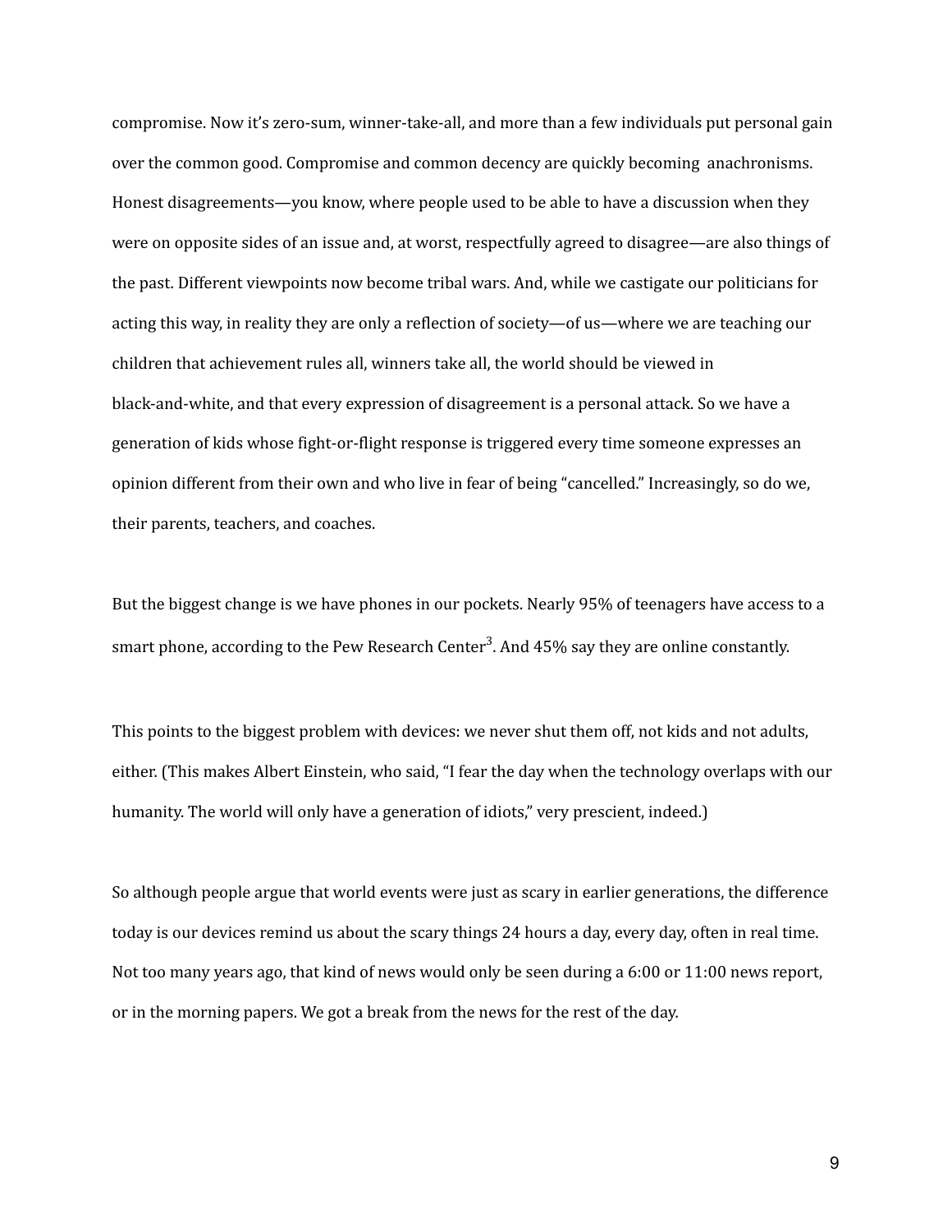compromise. Now it's zero-sum, winner-take-all, and more than a few individuals put personal gain over the common good. Compromise and common decency are quickly becoming anachronisms. Honest disagreements—you know, where people used to be able to have a discussion when they were on opposite sides of an issue and, at worst, respectfully agreed to disagree—are also things of the past. Different viewpoints now become tribal wars. And, while we castigate our politicians for acting this way, in reality they are only a reflection of society—of us—where we are teaching our children that achievement rules all, winners take all, the world should be viewed in black-and-white, and that every expression of disagreement is a personal attack. So we have a generation of kids whose fight-or-flight response is triggered every time someone expresses an opinion different from their own and who live in fear of being "cancelled." Increasingly, so do we, their parents, teachers, and coaches.

But the biggest change is we have phones in our pockets. Nearly 95% of teenagers have access to a smart phone, according to the Pew Research Center[3]. And 45% say they are online constantly.

This points to the biggest problem with devices: we never shut them off, not kids and not adults, either. (This makes Albert Einstein, who said, "I fear the day when the technology overlaps with our humanity. The world will only have a generation of idiots," very prescient, indeed.)

So although people argue that world events were just as scary in earlier generations, the difference today is our devices remind us about the scary things 24 hours a day, every day, often in real time. Not too many years ago, that kind of news would only be seen during a 6:00 or 11:00 news report, or in the morning papers. We got a break from the news for the rest of the day.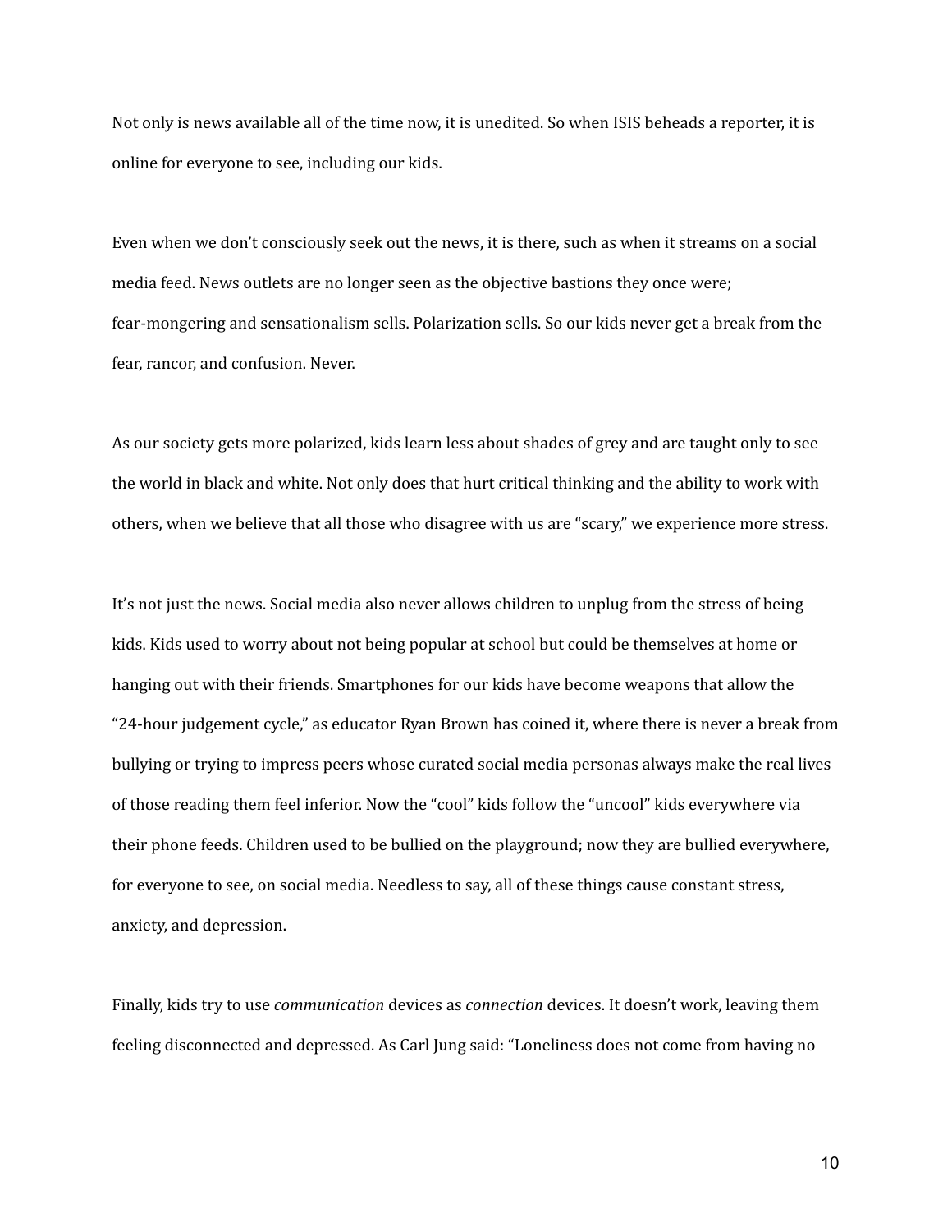Not only is news available all of the time now, it is unedited. So when ISIS beheads a reporter, it is online for everyone to see, including our kids.

Even when we don't consciously seek out the news, it is there, such as when it streams on a social media feed. News outlets are no longer seen as the objective bastions they once were; fear-mongering and sensationalism sells. Polarization sells. So our kids never get a break from the fear, rancor, and confusion. Never.

As our society gets more polarized, kids learn less about shades of grey and are taught only to see the world in black and white. Not only does that hurt critical thinking and the ability to work with others, when we believe that all those who disagree with us are "scary," we experience more stress.

It's not just the news. Social media also never allows children to unplug from the stress of being kids. Kids used to worry about not being popular at school but could be themselves at home or hanging out with their friends. Smartphones for our kids have become weapons that allow the "24-hour judgement cycle," as educator Ryan Brown has coined it, where there is never a break from bullying or trying to impress peers whose curated social media personas always make the real lives of those reading them feel inferior. Now the "cool" kids follow the "uncool" kids everywhere via their phone feeds. Children used to be bullied on the playground; now they are bullied everywhere, for everyone to see, on social media. Needless to say, all of these things cause constant stress, anxiety, and depression.

Finally, kids try to use *communication* devices as *connection* devices. It doesn't work, leaving them feeling disconnected and depressed. As Carl Jung said: "Loneliness does not come from having no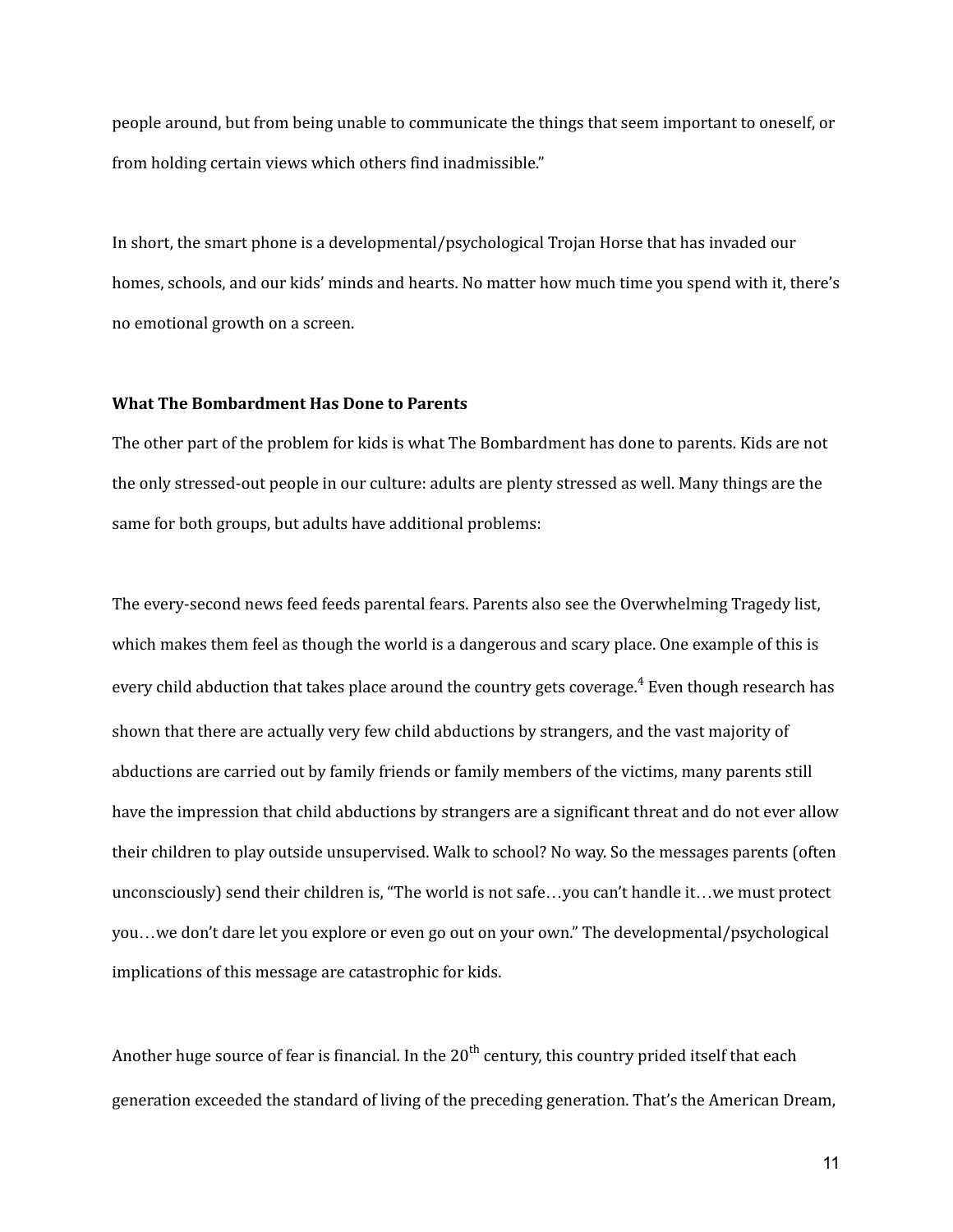people around, but from being unable to communicate the things that seem important to oneself, or from holding certain views which others find inadmissible."

In short, the smart phone is a developmental/psychological Trojan Horse that has invaded our homes, schools, and our kids' minds and hearts. No matter how much time you spend with it, there's no emotional growth on a screen.

**What The Bombardment Has Done to Parents**

The other part of the problem for kids is what The Bombardment has done to parents. Kids are not the only stressed-out people in our culture: adults are plenty stressed as well. Many things are the same for both groups, but adults have additional problems:

The every-second news feed feeds parental fears. Parents also see the Overwhelming Tragedy list, which makes them feel as though the world is a dangerous and scary place. One example of this is every child abduction that takes place around the country gets coverage.[4] Even though research has shown that there are actually very few child abductions by strangers, and the vast majority of abductions are carried out by family friends or family members of the victims, many parents still have the impression that child abductions by strangers are a significant threat and do not ever allow their children to play outside unsupervised. Walk to school? No way. So the messages parents (often unconsciously) send their children is, "The world is not safe…you can't handle it…we must protect you…we don't dare let you explore or even go out on your own." The developmental/psychological implications of this message are catastrophic for kids.

Another huge source of fear is financial. In the 20th century, this country prided itself that each generation exceeded the standard of living of the preceding generation. That's the American Dream,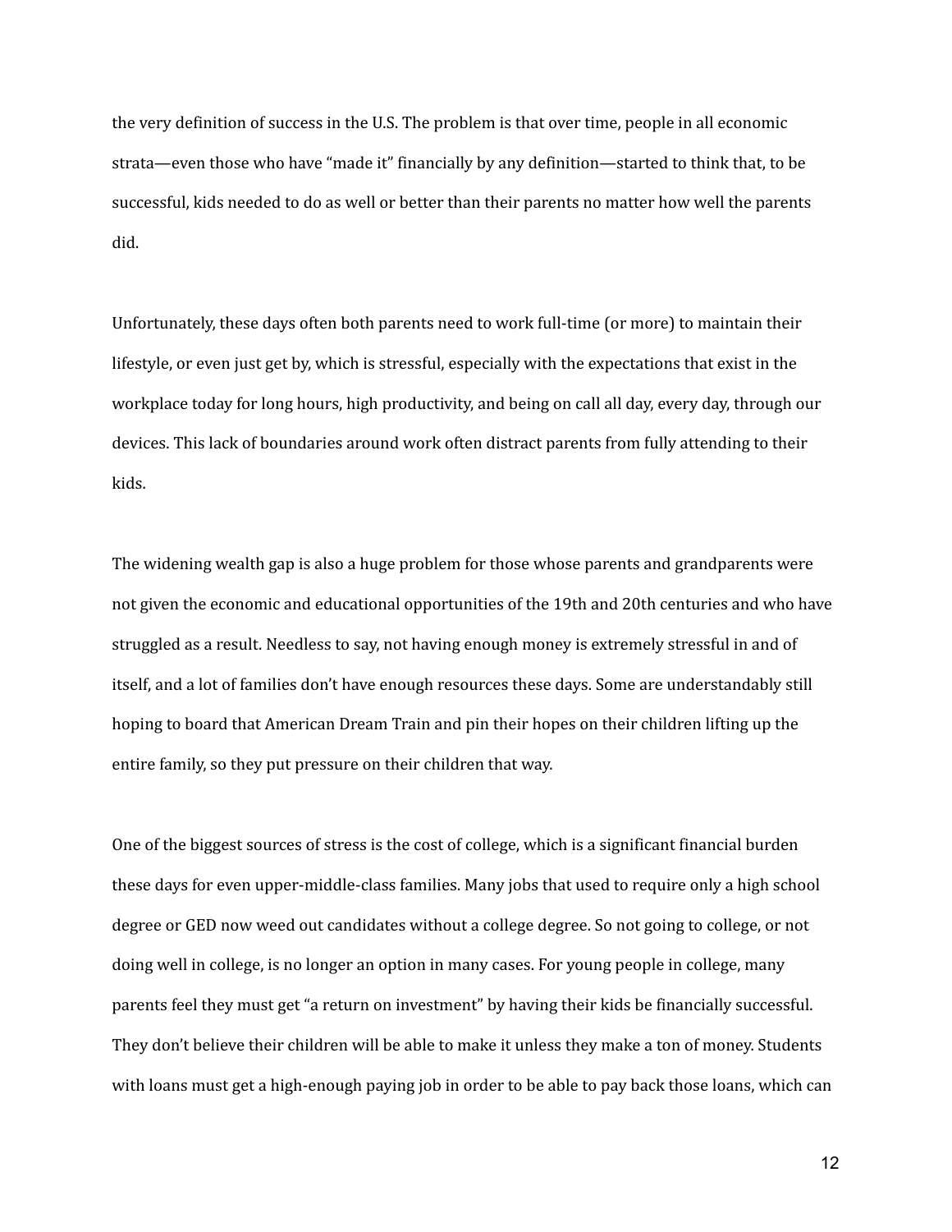the very definition of success in the U.S. The problem is that over time, people in all economic strata—even those who have "made it" financially by any definition—started to think that, to be successful, kids needed to do as well or better than their parents no matter how well the parents did.

Unfortunately, these days often both parents need to work full-time (or more) to maintain their lifestyle, or even just get by, which is stressful, especially with the expectations that exist in the workplace today for long hours, high productivity, and being on call all day, every day, through our devices. This lack of boundaries around work often distract parents from fully attending to their kids.

The widening wealth gap is also a huge problem for those whose parents and grandparents were not given the economic and educational opportunities of the 19th and 20th centuries and who have struggled as a result. Needless to say, not having enough money is extremely stressful in and of itself, and a lot of families don't have enough resources these days. Some are understandably still hoping to board that American Dream Train and pin their hopes on their children lifting up the entire family, so they put pressure on their children that way.

One of the biggest sources of stress is the cost of college, which is a significant financial burden these days for even upper-middle-class families. Many jobs that used to require only a high school degree or GED now weed out candidates without a college degree. So not going to college, or not doing well in college, is no longer an option in many cases. For young people in college, many parents feel they must get "a return on investment" by having their kids be financially successful. They don't believe their children will be able to make it unless they make a ton of money. Students with loans must get a high-enough paying job in order to be able to pay back those loans, which can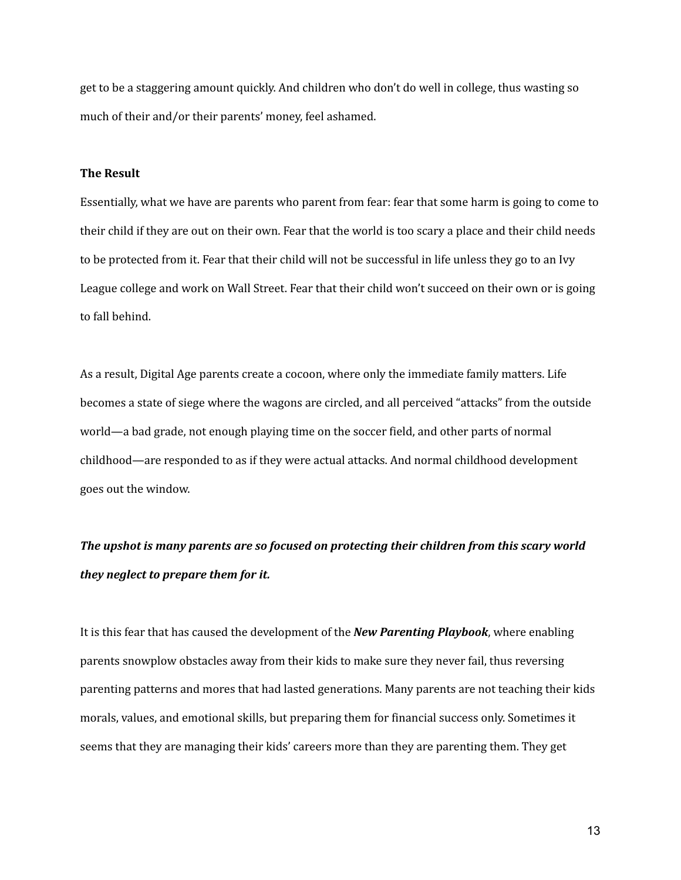get to be a staggering amount quickly. And children who don't do well in college, thus wasting so much of their and/or their parents' money, feel ashamed.

**The Result**

Essentially, what we have are parents who parent from fear: fear that some harm is going to come to their child if they are out on their own. Fear that the world is too scary a place and their child needs to be protected from it. Fear that their child will not be successful in life unless they go to an Ivy League college and work on Wall Street. Fear that their child won't succeed on their own or is going to fall behind.

As a result, Digital Age parents create a cocoon, where only the immediate family matters. Life becomes a state of siege where the wagons are circled, and all perceived "attacks" from the outside world—a bad grade, not enough playing time on the soccer field, and other parts of normal childhood—are responded to as if they were actual attacks. And normal childhood development goes out the window.

***The upshot is many parents are so focused on protecting their children from this scary world they neglect to prepare them for it.***

It is this fear that has caused the development of the ***New Parenting Playbook***, where enabling parents snowplow obstacles away from their kids to make sure they never fail, thus reversing parenting patterns and mores that had lasted generations. Many parents are not teaching their kids morals, values, and emotional skills, but preparing them for financial success only. Sometimes it seems that they are managing their kids' careers more than they are parenting them. They get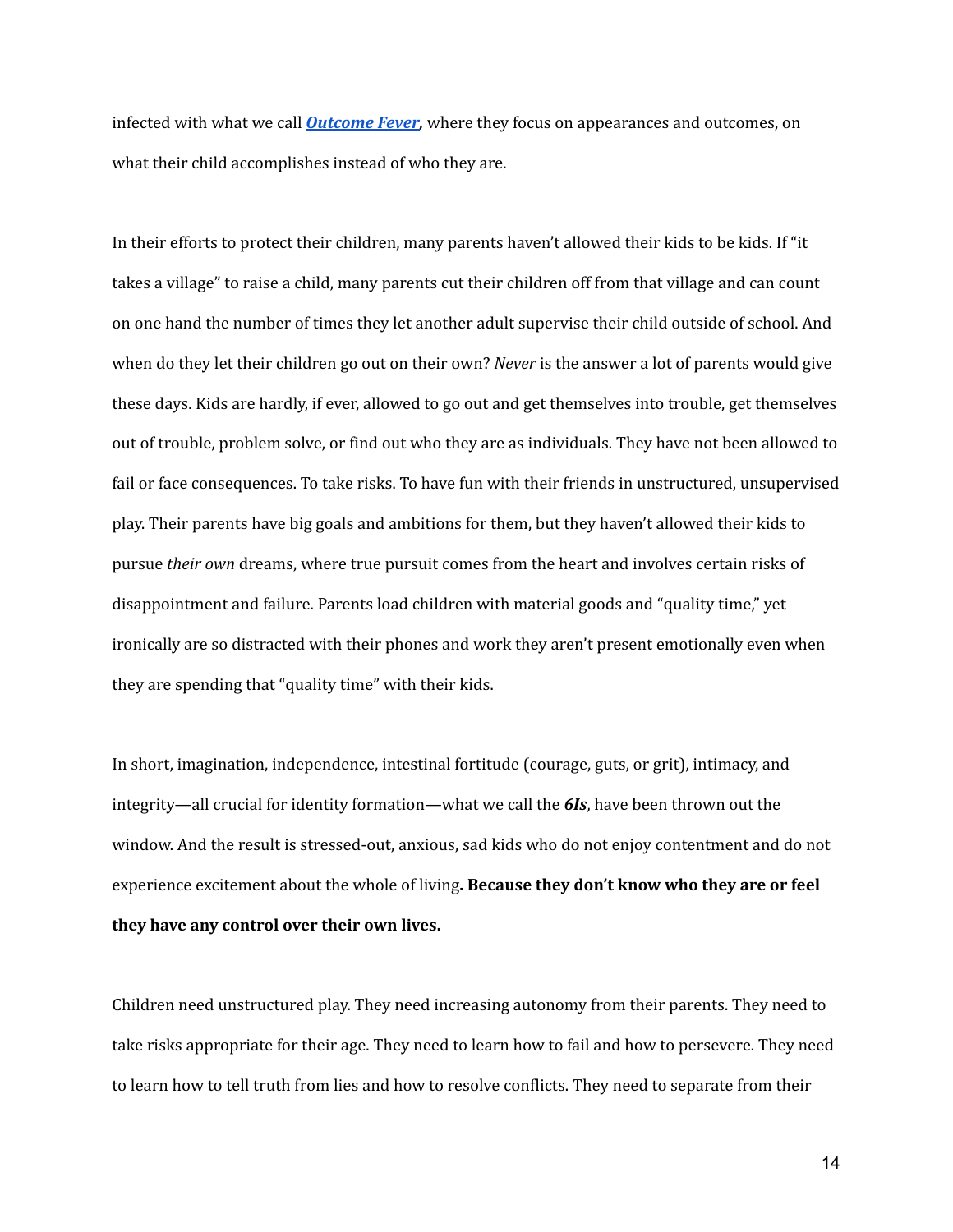infected with what we call ***Outcome Fever*,** where they focus on appearances and outcomes, on what their child accomplishes instead of who they are.

In their efforts to protect their children, many parents haven't allowed their kids to be kids. If "it takes a village" to raise a child, many parents cut their children off from that village and can count on one hand the number of times they let another adult supervise their child outside of school. And when do they let their children go out on their own? *Never* is the answer a lot of parents would give these days. Kids are hardly, if ever, allowed to go out and get themselves into trouble, get themselves out of trouble, problem solve, or find out who they are as individuals. They have not been allowed to fail or face consequences. To take risks. To have fun with their friends in unstructured, unsupervised play. Their parents have big goals and ambitions for them, but they haven't allowed their kids to pursue *their own* dreams, where true pursuit comes from the heart and involves certain risks of disappointment and failure. Parents load children with material goods and "quality time," yet ironically are so distracted with their phones and work they aren't present emotionally even when they are spending that "quality time" with their kids.

In short, imagination, independence, intestinal fortitude (courage, guts, or grit), intimacy, and integrity—all crucial for identity formation—what we call the ***6Is***, have been thrown out the window. And the result is stressed-out, anxious, sad kids who do not enjoy contentment and do not experience excitement about the whole of living**. Because they don't know who they are or feel they have any control over their own lives.**

Children need unstructured play. They need increasing autonomy from their parents. They need to take risks appropriate for their age. They need to learn how to fail and how to persevere. They need to learn how to tell truth from lies and how to resolve conflicts. They need to separate from their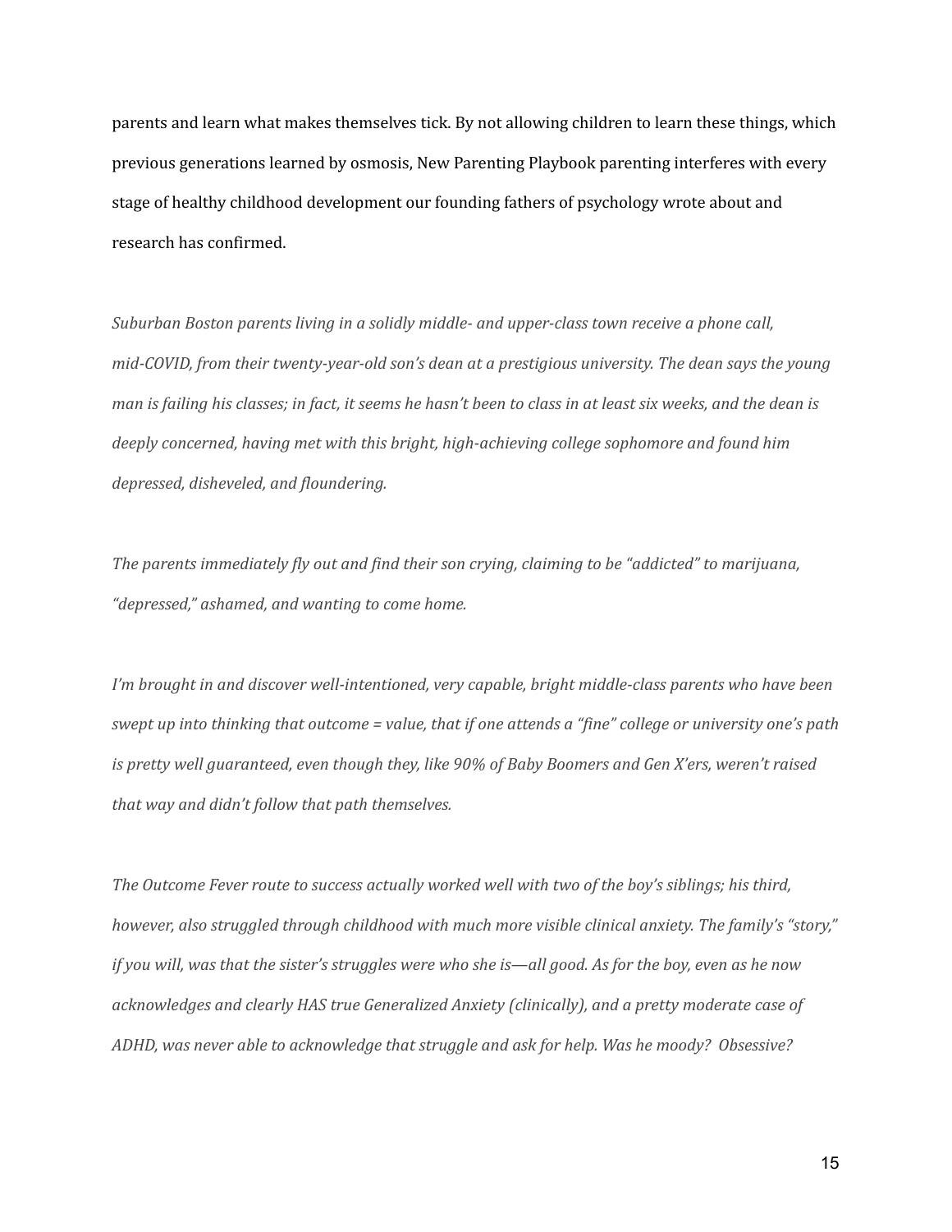parents and learn what makes themselves tick. By not allowing children to learn these things, which previous generations learned by osmosis, New Parenting Playbook parenting interferes with every stage of healthy childhood development our founding fathers of psychology wrote about and research has confirmed.

*Suburban Boston parents living in a solidly middle- and upper-class town receive a phone call, mid-COVID, from their twenty-year-old son's dean at a prestigious university. The dean says the young man is failing his classes; in fact, it seems he hasn't been to class in at least six weeks, and the dean is deeply concerned, having met with this bright, high-achieving college sophomore and found him depressed, disheveled, and floundering.*

*The parents immediately fly out and find their son crying, claiming to be "addicted" to marijuana, "depressed," ashamed, and wanting to come home.*

*I'm brought in and discover well-intentioned, very capable, bright middle-class parents who have been swept up into thinking that outcome = value, that if one attends a "fine" college or university one's path is pretty well guaranteed, even though they, like 90% of Baby Boomers and Gen X'ers, weren't raised that way and didn't follow that path themselves.*

*The Outcome Fever route to success actually worked well with two of the boy's siblings; his third, however, also struggled through childhood with much more visible clinical anxiety. The family's "story," if you will, was that the sister's struggles were who she is—all good. As for the boy, even as he now acknowledges and clearly HAS true Generalized Anxiety (clinically), and a pretty moderate case of ADHD, was never able to acknowledge that struggle and ask for help. Was he moody? Obsessive?*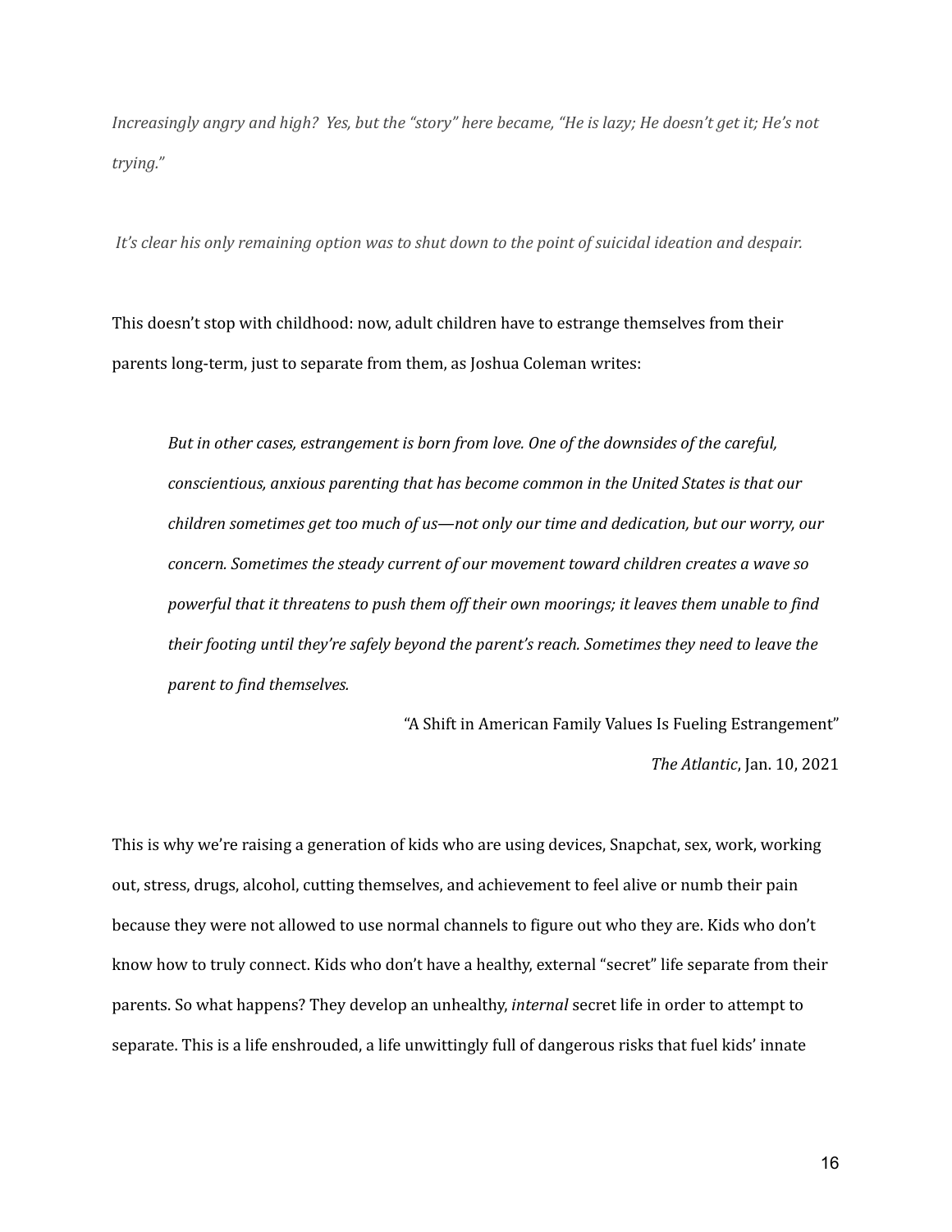*Increasingly angry and high? Yes, but the "story" here became, "He is lazy; He doesn't get it; He's not trying."*

*It's clear his only remaining option was to shut down to the point of suicidal ideation and despair.*

This doesn't stop with childhood: now, adult children have to estrange themselves from their parents long-term, just to separate from them, as Joshua Coleman writes:

> *But in other cases, estrangement is born from love. One of the downsides of the careful, conscientious, anxious parenting that has become common in the United States is that our children sometimes get too much of us—not only our time and dedication, but our worry, our concern. Sometimes the steady current of our movement toward children creates a wave so powerful that it threatens to push them off their own moorings; it leaves them unable to find their footing until they're safely beyond the parent's reach. Sometimes they need to leave the parent to find themselves.*
>
> "A Shift in American Family Values Is Fueling Estrangement"
> *The Atlantic*, Jan. 10, 2021

This is why we're raising a generation of kids who are using devices, Snapchat, sex, work, working out, stress, drugs, alcohol, cutting themselves, and achievement to feel alive or numb their pain because they were not allowed to use normal channels to figure out who they are. Kids who don't know how to truly connect. Kids who don't have a healthy, external "secret" life separate from their parents. So what happens? They develop an unhealthy, *internal* secret life in order to attempt to separate. This is a life enshrouded, a life unwittingly full of dangerous risks that fuel kids' innate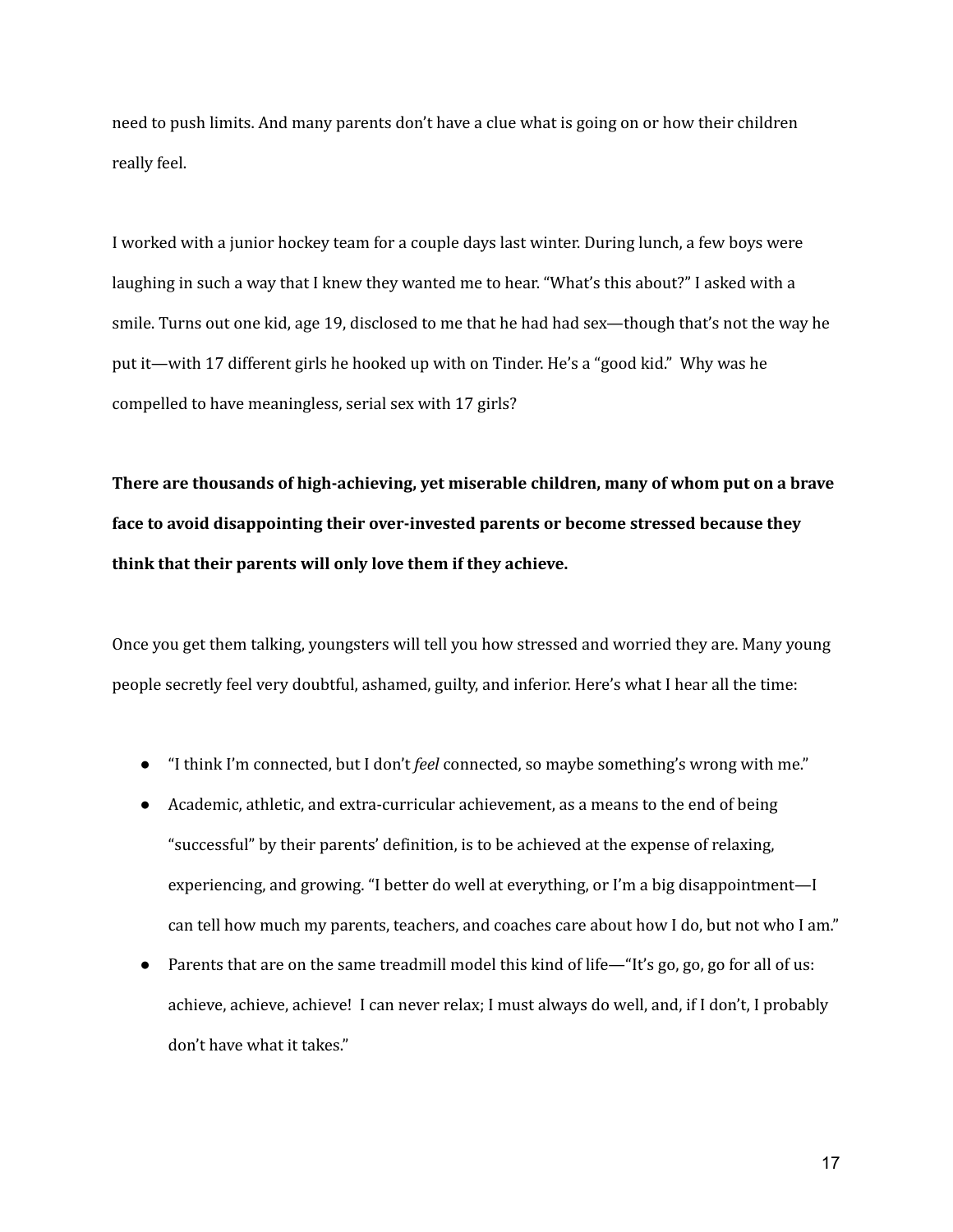need to push limits. And many parents don't have a clue what is going on or how their children really feel.

I worked with a junior hockey team for a couple days last winter. During lunch, a few boys were laughing in such a way that I knew they wanted me to hear. "What's this about?" I asked with a smile. Turns out one kid, age 19, disclosed to me that he had had sex—though that's not the way he put it—with 17 different girls he hooked up with on Tinder. He's a "good kid." Why was he compelled to have meaningless, serial sex with 17 girls?

**There are thousands of high-achieving, yet miserable children, many of whom put on a brave face to avoid disappointing their over-invested parents or become stressed because they think that their parents will only love them if they achieve.**

Once you get them talking, youngsters will tell you how stressed and worried they are. Many young people secretly feel very doubtful, ashamed, guilty, and inferior. Here's what I hear all the time:

- "I think I'm connected, but I don't *feel* connected, so maybe something's wrong with me."
- Academic, athletic, and extra-curricular achievement, as a means to the end of being "successful" by their parents' definition, is to be achieved at the expense of relaxing, experiencing, and growing. "I better do well at everything, or I'm a big disappointment—I can tell how much my parents, teachers, and coaches care about how I do, but not who I am."
- Parents that are on the same treadmill model this kind of life—"It's go, go, go for all of us: achieve, achieve, achieve! I can never relax; I must always do well, and, if I don't, I probably don't have what it takes."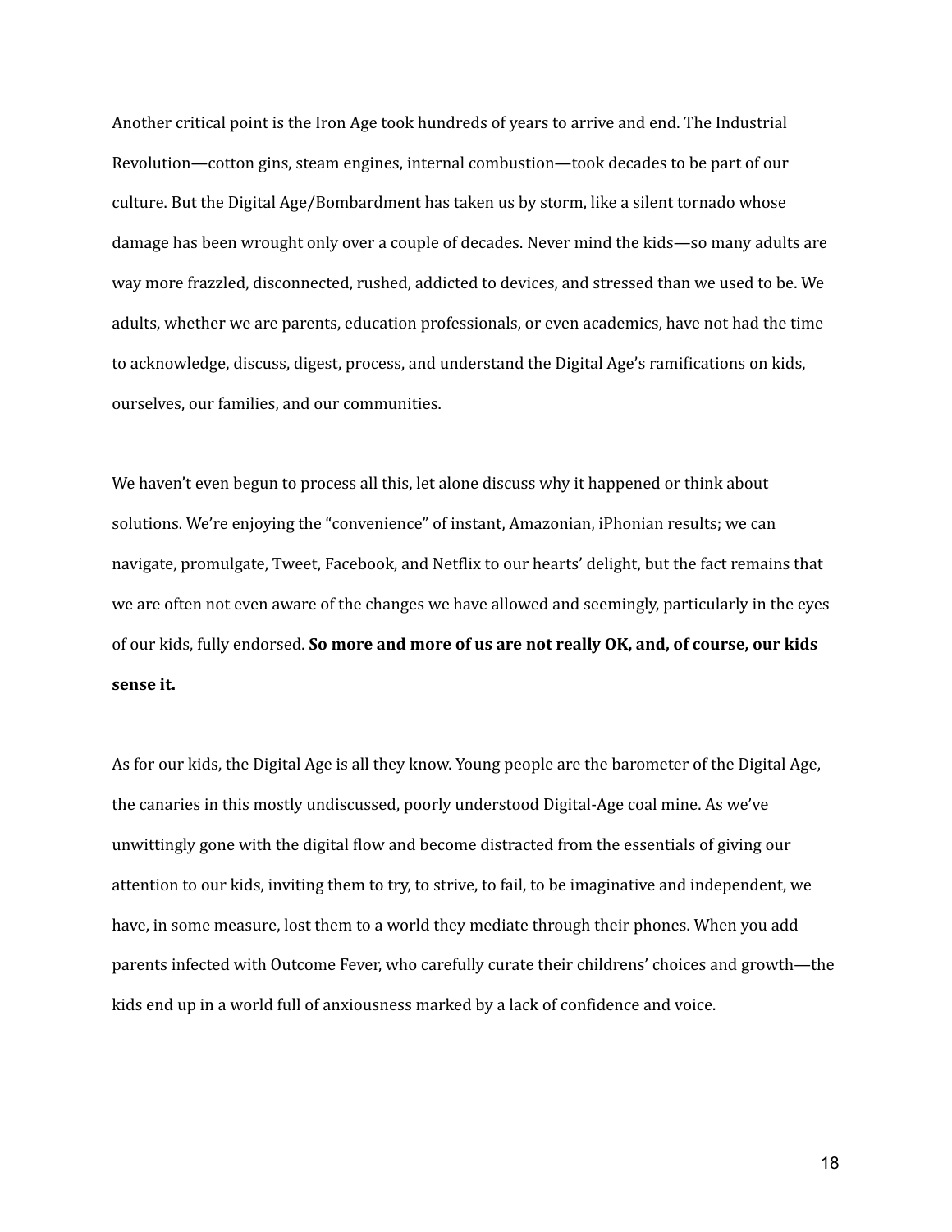Another critical point is the Iron Age took hundreds of years to arrive and end. The Industrial Revolution—cotton gins, steam engines, internal combustion—took decades to be part of our culture. But the Digital Age/Bombardment has taken us by storm, like a silent tornado whose damage has been wrought only over a couple of decades. Never mind the kids—so many adults are way more frazzled, disconnected, rushed, addicted to devices, and stressed than we used to be. We adults, whether we are parents, education professionals, or even academics, have not had the time to acknowledge, discuss, digest, process, and understand the Digital Age's ramifications on kids, ourselves, our families, and our communities.

We haven't even begun to process all this, let alone discuss why it happened or think about solutions. We're enjoying the "convenience" of instant, Amazonian, iPhonian results; we can navigate, promulgate, Tweet, Facebook, and Netflix to our hearts' delight, but the fact remains that we are often not even aware of the changes we have allowed and seemingly, particularly in the eyes of our kids, fully endorsed. **So more and more of us are not really OK, and, of course, our kids sense it.**

As for our kids, the Digital Age is all they know. Young people are the barometer of the Digital Age, the canaries in this mostly undiscussed, poorly understood Digital-Age coal mine. As we've unwittingly gone with the digital flow and become distracted from the essentials of giving our attention to our kids, inviting them to try, to strive, to fail, to be imaginative and independent, we have, in some measure, lost them to a world they mediate through their phones. When you add parents infected with Outcome Fever, who carefully curate their childrens' choices and growth—the kids end up in a world full of anxiousness marked by a lack of confidence and voice.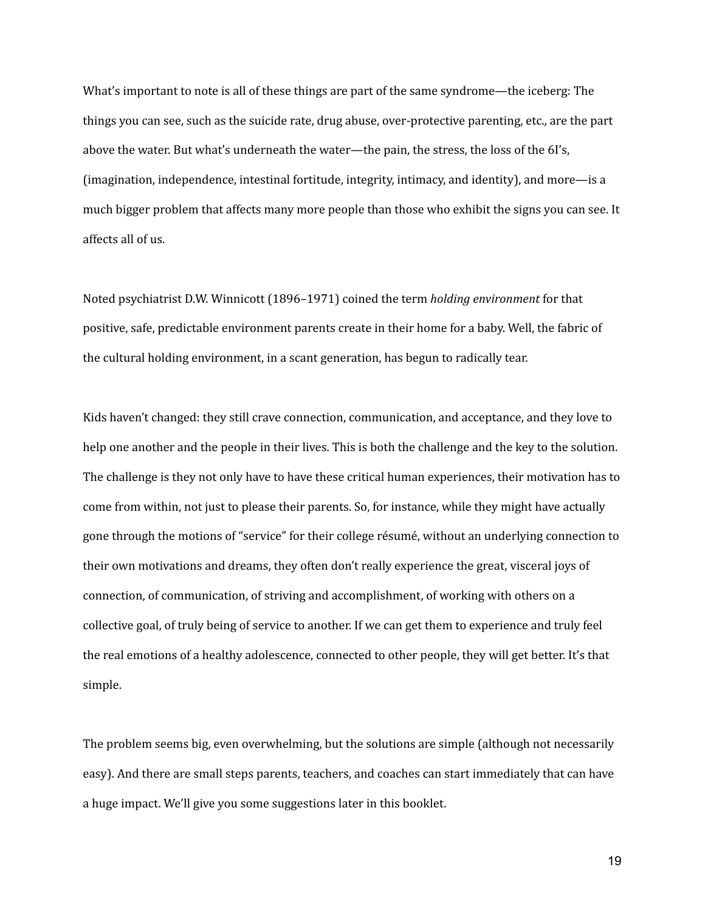What's important to note is all of these things are part of the same syndrome—the iceberg: The things you can see, such as the suicide rate, drug abuse, over-protective parenting, etc., are the part above the water. But what's underneath the water—the pain, the stress, the loss of the 6I's, (imagination, independence, intestinal fortitude, integrity, intimacy, and identity), and more—is a much bigger problem that affects many more people than those who exhibit the signs you can see. It affects all of us.

Noted psychiatrist D.W. Winnicott (1896–1971) coined the term *holding environment* for that positive, safe, predictable environment parents create in their home for a baby. Well, the fabric of the cultural holding environment, in a scant generation, has begun to radically tear.

Kids haven't changed: they still crave connection, communication, and acceptance, and they love to help one another and the people in their lives. This is both the challenge and the key to the solution. The challenge is they not only have to have these critical human experiences, their motivation has to come from within, not just to please their parents. So, for instance, while they might have actually gone through the motions of "service" for their college résumé, without an underlying connection to their own motivations and dreams, they often don't really experience the great, visceral joys of connection, of communication, of striving and accomplishment, of working with others on a collective goal, of truly being of service to another. If we can get them to experience and truly feel the real emotions of a healthy adolescence, connected to other people, they will get better. It's that simple.

The problem seems big, even overwhelming, but the solutions are simple (although not necessarily easy). And there are small steps parents, teachers, and coaches can start immediately that can have a huge impact. We'll give you some suggestions later in this booklet.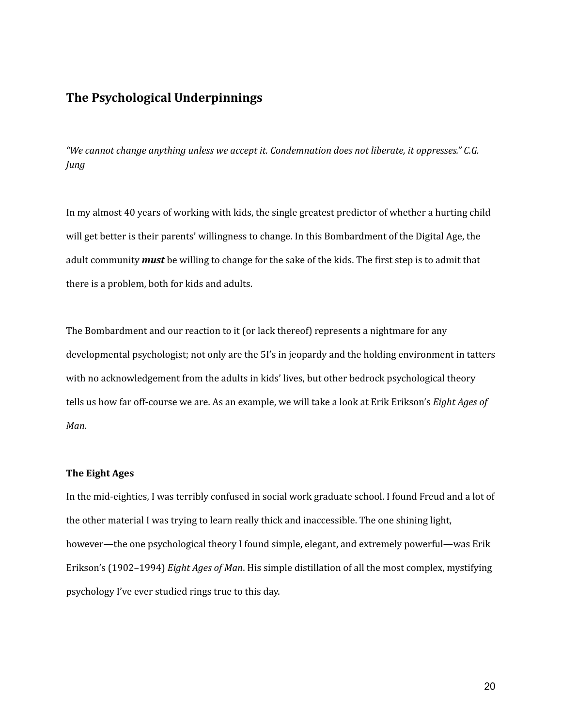## The Psychological Underpinnings

*"We cannot change anything unless we accept it. Condemnation does not liberate, it oppresses." C.G. Jung*

In my almost 40 years of working with kids, the single greatest predictor of whether a hurting child will get better is their parents' willingness to change. In this Bombardment of the Digital Age, the adult community ***must*** be willing to change for the sake of the kids. The first step is to admit that there is a problem, both for kids and adults.

The Bombardment and our reaction to it (or lack thereof) represents a nightmare for any developmental psychologist; not only are the 5I's in jeopardy and the holding environment in tatters with no acknowledgement from the adults in kids' lives, but other bedrock psychological theory tells us how far off-course we are. As an example, we will take a look at Erik Erikson's *Eight Ages of Man*.

### The Eight Ages

In the mid-eighties, I was terribly confused in social work graduate school. I found Freud and a lot of the other material I was trying to learn really thick and inaccessible. The one shining light, however—the one psychological theory I found simple, elegant, and extremely powerful—was Erik Erikson's (1902–1994) *Eight Ages of Man*. His simple distillation of all the most complex, mystifying psychology I've ever studied rings true to this day.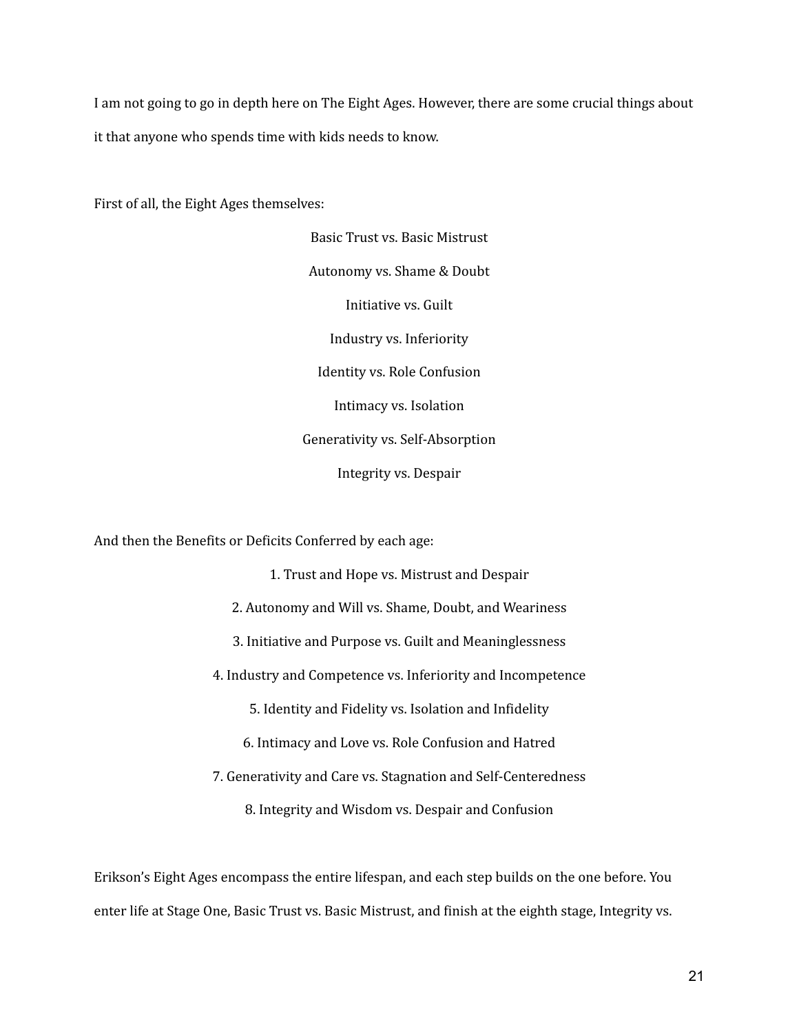I am not going to go in depth here on The Eight Ages. However, there are some crucial things about it that anyone who spends time with kids needs to know.

First of all, the Eight Ages themselves:

Basic Trust vs. Basic Mistrust

Autonomy vs. Shame & Doubt

Initiative vs. Guilt

Industry vs. Inferiority

Identity vs. Role Confusion

Intimacy vs. Isolation

Generativity vs. Self-Absorption

Integrity vs. Despair

And then the Benefits or Deficits Conferred by each age:

1. Trust and Hope vs. Mistrust and Despair
2. Autonomy and Will vs. Shame, Doubt, and Weariness
3. Initiative and Purpose vs. Guilt and Meaninglessness
4. Industry and Competence vs. Inferiority and Incompetence
5. Identity and Fidelity vs. Isolation and Infidelity
6. Intimacy and Love vs. Role Confusion and Hatred
7. Generativity and Care vs. Stagnation and Self-Centeredness
8. Integrity and Wisdom vs. Despair and Confusion

Erikson's Eight Ages encompass the entire lifespan, and each step builds on the one before. You enter life at Stage One, Basic Trust vs. Basic Mistrust, and finish at the eighth stage, Integrity vs.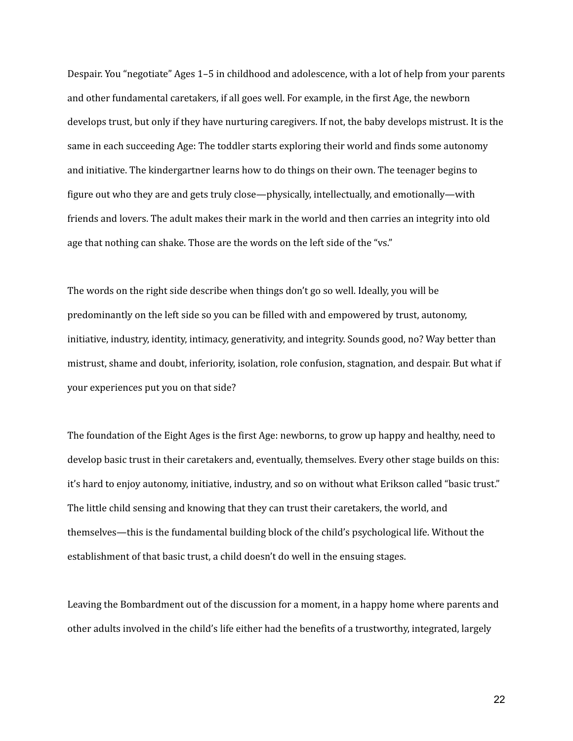Despair. You “negotiate” Ages 1–5 in childhood and adolescence, with a lot of help from your parents and other fundamental caretakers, if all goes well. For example, in the first Age, the newborn develops trust, but only if they have nurturing caregivers. If not, the baby develops mistrust. It is the same in each succeeding Age: The toddler starts exploring their world and finds some autonomy and initiative. The kindergartner learns how to do things on their own. The teenager begins to figure out who they are and gets truly close—physically, intellectually, and emotionally—with friends and lovers. The adult makes their mark in the world and then carries an integrity into old age that nothing can shake. Those are the words on the left side of the “vs.”

The words on the right side describe when things don’t go so well. Ideally, you will be predominantly on the left side so you can be filled with and empowered by trust, autonomy, initiative, industry, identity, intimacy, generativity, and integrity. Sounds good, no? Way better than mistrust, shame and doubt, inferiority, isolation, role confusion, stagnation, and despair. But what if your experiences put you on that side?

The foundation of the Eight Ages is the first Age: newborns, to grow up happy and healthy, need to develop basic trust in their caretakers and, eventually, themselves. Every other stage builds on this: it’s hard to enjoy autonomy, initiative, industry, and so on without what Erikson called “basic trust.” The little child sensing and knowing that they can trust their caretakers, the world, and themselves—this is the fundamental building block of the child’s psychological life. Without the establishment of that basic trust, a child doesn’t do well in the ensuing stages.

Leaving the Bombardment out of the discussion for a moment, in a happy home where parents and other adults involved in the child’s life either had the benefits of a trustworthy, integrated, largely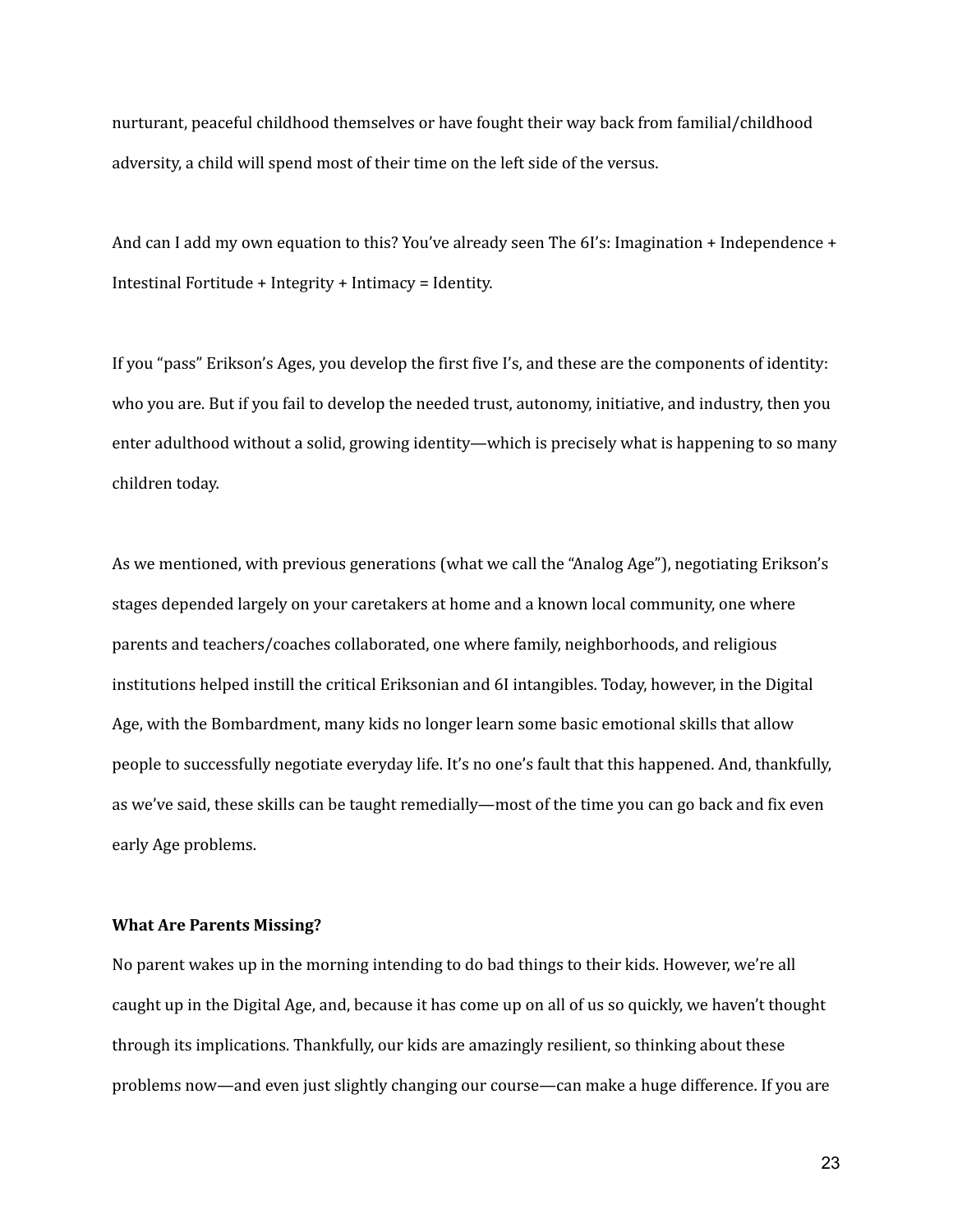nurturant, peaceful childhood themselves or have fought their way back from familial/childhood adversity, a child will spend most of their time on the left side of the versus.

And can I add my own equation to this? You've already seen The 6I's: Imagination + Independence + Intestinal Fortitude + Integrity + Intimacy = Identity.

If you "pass" Erikson's Ages, you develop the first five I's, and these are the components of identity: who you are. But if you fail to develop the needed trust, autonomy, initiative, and industry, then you enter adulthood without a solid, growing identity—which is precisely what is happening to so many children today.

As we mentioned, with previous generations (what we call the "Analog Age"), negotiating Erikson's stages depended largely on your caretakers at home and a known local community, one where parents and teachers/coaches collaborated, one where family, neighborhoods, and religious institutions helped instill the critical Eriksonian and 6I intangibles. Today, however, in the Digital Age, with the Bombardment, many kids no longer learn some basic emotional skills that allow people to successfully negotiate everyday life. It's no one's fault that this happened. And, thankfully, as we've said, these skills can be taught remedially—most of the time you can go back and fix even early Age problems.

**What Are Parents Missing?**

No parent wakes up in the morning intending to do bad things to their kids. However, we're all caught up in the Digital Age, and, because it has come up on all of us so quickly, we haven't thought through its implications. Thankfully, our kids are amazingly resilient, so thinking about these problems now—and even just slightly changing our course—can make a huge difference. If you are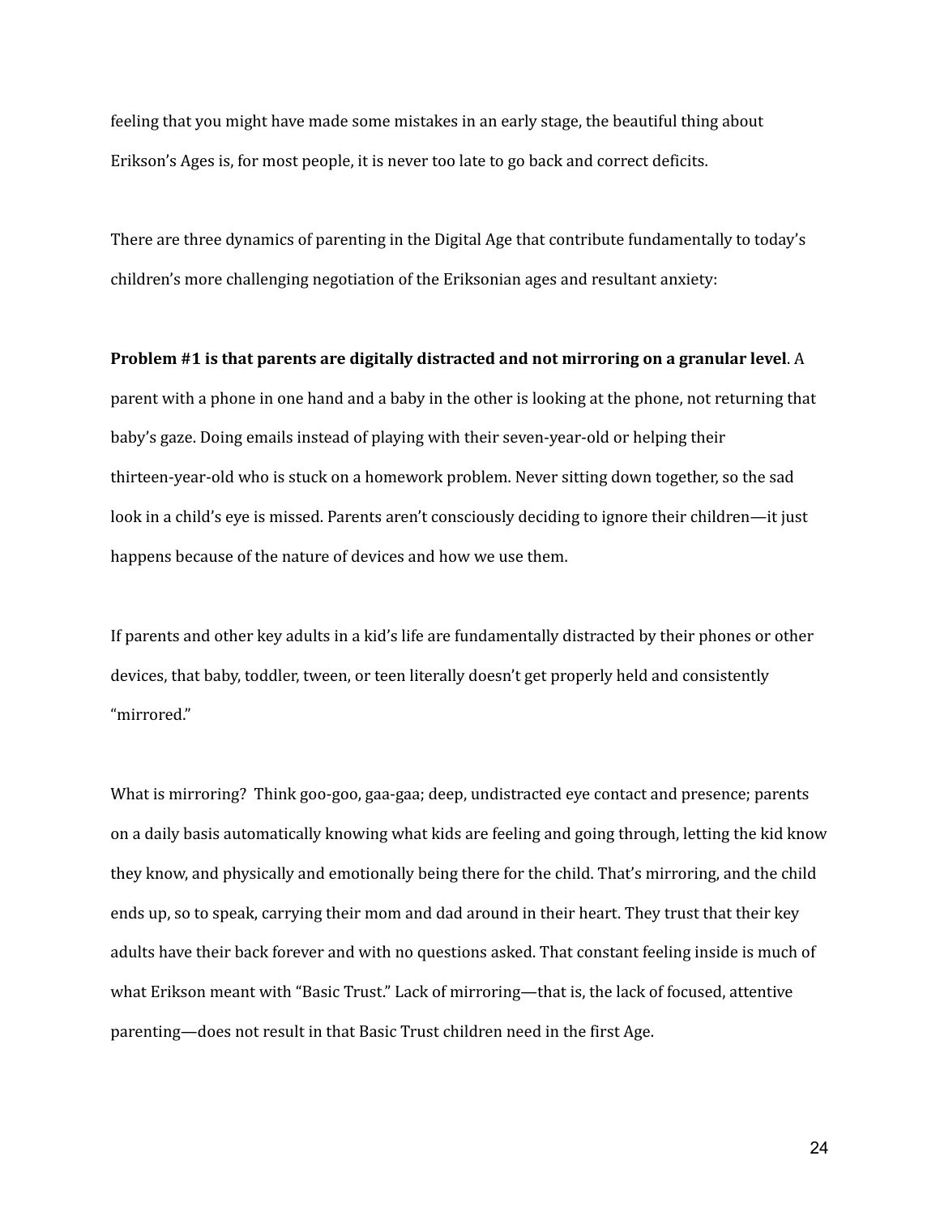feeling that you might have made some mistakes in an early stage, the beautiful thing about Erikson's Ages is, for most people, it is never too late to go back and correct deficits.

There are three dynamics of parenting in the Digital Age that contribute fundamentally to today's children's more challenging negotiation of the Eriksonian ages and resultant anxiety:

**Problem #1 is that parents are digitally distracted and not mirroring on a granular level**. A parent with a phone in one hand and a baby in the other is looking at the phone, not returning that baby's gaze. Doing emails instead of playing with their seven-year-old or helping their thirteen-year-old who is stuck on a homework problem. Never sitting down together, so the sad look in a child's eye is missed. Parents aren't consciously deciding to ignore their children—it just happens because of the nature of devices and how we use them.

If parents and other key adults in a kid's life are fundamentally distracted by their phones or other devices, that baby, toddler, tween, or teen literally doesn't get properly held and consistently "mirrored."

What is mirroring?  Think goo-goo, gaa-gaa; deep, undistracted eye contact and presence; parents on a daily basis automatically knowing what kids are feeling and going through, letting the kid know they know, and physically and emotionally being there for the child. That's mirroring, and the child ends up, so to speak, carrying their mom and dad around in their heart. They trust that their key adults have their back forever and with no questions asked. That constant feeling inside is much of what Erikson meant with "Basic Trust." Lack of mirroring—that is, the lack of focused, attentive parenting—does not result in that Basic Trust children need in the first Age.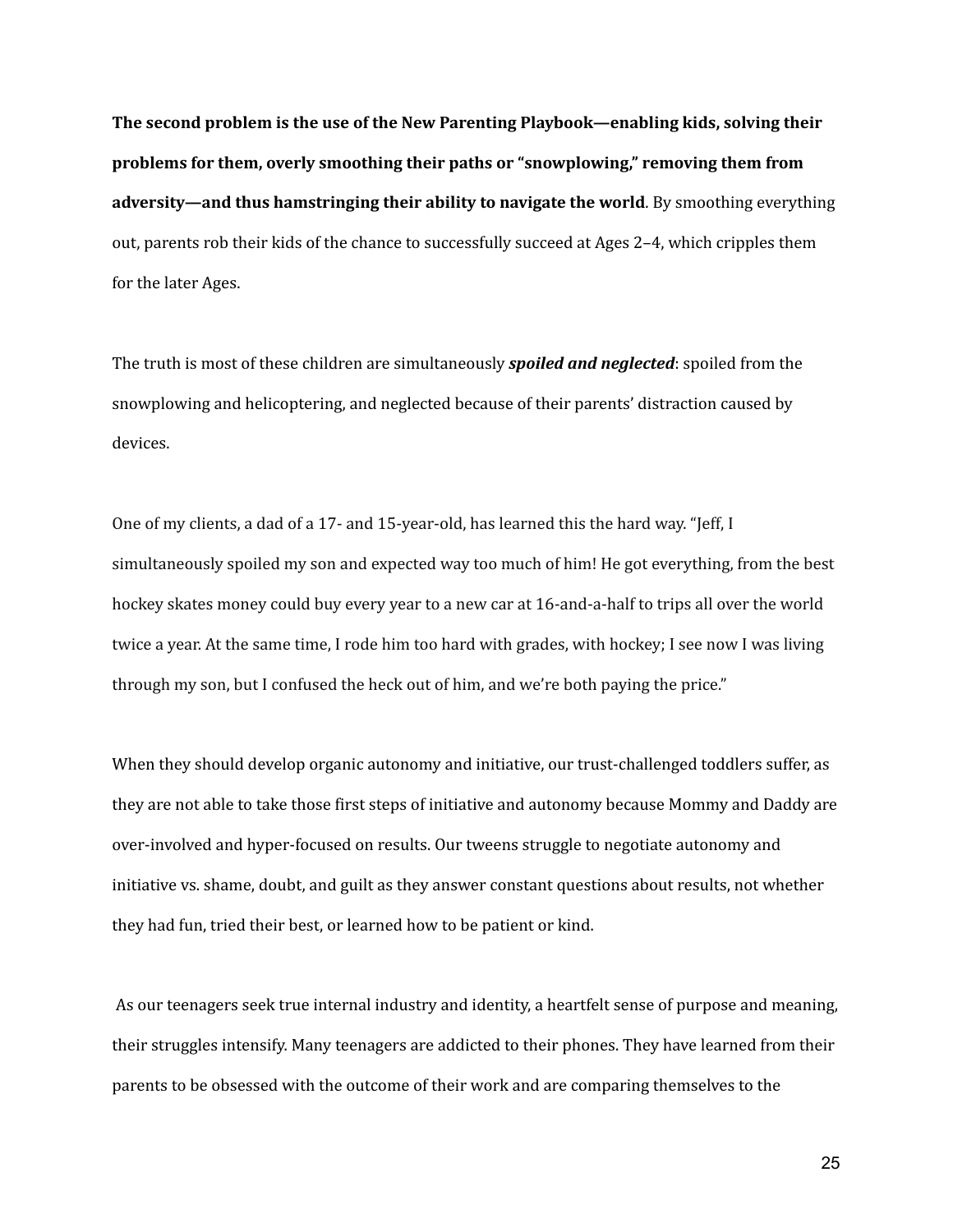**The second problem is the use of the New Parenting Playbook—enabling kids, solving their problems for them, overly smoothing their paths or "snowplowing," removing them from adversity—and thus hamstringing their ability to navigate the world**. By smoothing everything out, parents rob their kids of the chance to successfully succeed at Ages 2–4, which cripples them for the later Ages.

The truth is most of these children are simultaneously ***spoiled and neglected***: spoiled from the snowplowing and helicoptering, and neglected because of their parents' distraction caused by devices.

One of my clients, a dad of a 17- and 15-year-old, has learned this the hard way. "Jeff, I simultaneously spoiled my son and expected way too much of him! He got everything, from the best hockey skates money could buy every year to a new car at 16-and-a-half to trips all over the world twice a year. At the same time, I rode him too hard with grades, with hockey; I see now I was living through my son, but I confused the heck out of him, and we're both paying the price."

When they should develop organic autonomy and initiative, our trust-challenged toddlers suffer, as they are not able to take those first steps of initiative and autonomy because Mommy and Daddy are over-involved and hyper-focused on results. Our tweens struggle to negotiate autonomy and initiative vs. shame, doubt, and guilt as they answer constant questions about results, not whether they had fun, tried their best, or learned how to be patient or kind.

As our teenagers seek true internal industry and identity, a heartfelt sense of purpose and meaning, their struggles intensify. Many teenagers are addicted to their phones. They have learned from their parents to be obsessed with the outcome of their work and are comparing themselves to the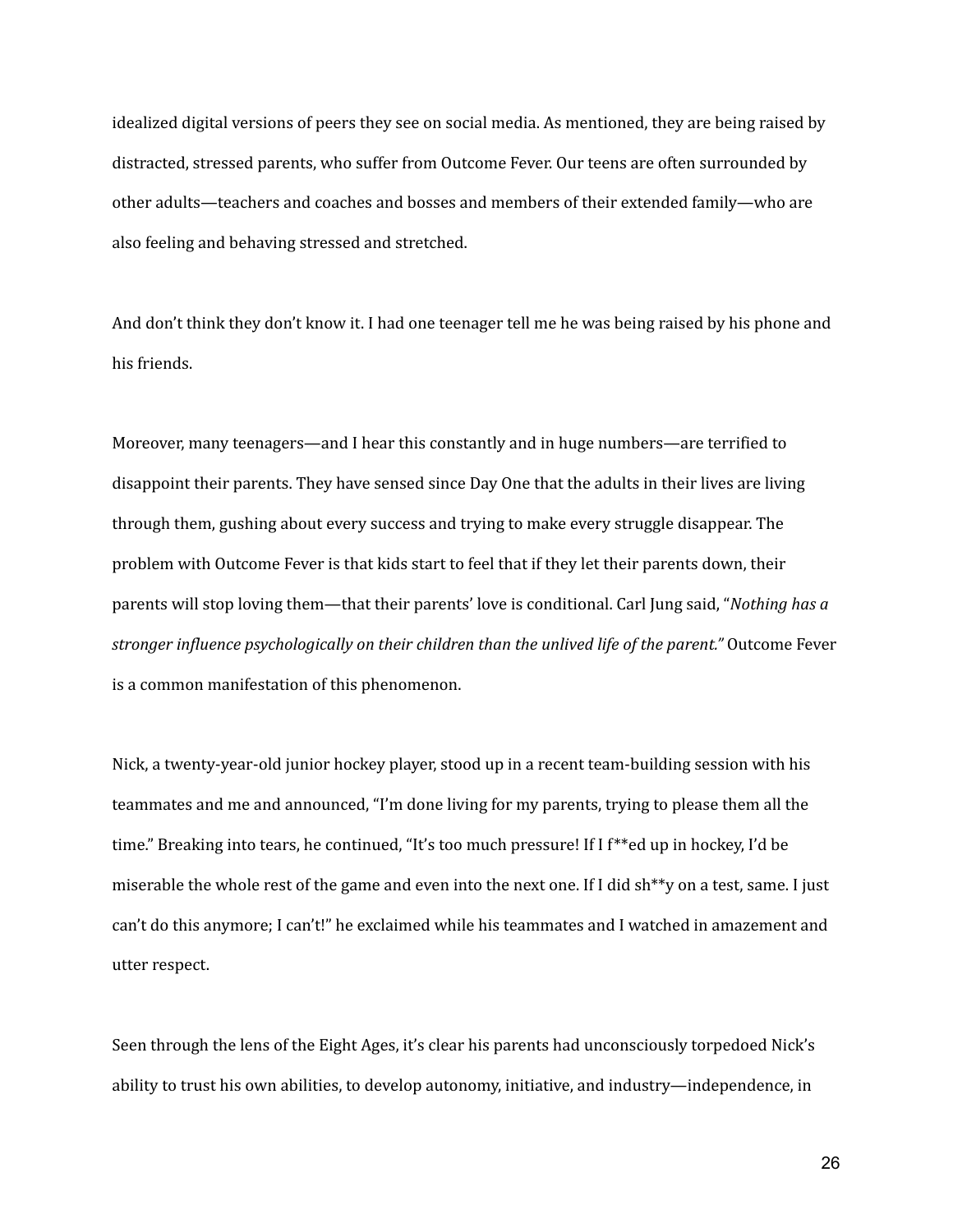idealized digital versions of peers they see on social media. As mentioned, they are being raised by distracted, stressed parents, who suffer from Outcome Fever. Our teens are often surrounded by other adults—teachers and coaches and bosses and members of their extended family—who are also feeling and behaving stressed and stretched.

And don't think they don't know it. I had one teenager tell me he was being raised by his phone and his friends.

Moreover, many teenagers—and I hear this constantly and in huge numbers—are terrified to disappoint their parents. They have sensed since Day One that the adults in their lives are living through them, gushing about every success and trying to make every struggle disappear. The problem with Outcome Fever is that kids start to feel that if they let their parents down, their parents will stop loving them—that their parents' love is conditional. Carl Jung said, "*Nothing has a stronger influence psychologically on their children than the unlived life of the parent.*" Outcome Fever is a common manifestation of this phenomenon.

Nick, a twenty-year-old junior hockey player, stood up in a recent team-building session with his teammates and me and announced, "I'm done living for my parents, trying to please them all the time." Breaking into tears, he continued, "It's too much pressure! If I f**ed up in hockey, I'd be miserable the whole rest of the game and even into the next one. If I did sh**y on a test, same. I just can't do this anymore; I can't!" he exclaimed while his teammates and I watched in amazement and utter respect.

Seen through the lens of the Eight Ages, it's clear his parents had unconsciously torpedoed Nick's ability to trust his own abilities, to develop autonomy, initiative, and industry—independence, in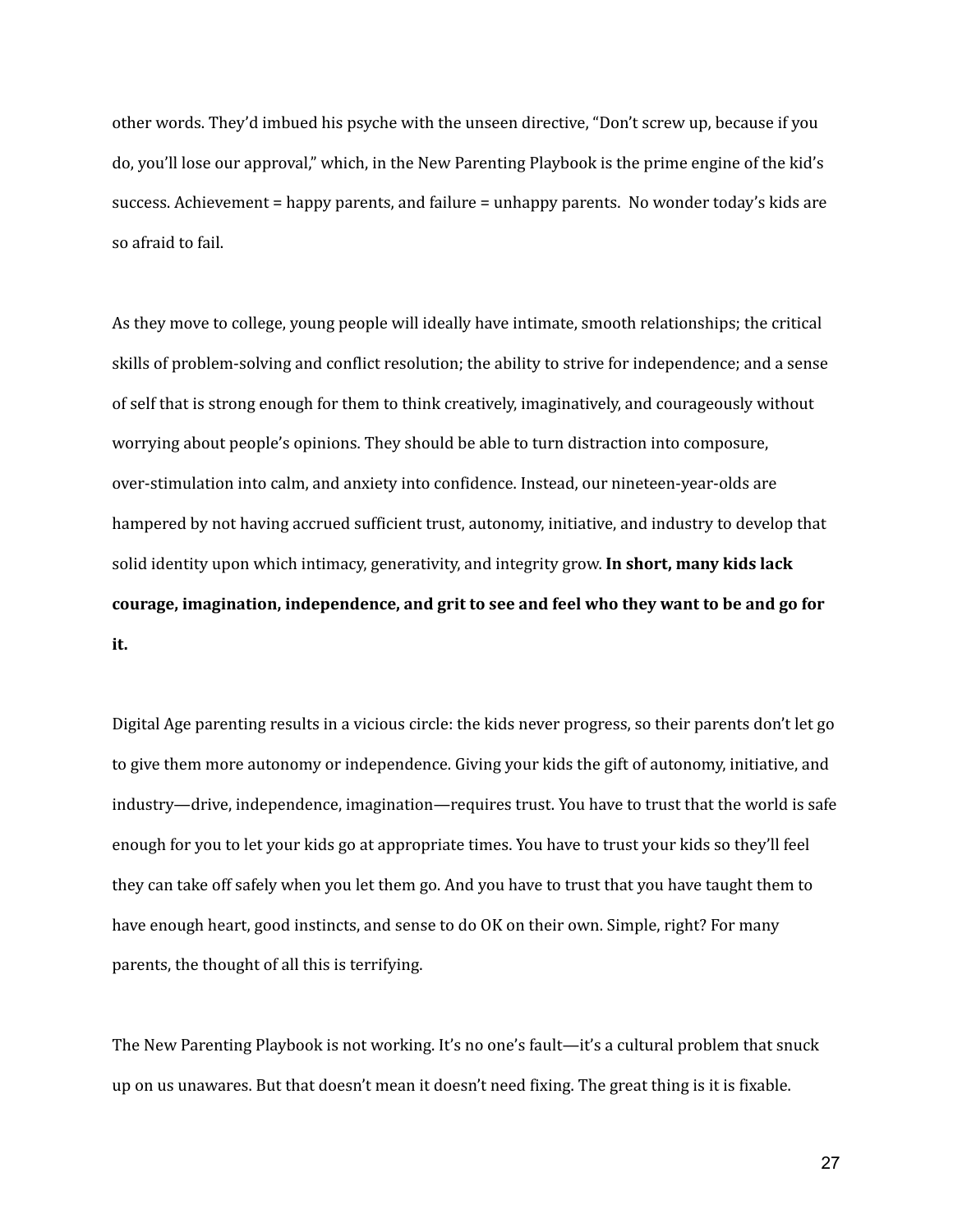other words. They'd imbued his psyche with the unseen directive, "Don't screw up, because if you do, you'll lose our approval," which, in the New Parenting Playbook is the prime engine of the kid's success. Achievement = happy parents, and failure = unhappy parents. No wonder today's kids are so afraid to fail.

As they move to college, young people will ideally have intimate, smooth relationships; the critical skills of problem-solving and conflict resolution; the ability to strive for independence; and a sense of self that is strong enough for them to think creatively, imaginatively, and courageously without worrying about people's opinions. They should be able to turn distraction into composure, over-stimulation into calm, and anxiety into confidence. Instead, our nineteen-year-olds are hampered by not having accrued sufficient trust, autonomy, initiative, and industry to develop that solid identity upon which intimacy, generativity, and integrity grow. **In short, many kids lack courage, imagination, independence, and grit to see and feel who they want to be and go for it.**

Digital Age parenting results in a vicious circle: the kids never progress, so their parents don't let go to give them more autonomy or independence. Giving your kids the gift of autonomy, initiative, and industry—drive, independence, imagination—requires trust. You have to trust that the world is safe enough for you to let your kids go at appropriate times. You have to trust your kids so they'll feel they can take off safely when you let them go. And you have to trust that you have taught them to have enough heart, good instincts, and sense to do OK on their own. Simple, right? For many parents, the thought of all this is terrifying.

The New Parenting Playbook is not working. It's no one's fault—it's a cultural problem that snuck up on us unawares. But that doesn't mean it doesn't need fixing. The great thing is it is fixable.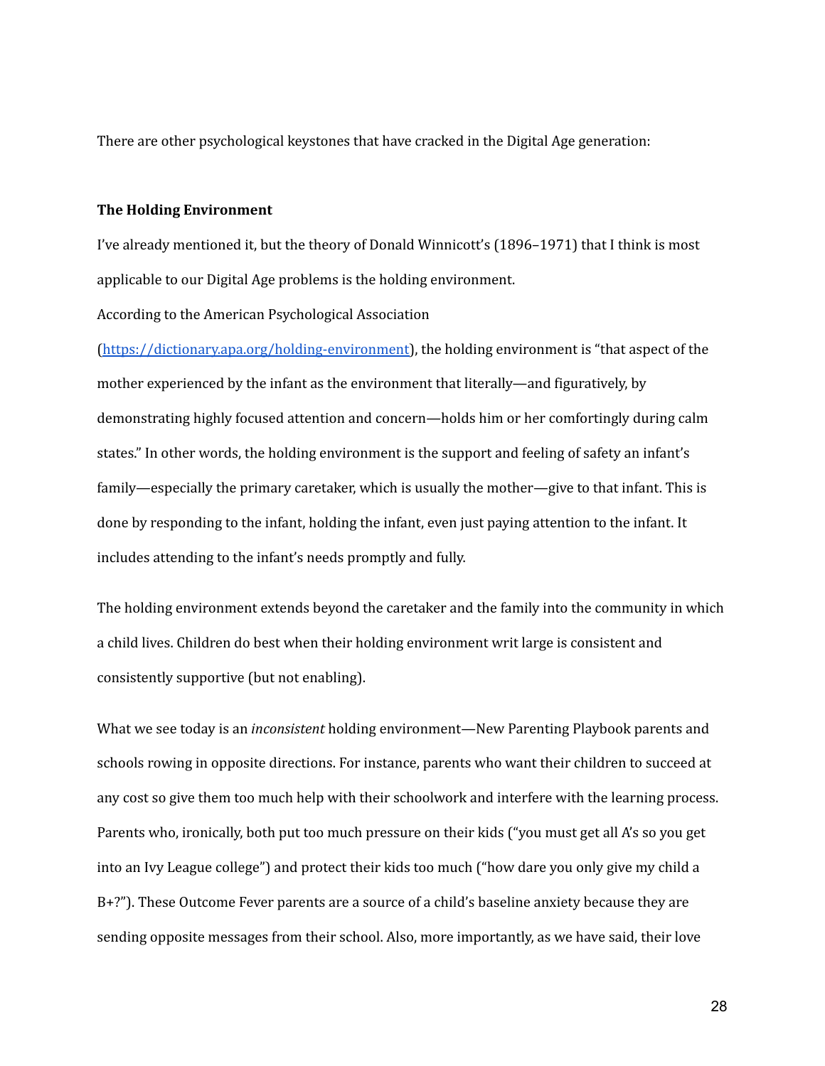There are other psychological keystones that have cracked in the Digital Age generation:

**The Holding Environment**

I've already mentioned it, but the theory of Donald Winnicott's (1896–1971) that I think is most applicable to our Digital Age problems is the holding environment.

According to the American Psychological Association ([https://dictionary.apa.org/holding-environment](https://dictionary.apa.org/holding-environment)), the holding environment is "that aspect of the mother experienced by the infant as the environment that literally—and figuratively, by demonstrating highly focused attention and concern—holds him or her comfortingly during calm states." In other words, the holding environment is the support and feeling of safety an infant's family—especially the primary caretaker, which is usually the mother—give to that infant. This is done by responding to the infant, holding the infant, even just paying attention to the infant. It includes attending to the infant's needs promptly and fully.

The holding environment extends beyond the caretaker and the family into the community in which a child lives. Children do best when their holding environment writ large is consistent and consistently supportive (but not enabling).

What we see today is an *inconsistent* holding environment—New Parenting Playbook parents and schools rowing in opposite directions. For instance, parents who want their children to succeed at any cost so give them too much help with their schoolwork and interfere with the learning process. Parents who, ironically, both put too much pressure on their kids ("you must get all A's so you get into an Ivy League college") and protect their kids too much ("how dare you only give my child a B+?"). These Outcome Fever parents are a source of a child's baseline anxiety because they are sending opposite messages from their school. Also, more importantly, as we have said, their love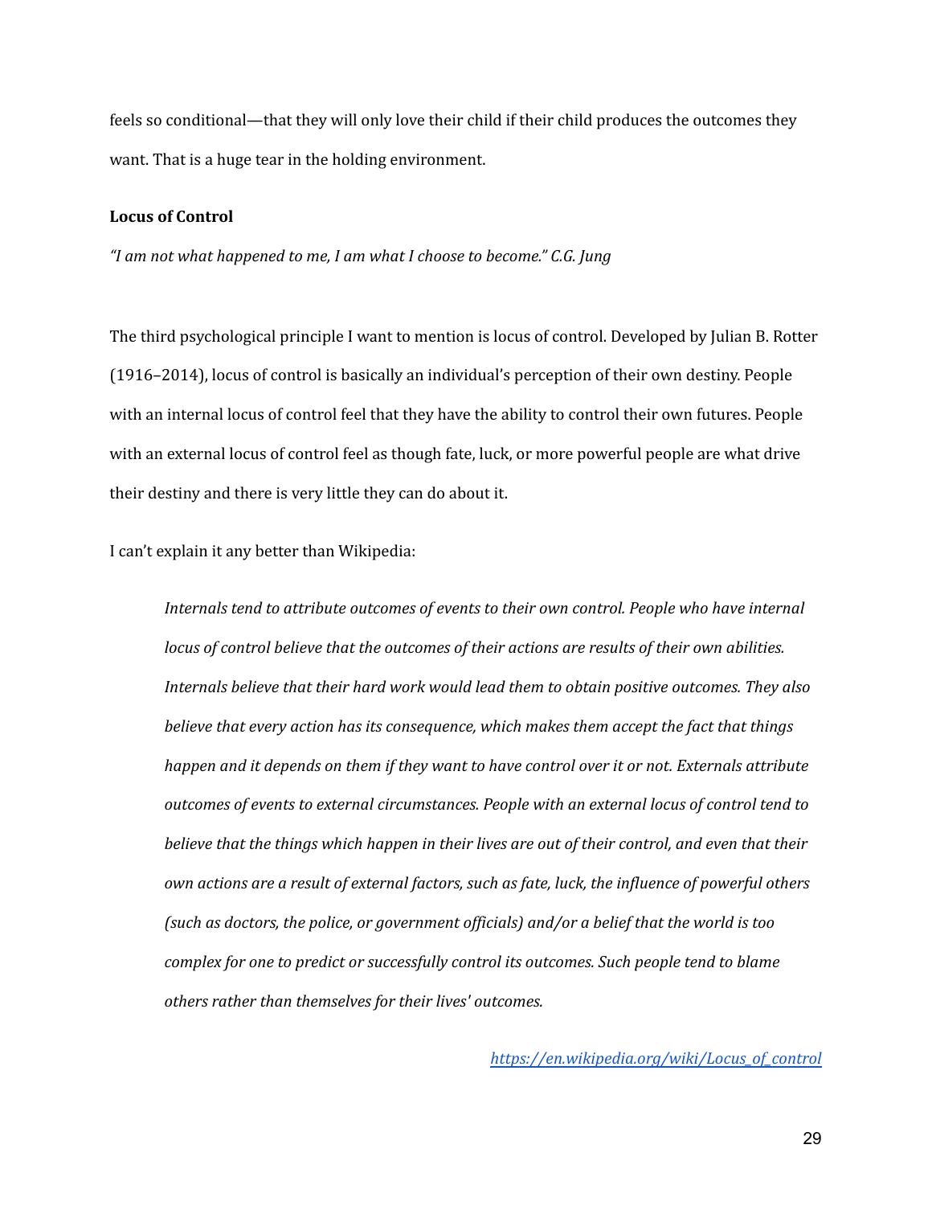feels so conditional—that they will only love their child if their child produces the outcomes they want. That is a huge tear in the holding environment.

**Locus of Control**

*"I am not what happened to me, I am what I choose to become." C.G. Jung*

The third psychological principle I want to mention is locus of control. Developed by Julian B. Rotter (1916–2014), locus of control is basically an individual's perception of their own destiny. People with an internal locus of control feel that they have the ability to control their own futures. People with an external locus of control feel as though fate, luck, or more powerful people are what drive their destiny and there is very little they can do about it.

I can't explain it any better than Wikipedia:

> *Internals tend to attribute outcomes of events to their own control. People who have internal locus of control believe that the outcomes of their actions are results of their own abilities. Internals believe that their hard work would lead them to obtain positive outcomes. They also believe that every action has its consequence, which makes them accept the fact that things happen and it depends on them if they want to have control over it or not. Externals attribute outcomes of events to external circumstances. People with an external locus of control tend to believe that the things which happen in their lives are out of their control, and even that their own actions are a result of external factors, such as fate, luck, the influence of powerful others (such as doctors, the police, or government officials) and/or a belief that the world is too complex for one to predict or successfully control its outcomes. Such people tend to blame others rather than themselves for their lives' outcomes.*

*https://en.wikipedia.org/wiki/Locus_of_control*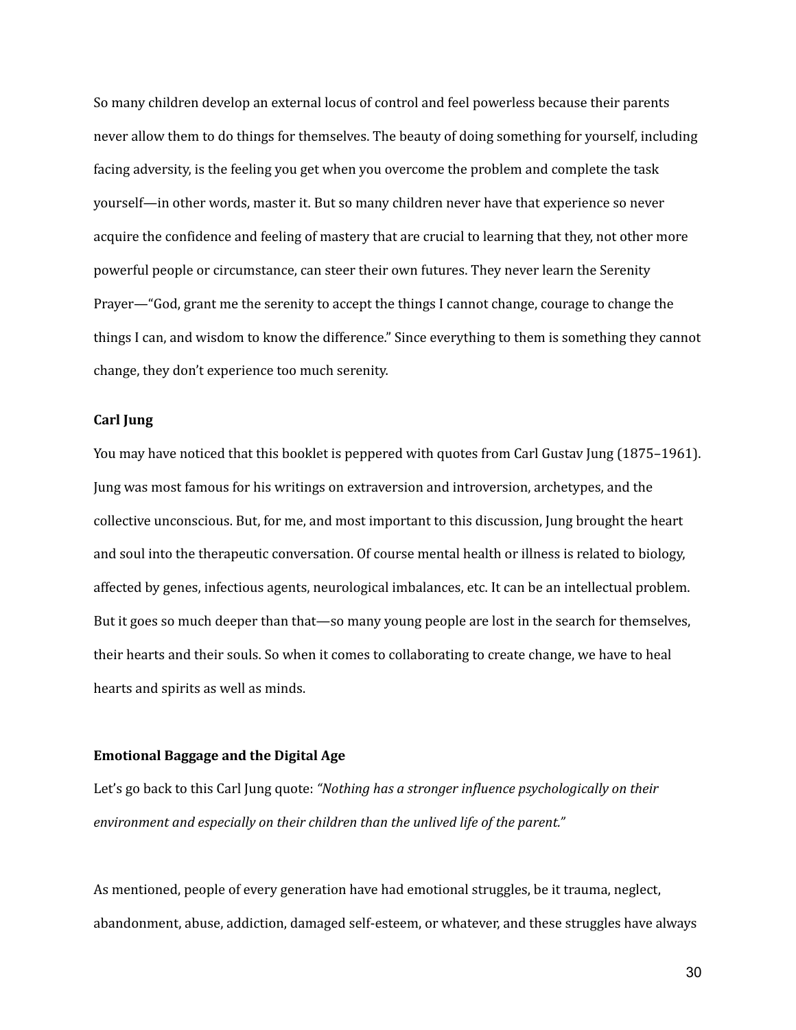So many children develop an external locus of control and feel powerless because their parents never allow them to do things for themselves. The beauty of doing something for yourself, including facing adversity, is the feeling you get when you overcome the problem and complete the task yourself—in other words, master it. But so many children never have that experience so never acquire the confidence and feeling of mastery that are crucial to learning that they, not other more powerful people or circumstance, can steer their own futures. They never learn the Serenity Prayer—"God, grant me the serenity to accept the things I cannot change, courage to change the things I can, and wisdom to know the difference." Since everything to them is something they cannot change, they don't experience too much serenity.

**Carl Jung**

You may have noticed that this booklet is peppered with quotes from Carl Gustav Jung (1875–1961). Jung was most famous for his writings on extraversion and introversion, archetypes, and the collective unconscious. But, for me, and most important to this discussion, Jung brought the heart and soul into the therapeutic conversation. Of course mental health or illness is related to biology, affected by genes, infectious agents, neurological imbalances, etc. It can be an intellectual problem. But it goes so much deeper than that—so many young people are lost in the search for themselves, their hearts and their souls. So when it comes to collaborating to create change, we have to heal hearts and spirits as well as minds.

**Emotional Baggage and the Digital Age**

Let's go back to this Carl Jung quote: *"Nothing has a stronger influence psychologically on their environment and especially on their children than the unlived life of the parent."*

As mentioned, people of every generation have had emotional struggles, be it trauma, neglect, abandonment, abuse, addiction, damaged self-esteem, or whatever, and these struggles have always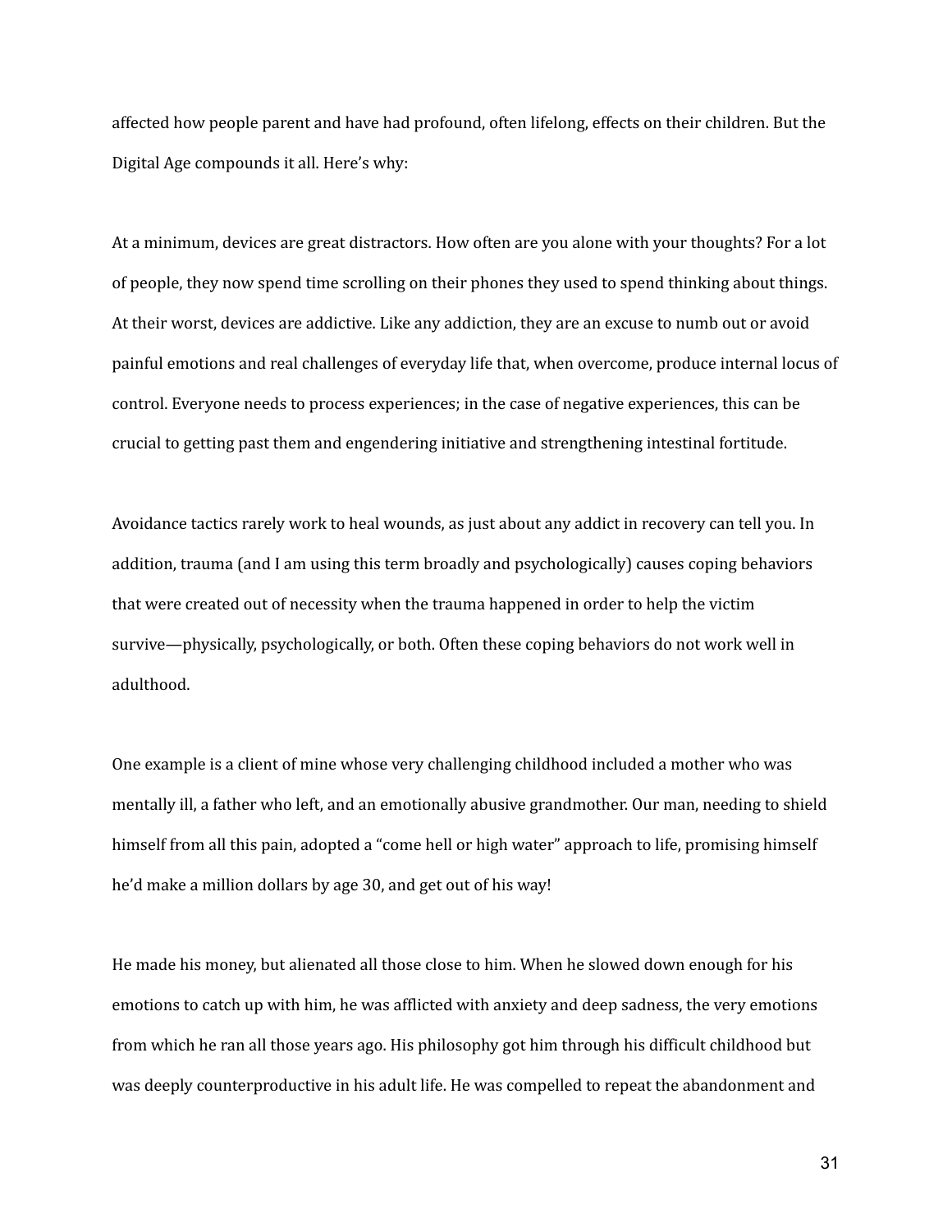affected how people parent and have had profound, often lifelong, effects on their children. But the Digital Age compounds it all. Here's why:

At a minimum, devices are great distractors. How often are you alone with your thoughts? For a lot of people, they now spend time scrolling on their phones they used to spend thinking about things. At their worst, devices are addictive. Like any addiction, they are an excuse to numb out or avoid painful emotions and real challenges of everyday life that, when overcome, produce internal locus of control. Everyone needs to process experiences; in the case of negative experiences, this can be crucial to getting past them and engendering initiative and strengthening intestinal fortitude.

Avoidance tactics rarely work to heal wounds, as just about any addict in recovery can tell you. In addition, trauma (and I am using this term broadly and psychologically) causes coping behaviors that were created out of necessity when the trauma happened in order to help the victim survive—physically, psychologically, or both. Often these coping behaviors do not work well in adulthood.

One example is a client of mine whose very challenging childhood included a mother who was mentally ill, a father who left, and an emotionally abusive grandmother. Our man, needing to shield himself from all this pain, adopted a "come hell or high water" approach to life, promising himself he'd make a million dollars by age 30, and get out of his way!

He made his money, but alienated all those close to him. When he slowed down enough for his emotions to catch up with him, he was afflicted with anxiety and deep sadness, the very emotions from which he ran all those years ago. His philosophy got him through his difficult childhood but was deeply counterproductive in his adult life. He was compelled to repeat the abandonment and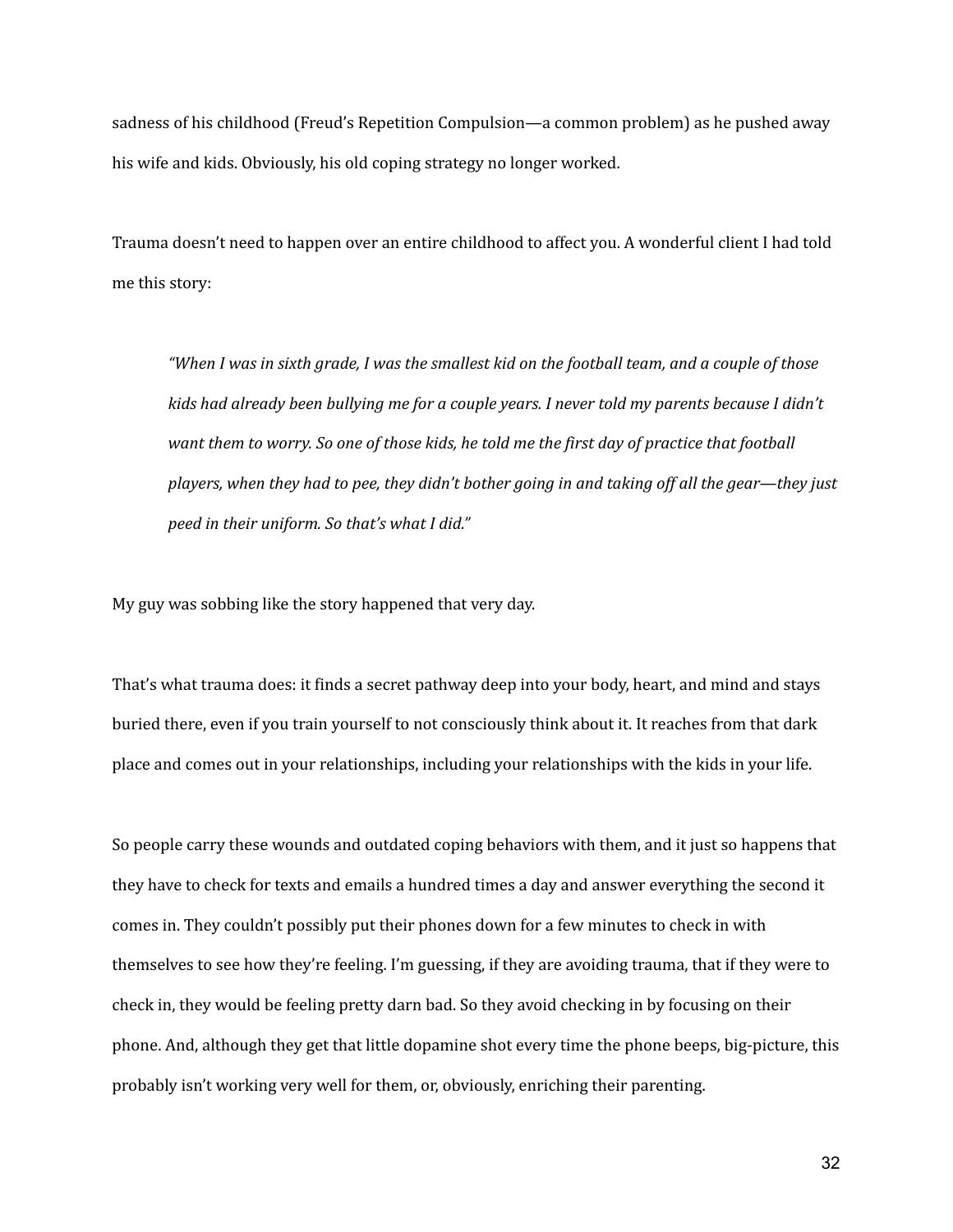sadness of his childhood (Freud's Repetition Compulsion—a common problem) as he pushed away his wife and kids. Obviously, his old coping strategy no longer worked.

Trauma doesn't need to happen over an entire childhood to affect you. A wonderful client I had told me this story:

> *"When I was in sixth grade, I was the smallest kid on the football team, and a couple of those kids had already been bullying me for a couple years. I never told my parents because I didn't want them to worry. So one of those kids, he told me the first day of practice that football players, when they had to pee, they didn't bother going in and taking off all the gear—they just peed in their uniform. So that's what I did."*

My guy was sobbing like the story happened that very day.

That's what trauma does: it finds a secret pathway deep into your body, heart, and mind and stays buried there, even if you train yourself to not consciously think about it. It reaches from that dark place and comes out in your relationships, including your relationships with the kids in your life.

So people carry these wounds and outdated coping behaviors with them, and it just so happens that they have to check for texts and emails a hundred times a day and answer everything the second it comes in. They couldn't possibly put their phones down for a few minutes to check in with themselves to see how they're feeling. I'm guessing, if they are avoiding trauma, that if they were to check in, they would be feeling pretty darn bad. So they avoid checking in by focusing on their phone. And, although they get that little dopamine shot every time the phone beeps, big-picture, this probably isn't working very well for them, or, obviously, enriching their parenting.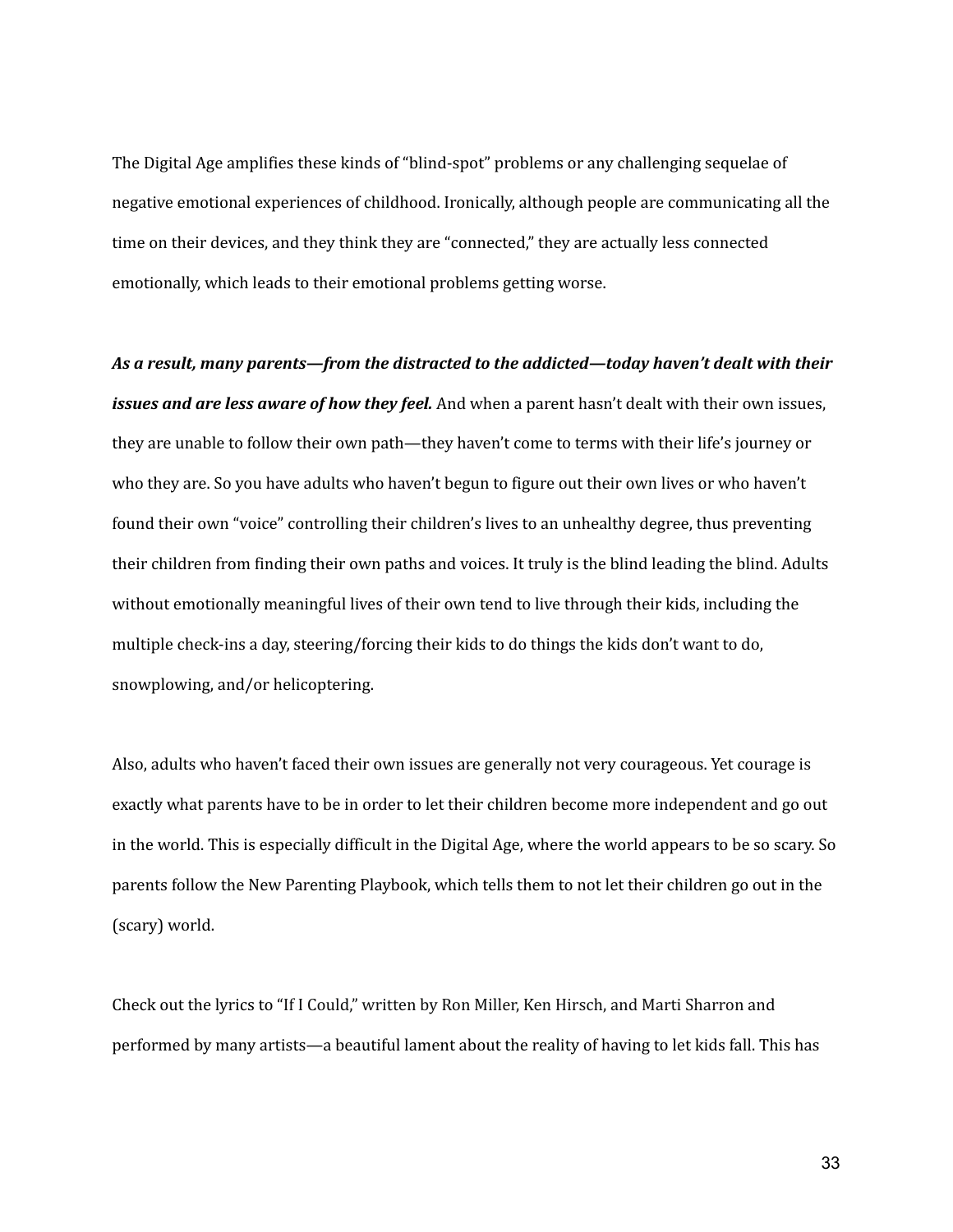The Digital Age amplifies these kinds of "blind-spot" problems or any challenging sequelae of negative emotional experiences of childhood. Ironically, although people are communicating all the time on their devices, and they think they are "connected," they are actually less connected emotionally, which leads to their emotional problems getting worse.

***As a result, many parents—from the distracted to the addicted—today haven't dealt with their issues and are less aware of how they feel.*** And when a parent hasn't dealt with their own issues, they are unable to follow their own path—they haven't come to terms with their life's journey or who they are. So you have adults who haven't begun to figure out their own lives or who haven't found their own "voice" controlling their children's lives to an unhealthy degree, thus preventing their children from finding their own paths and voices. It truly is the blind leading the blind. Adults without emotionally meaningful lives of their own tend to live through their kids, including the multiple check-ins a day, steering/forcing their kids to do things the kids don't want to do, snowplowing, and/or helicoptering.

Also, adults who haven't faced their own issues are generally not very courageous. Yet courage is exactly what parents have to be in order to let their children become more independent and go out in the world. This is especially difficult in the Digital Age, where the world appears to be so scary. So parents follow the New Parenting Playbook, which tells them to not let their children go out in the (scary) world.

Check out the lyrics to "If I Could," written by Ron Miller, Ken Hirsch, and Marti Sharron and performed by many artists—a beautiful lament about the reality of having to let kids fall. This has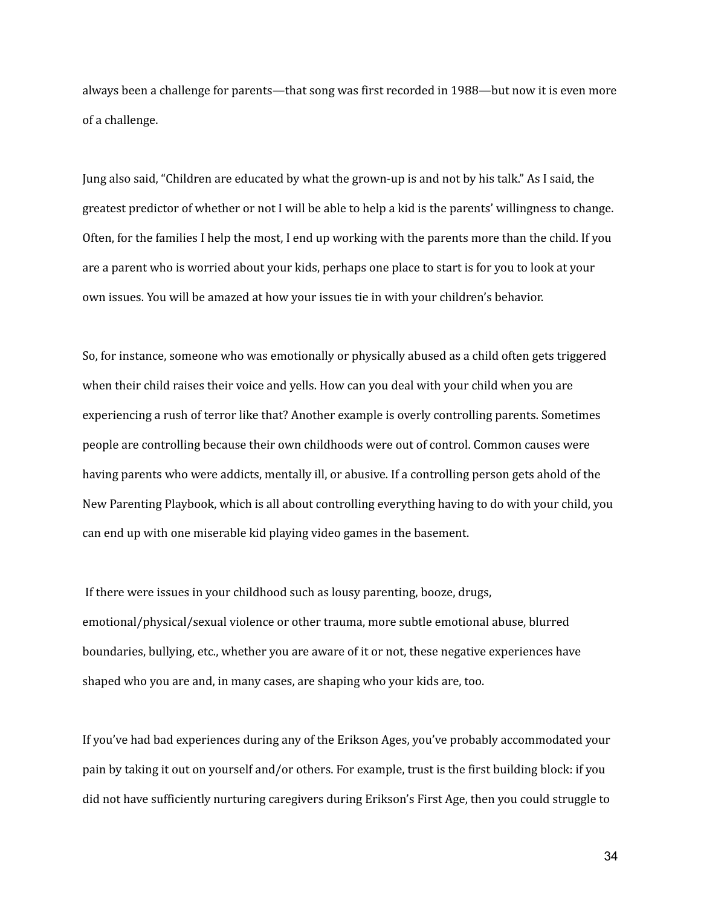always been a challenge for parents—that song was first recorded in 1988—but now it is even more of a challenge.

Jung also said, "Children are educated by what the grown-up is and not by his talk." As I said, the greatest predictor of whether or not I will be able to help a kid is the parents' willingness to change. Often, for the families I help the most, I end up working with the parents more than the child. If you are a parent who is worried about your kids, perhaps one place to start is for you to look at your own issues. You will be amazed at how your issues tie in with your children's behavior.

So, for instance, someone who was emotionally or physically abused as a child often gets triggered when their child raises their voice and yells. How can you deal with your child when you are experiencing a rush of terror like that? Another example is overly controlling parents. Sometimes people are controlling because their own childhoods were out of control. Common causes were having parents who were addicts, mentally ill, or abusive. If a controlling person gets ahold of the New Parenting Playbook, which is all about controlling everything having to do with your child, you can end up with one miserable kid playing video games in the basement.

If there were issues in your childhood such as lousy parenting, booze, drugs, emotional/physical/sexual violence or other trauma, more subtle emotional abuse, blurred boundaries, bullying, etc., whether you are aware of it or not, these negative experiences have shaped who you are and, in many cases, are shaping who your kids are, too.

If you've had bad experiences during any of the Erikson Ages, you've probably accommodated your pain by taking it out on yourself and/or others. For example, trust is the first building block: if you did not have sufficiently nurturing caregivers during Erikson's First Age, then you could struggle to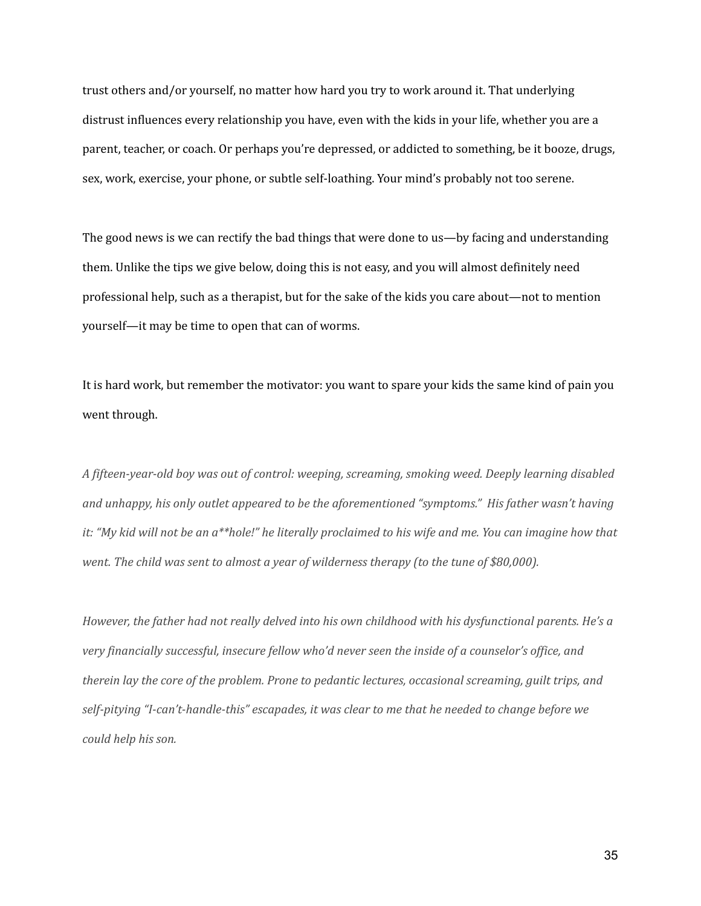trust others and/or yourself, no matter how hard you try to work around it. That underlying distrust influences every relationship you have, even with the kids in your life, whether you are a parent, teacher, or coach. Or perhaps you're depressed, or addicted to something, be it booze, drugs, sex, work, exercise, your phone, or subtle self-loathing. Your mind's probably not too serene.

The good news is we can rectify the bad things that were done to us—by facing and understanding them. Unlike the tips we give below, doing this is not easy, and you will almost definitely need professional help, such as a therapist, but for the sake of the kids you care about—not to mention yourself—it may be time to open that can of worms.

It is hard work, but remember the motivator: you want to spare your kids the same kind of pain you went through.

*A fifteen-year-old boy was out of control: weeping, screaming, smoking weed. Deeply learning disabled and unhappy, his only outlet appeared to be the aforementioned "symptoms." His father wasn't having it: "My kid will not be an a**hole!" he literally proclaimed to his wife and me. You can imagine how that went. The child was sent to almost a year of wilderness therapy (to the tune of $80,000).*

*However, the father had not really delved into his own childhood with his dysfunctional parents. He's a very financially successful, insecure fellow who'd never seen the inside of a counselor's office, and therein lay the core of the problem. Prone to pedantic lectures, occasional screaming, guilt trips, and self-pitying "I-can't-handle-this" escapades, it was clear to me that he needed to change before we could help his son.*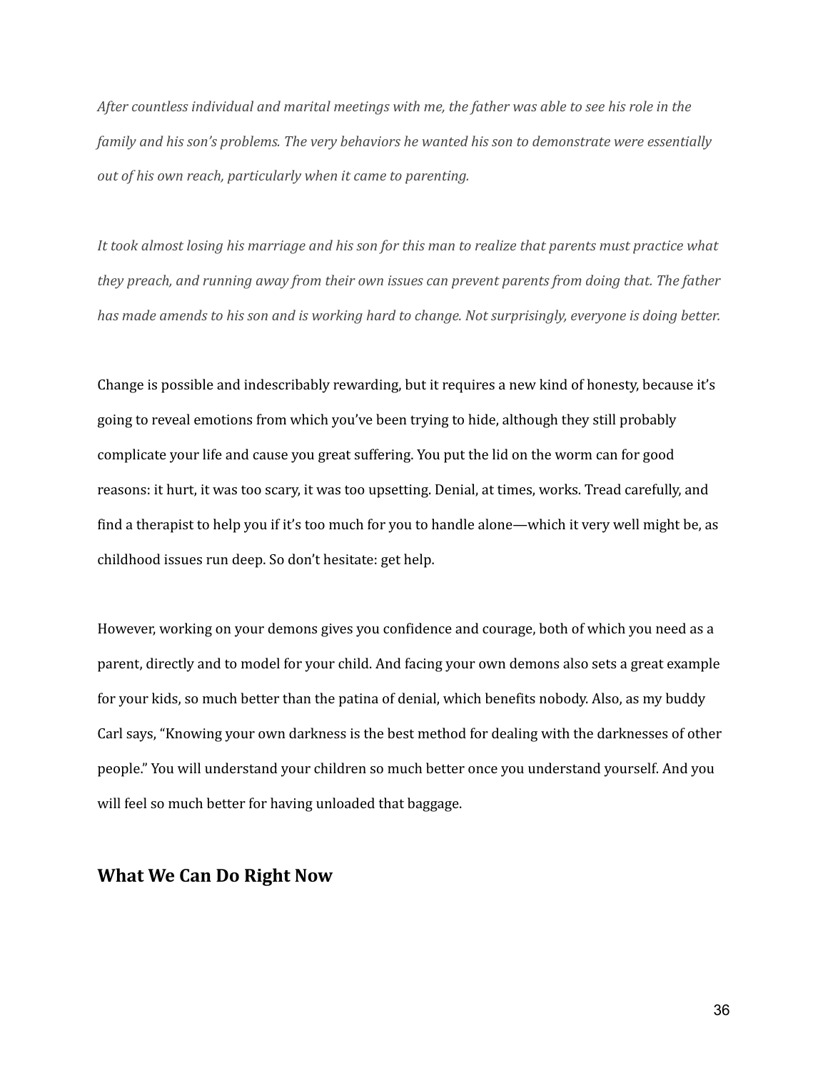*After countless individual and marital meetings with me, the father was able to see his role in the family and his son's problems. The very behaviors he wanted his son to demonstrate were essentially out of his own reach, particularly when it came to parenting.*

*It took almost losing his marriage and his son for this man to realize that parents must practice what they preach, and running away from their own issues can prevent parents from doing that. The father has made amends to his son and is working hard to change. Not surprisingly, everyone is doing better.*

Change is possible and indescribably rewarding, but it requires a new kind of honesty, because it's going to reveal emotions from which you've been trying to hide, although they still probably complicate your life and cause you great suffering. You put the lid on the worm can for good reasons: it hurt, it was too scary, it was too upsetting. Denial, at times, works. Tread carefully, and find a therapist to help you if it's too much for you to handle alone—which it very well might be, as childhood issues run deep. So don't hesitate: get help.

However, working on your demons gives you confidence and courage, both of which you need as a parent, directly and to model for your child. And facing your own demons also sets a great example for your kids, so much better than the patina of denial, which benefits nobody. Also, as my buddy Carl says, "Knowing your own darkness is the best method for dealing with the darknesses of other people." You will understand your children so much better once you understand yourself. And you will feel so much better for having unloaded that baggage.

## What We Can Do Right Now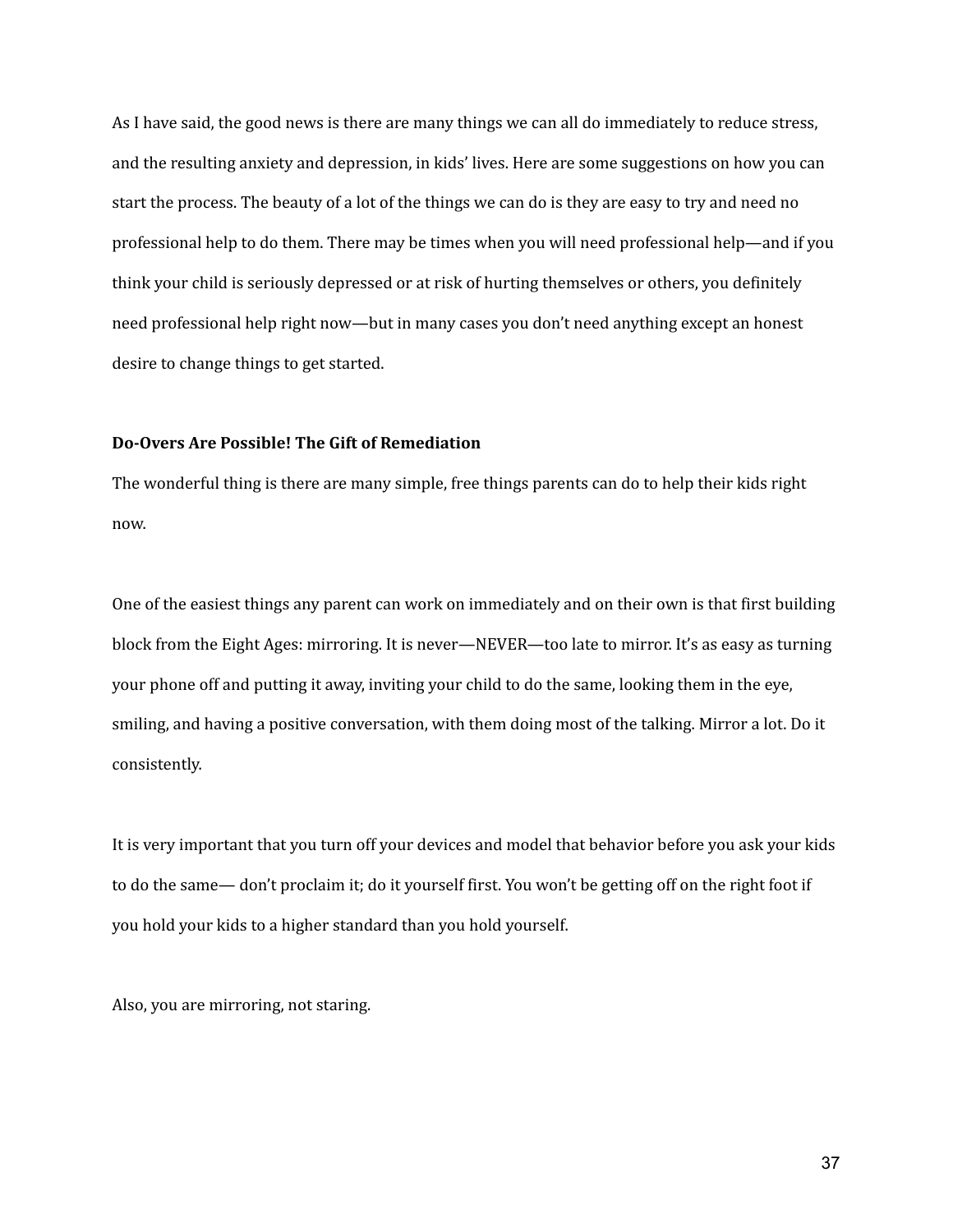As I have said, the good news is there are many things we can all do immediately to reduce stress, and the resulting anxiety and depression, in kids' lives. Here are some suggestions on how you can start the process. The beauty of a lot of the things we can do is they are easy to try and need no professional help to do them. There may be times when you will need professional help—and if you think your child is seriously depressed or at risk of hurting themselves or others, you definitely need professional help right now—but in many cases you don't need anything except an honest desire to change things to get started.

**Do-Overs Are Possible! The Gift of Remediation**

The wonderful thing is there are many simple, free things parents can do to help their kids right now.

One of the easiest things any parent can work on immediately and on their own is that first building block from the Eight Ages: mirroring. It is never—NEVER—too late to mirror. It's as easy as turning your phone off and putting it away, inviting your child to do the same, looking them in the eye, smiling, and having a positive conversation, with them doing most of the talking. Mirror a lot. Do it consistently.

It is very important that you turn off your devices and model that behavior before you ask your kids to do the same— don't proclaim it; do it yourself first. You won't be getting off on the right foot if you hold your kids to a higher standard than you hold yourself.

Also, you are mirroring, not staring.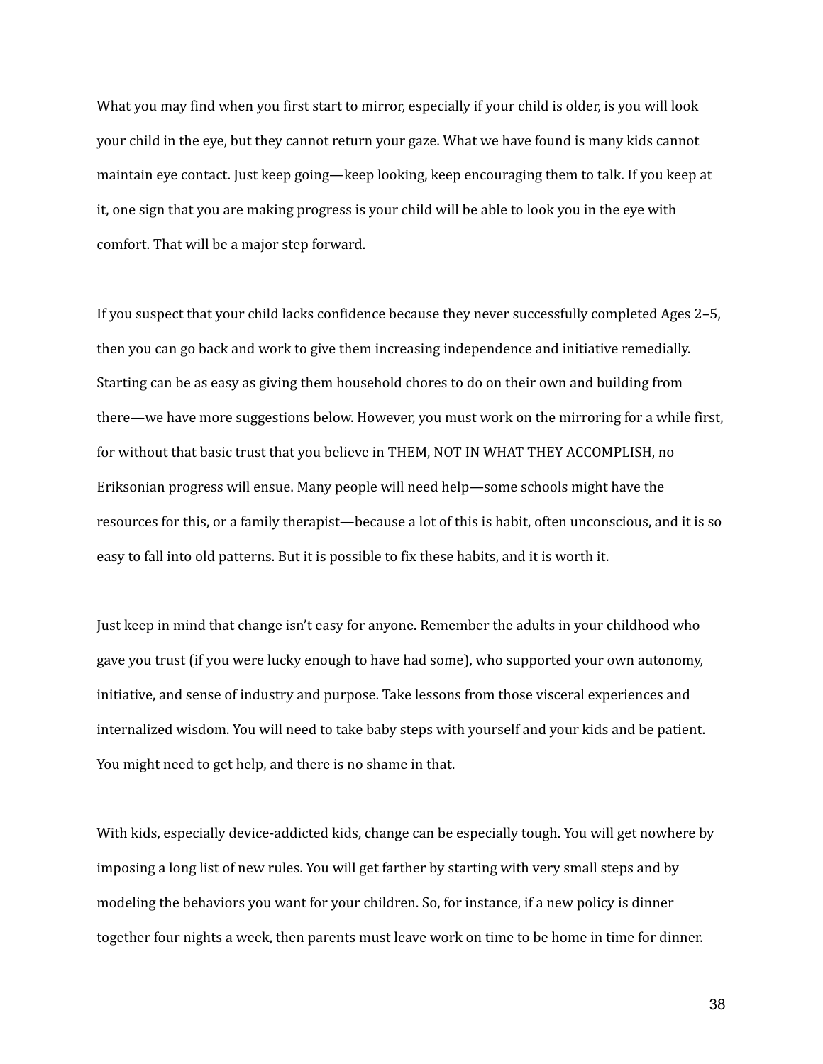What you may find when you first start to mirror, especially if your child is older, is you will look your child in the eye, but they cannot return your gaze. What we have found is many kids cannot maintain eye contact. Just keep going—keep looking, keep encouraging them to talk. If you keep at it, one sign that you are making progress is your child will be able to look you in the eye with comfort. That will be a major step forward.

If you suspect that your child lacks confidence because they never successfully completed Ages 2–5, then you can go back and work to give them increasing independence and initiative remedially. Starting can be as easy as giving them household chores to do on their own and building from there—we have more suggestions below. However, you must work on the mirroring for a while first, for without that basic trust that you believe in THEM, NOT IN WHAT THEY ACCOMPLISH, no Eriksonian progress will ensue. Many people will need help—some schools might have the resources for this, or a family therapist—because a lot of this is habit, often unconscious, and it is so easy to fall into old patterns. But it is possible to fix these habits, and it is worth it.

Just keep in mind that change isn't easy for anyone. Remember the adults in your childhood who gave you trust (if you were lucky enough to have had some), who supported your own autonomy, initiative, and sense of industry and purpose. Take lessons from those visceral experiences and internalized wisdom. You will need to take baby steps with yourself and your kids and be patient. You might need to get help, and there is no shame in that.

With kids, especially device-addicted kids, change can be especially tough. You will get nowhere by imposing a long list of new rules. You will get farther by starting with very small steps and by modeling the behaviors you want for your children. So, for instance, if a new policy is dinner together four nights a week, then parents must leave work on time to be home in time for dinner.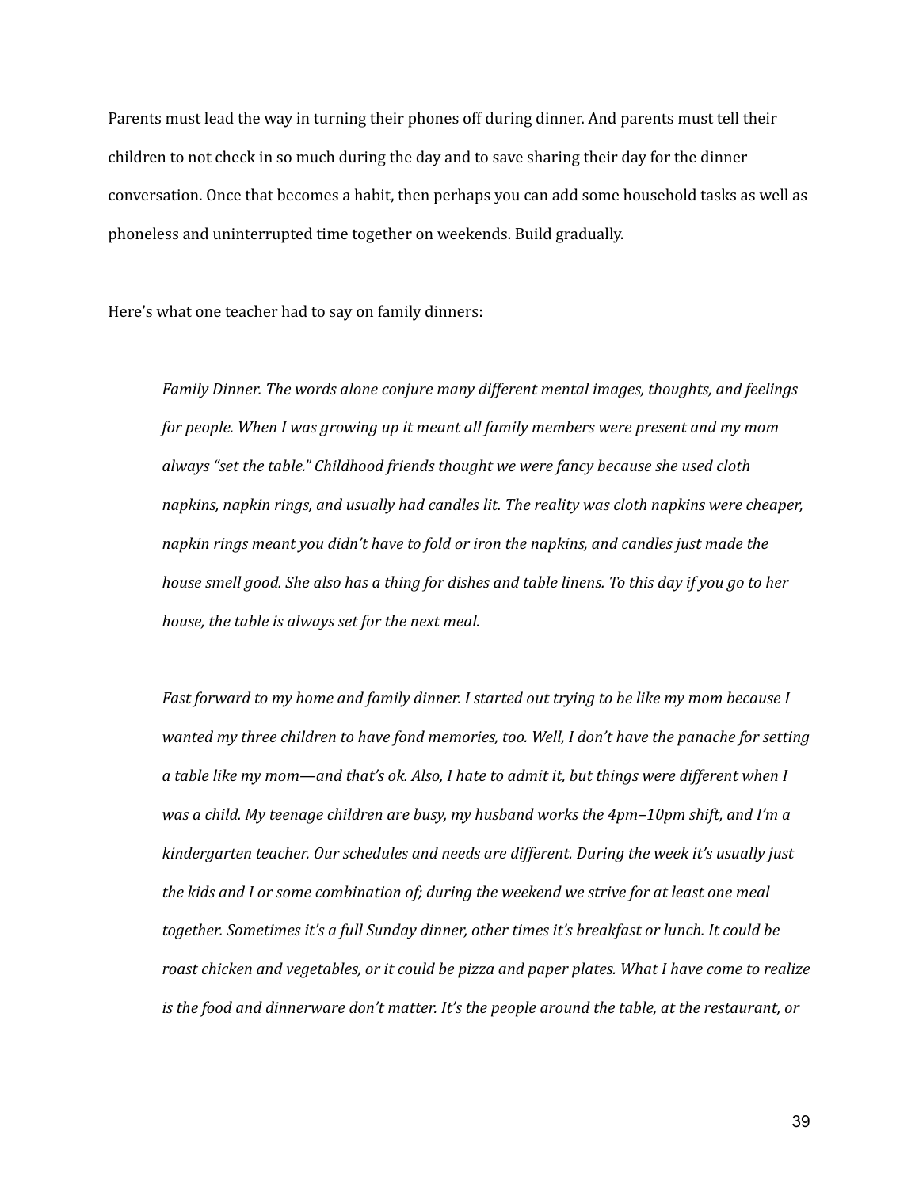Parents must lead the way in turning their phones off during dinner. And parents must tell their children to not check in so much during the day and to save sharing their day for the dinner conversation. Once that becomes a habit, then perhaps you can add some household tasks as well as phoneless and uninterrupted time together on weekends. Build gradually.

Here's what one teacher had to say on family dinners:

> *Family Dinner. The words alone conjure many different mental images, thoughts, and feelings for people. When I was growing up it meant all family members were present and my mom always "set the table." Childhood friends thought we were fancy because she used cloth napkins, napkin rings, and usually had candles lit. The reality was cloth napkins were cheaper, napkin rings meant you didn't have to fold or iron the napkins, and candles just made the house smell good. She also has a thing for dishes and table linens. To this day if you go to her house, the table is always set for the next meal.*
>
> *Fast forward to my home and family dinner. I started out trying to be like my mom because I wanted my three children to have fond memories, too. Well, I don't have the panache for setting a table like my mom—and that's ok. Also, I hate to admit it, but things were different when I was a child. My teenage children are busy, my husband works the 4pm–10pm shift, and I'm a kindergarten teacher. Our schedules and needs are different. During the week it's usually just the kids and I or some combination of; during the weekend we strive for at least one meal together. Sometimes it's a full Sunday dinner, other times it's breakfast or lunch. It could be roast chicken and vegetables, or it could be pizza and paper plates. What I have come to realize is the food and dinnerware don't matter. It's the people around the table, at the restaurant, or*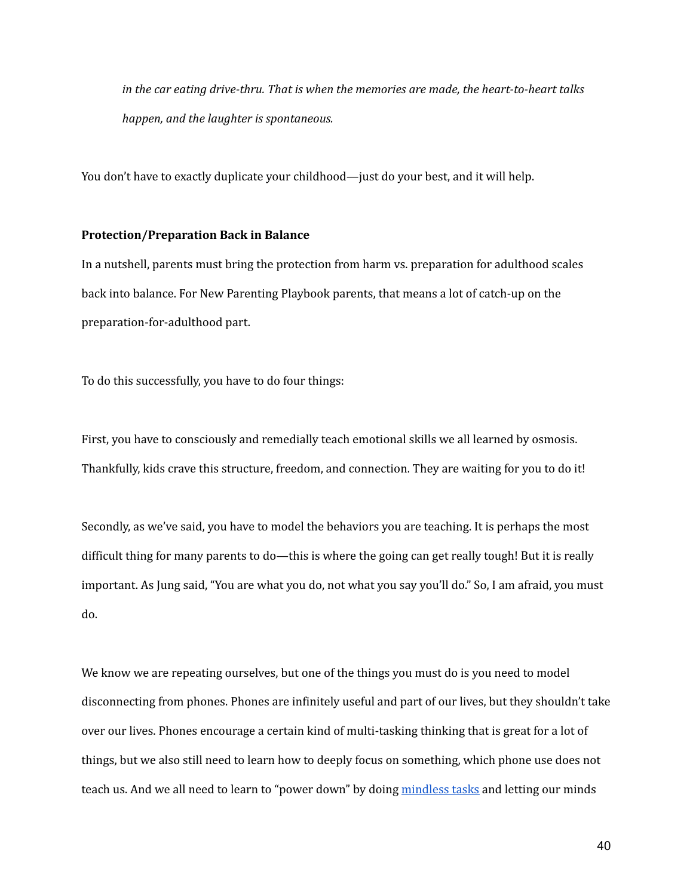*in the car eating drive-thru. That is when the memories are made, the heart-to-heart talks happen, and the laughter is spontaneous.*

You don't have to exactly duplicate your childhood—just do your best, and it will help.

**Protection/Preparation Back in Balance**

In a nutshell, parents must bring the protection from harm vs. preparation for adulthood scales back into balance. For New Parenting Playbook parents, that means a lot of catch-up on the preparation-for-adulthood part.

To do this successfully, you have to do four things:

First, you have to consciously and remedially teach emotional skills we all learned by osmosis. Thankfully, kids crave this structure, freedom, and connection. They are waiting for you to do it!

Secondly, as we've said, you have to model the behaviors you are teaching. It is perhaps the most difficult thing for many parents to do—this is where the going can get really tough! But it is really important. As Jung said, "You are what you do, not what you say you'll do." So, I am afraid, you must do.

We know we are repeating ourselves, but one of the things you must do is you need to model disconnecting from phones. Phones are infinitely useful and part of our lives, but they shouldn't take over our lives. Phones encourage a certain kind of multi-tasking thinking that is great for a lot of things, but we also still need to learn how to deeply focus on something, which phone use does not teach us. And we all need to learn to "power down" by doing mindless tasks and letting our minds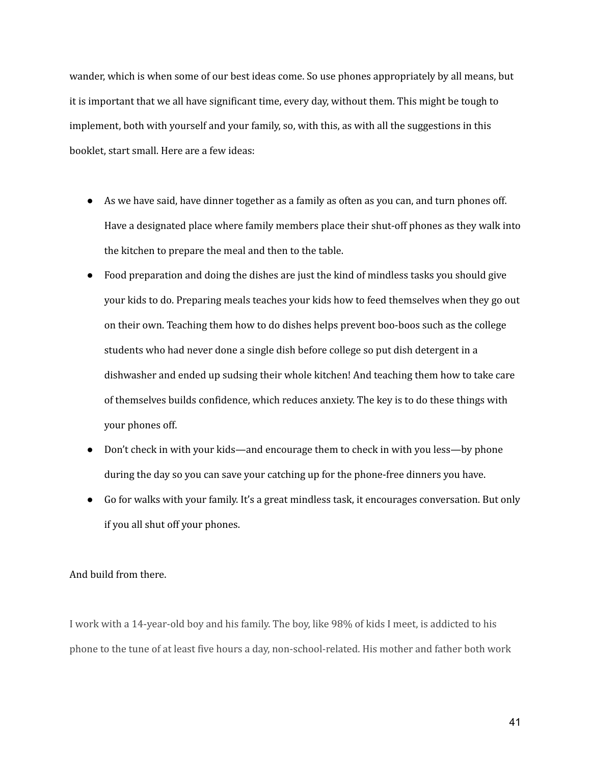wander, which is when some of our best ideas come. So use phones appropriately by all means, but it is important that we all have significant time, every day, without them. This might be tough to implement, both with yourself and your family, so, with this, as with all the suggestions in this booklet, start small. Here are a few ideas:

- As we have said, have dinner together as a family as often as you can, and turn phones off. Have a designated place where family members place their shut-off phones as they walk into the kitchen to prepare the meal and then to the table.
- Food preparation and doing the dishes are just the kind of mindless tasks you should give your kids to do. Preparing meals teaches your kids how to feed themselves when they go out on their own. Teaching them how to do dishes helps prevent boo-boos such as the college students who had never done a single dish before college so put dish detergent in a dishwasher and ended up sudsing their whole kitchen! And teaching them how to take care of themselves builds confidence, which reduces anxiety. The key is to do these things with your phones off.
- Don't check in with your kids—and encourage them to check in with you less—by phone during the day so you can save your catching up for the phone-free dinners you have.
- Go for walks with your family. It's a great mindless task, it encourages conversation. But only if you all shut off your phones.

And build from there.

I work with a 14-year-old boy and his family. The boy, like 98% of kids I meet, is addicted to his phone to the tune of at least five hours a day, non-school-related. His mother and father both work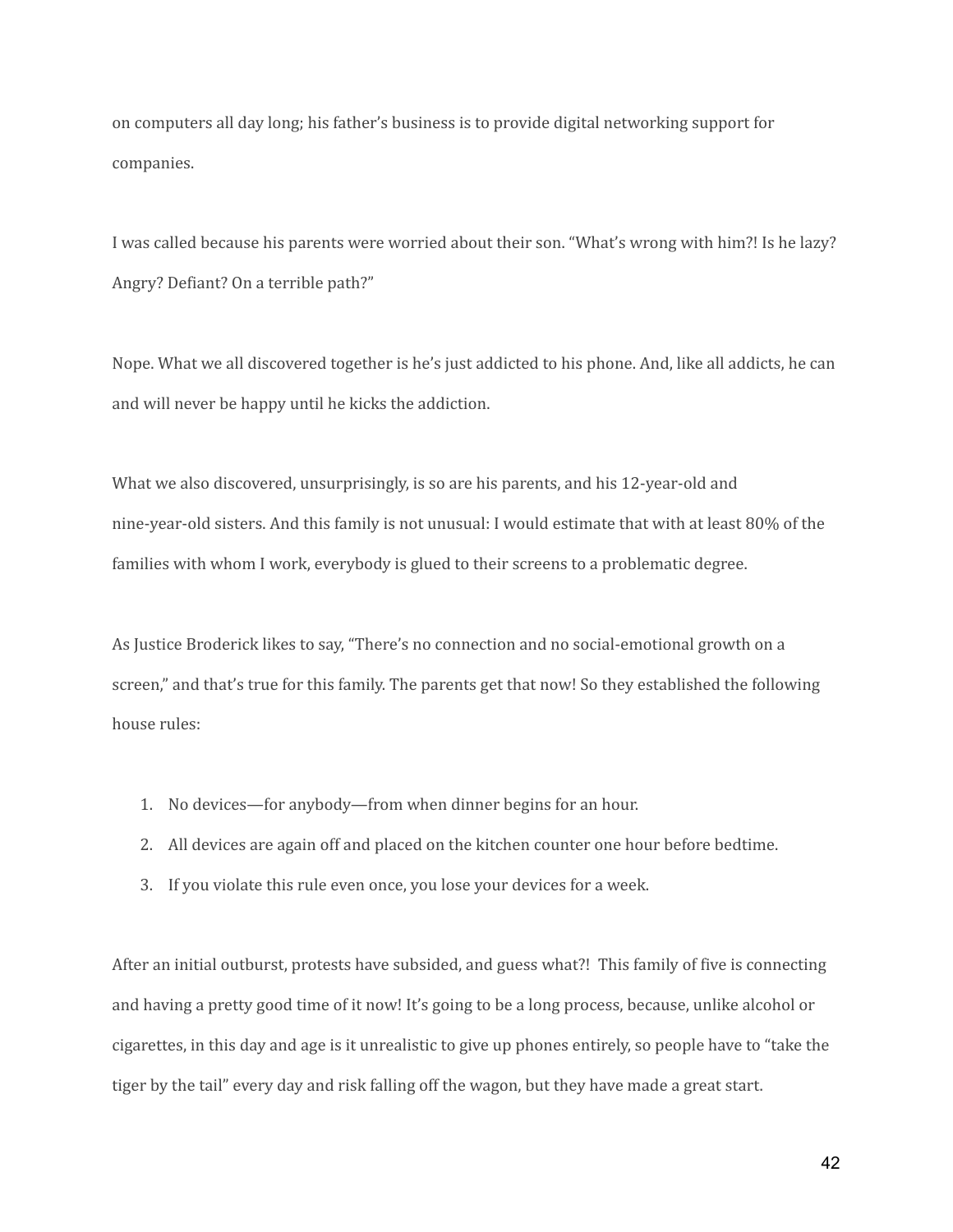on computers all day long; his father's business is to provide digital networking support for companies.

I was called because his parents were worried about their son. "What's wrong with him?! Is he lazy? Angry? Defiant? On a terrible path?"

Nope. What we all discovered together is he's just addicted to his phone. And, like all addicts, he can and will never be happy until he kicks the addiction.

What we also discovered, unsurprisingly, is so are his parents, and his 12-year-old and nine-year-old sisters. And this family is not unusual: I would estimate that with at least 80% of the families with whom I work, everybody is glued to their screens to a problematic degree.

As Justice Broderick likes to say, "There's no connection and no social-emotional growth on a screen," and that's true for this family. The parents get that now! So they established the following house rules:

1. No devices—for anybody—from when dinner begins for an hour.
2. All devices are again off and placed on the kitchen counter one hour before bedtime.
3. If you violate this rule even once, you lose your devices for a week.

After an initial outburst, protests have subsided, and guess what?! This family of five is connecting and having a pretty good time of it now! It's going to be a long process, because, unlike alcohol or cigarettes, in this day and age is it unrealistic to give up phones entirely, so people have to "take the tiger by the tail" every day and risk falling off the wagon, but they have made a great start.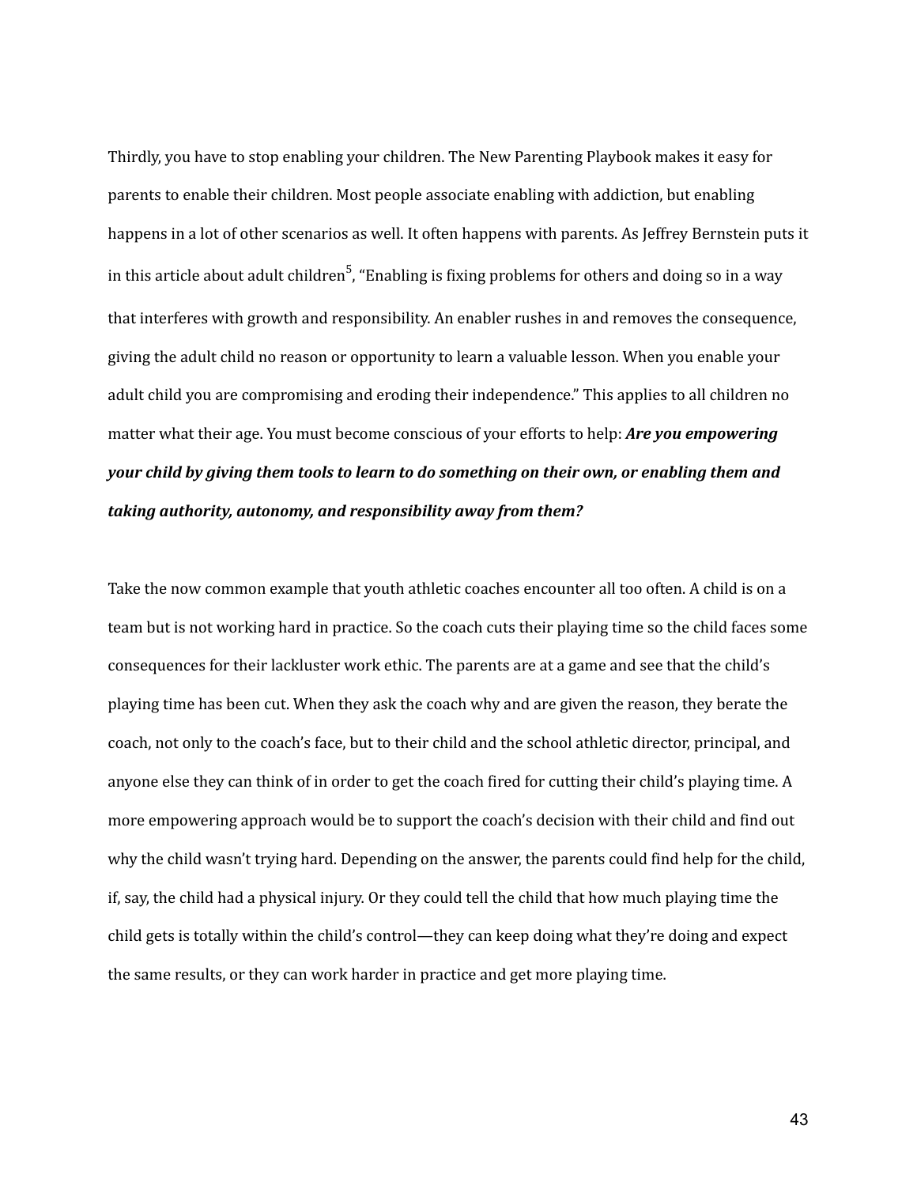Thirdly, you have to stop enabling your children. The New Parenting Playbook makes it easy for parents to enable their children. Most people associate enabling with addiction, but enabling happens in a lot of other scenarios as well. It often happens with parents. As Jeffrey Bernstein puts it in this article about adult children[5], "Enabling is fixing problems for others and doing so in a way that interferes with growth and responsibility. An enabler rushes in and removes the consequence, giving the adult child no reason or opportunity to learn a valuable lesson. When you enable your adult child you are compromising and eroding their independence." This applies to all children no matter what their age. You must become conscious of your efforts to help: ***Are you empowering your child by giving them tools to learn to do something on their own, or enabling them and taking authority, autonomy, and responsibility away from them?***

Take the now common example that youth athletic coaches encounter all too often. A child is on a team but is not working hard in practice. So the coach cuts their playing time so the child faces some consequences for their lackluster work ethic. The parents are at a game and see that the child's playing time has been cut. When they ask the coach why and are given the reason, they berate the coach, not only to the coach's face, but to their child and the school athletic director, principal, and anyone else they can think of in order to get the coach fired for cutting their child's playing time. A more empowering approach would be to support the coach's decision with their child and find out why the child wasn't trying hard. Depending on the answer, the parents could find help for the child, if, say, the child had a physical injury. Or they could tell the child that how much playing time the child gets is totally within the child's control—they can keep doing what they're doing and expect the same results, or they can work harder in practice and get more playing time.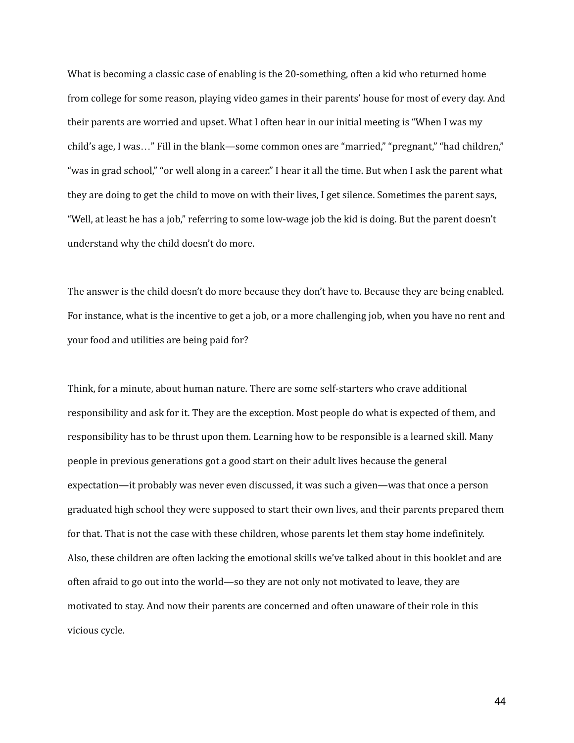What is becoming a classic case of enabling is the 20-something, often a kid who returned home from college for some reason, playing video games in their parents' house for most of every day. And their parents are worried and upset. What I often hear in our initial meeting is "When I was my child's age, I was…" Fill in the blank—some common ones are "married," "pregnant," "had children," "was in grad school," "or well along in a career." I hear it all the time. But when I ask the parent what they are doing to get the child to move on with their lives, I get silence. Sometimes the parent says, "Well, at least he has a job," referring to some low-wage job the kid is doing. But the parent doesn't understand why the child doesn't do more.

The answer is the child doesn't do more because they don't have to. Because they are being enabled. For instance, what is the incentive to get a job, or a more challenging job, when you have no rent and your food and utilities are being paid for?

Think, for a minute, about human nature. There are some self-starters who crave additional responsibility and ask for it. They are the exception. Most people do what is expected of them, and responsibility has to be thrust upon them. Learning how to be responsible is a learned skill. Many people in previous generations got a good start on their adult lives because the general expectation—it probably was never even discussed, it was such a given—was that once a person graduated high school they were supposed to start their own lives, and their parents prepared them for that. That is not the case with these children, whose parents let them stay home indefinitely. Also, these children are often lacking the emotional skills we've talked about in this booklet and are often afraid to go out into the world—so they are not only not motivated to leave, they are motivated to stay. And now their parents are concerned and often unaware of their role in this vicious cycle.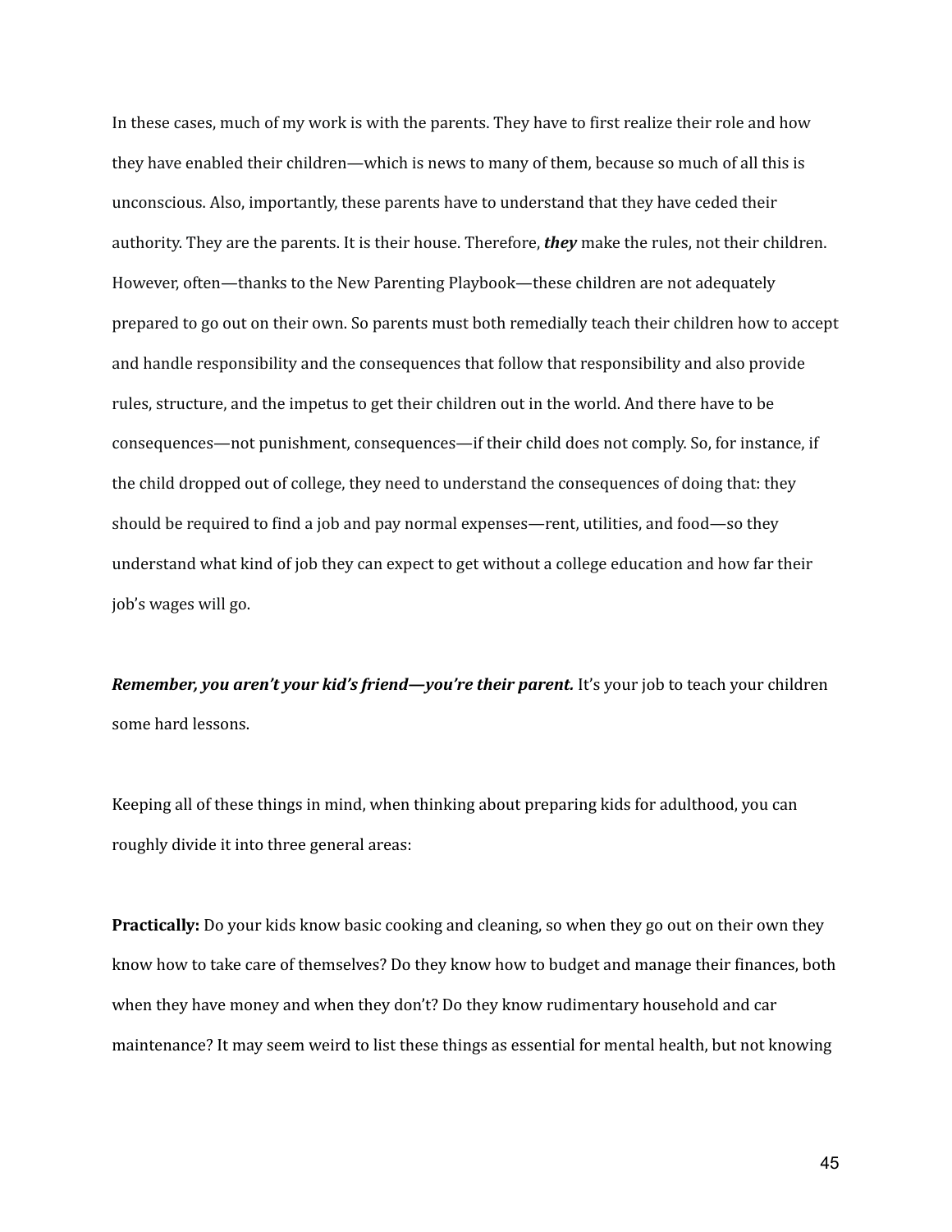In these cases, much of my work is with the parents. They have to first realize their role and how they have enabled their children—which is news to many of them, because so much of all this is unconscious. Also, importantly, these parents have to understand that they have ceded their authority. They are the parents. It is their house. Therefore, ***they*** make the rules, not their children. However, often—thanks to the New Parenting Playbook—these children are not adequately prepared to go out on their own. So parents must both remedially teach their children how to accept and handle responsibility and the consequences that follow that responsibility and also provide rules, structure, and the impetus to get their children out in the world. And there have to be consequences—not punishment, consequences—if their child does not comply. So, for instance, if the child dropped out of college, they need to understand the consequences of doing that: they should be required to find a job and pay normal expenses—rent, utilities, and food—so they understand what kind of job they can expect to get without a college education and how far their job's wages will go.

***Remember, you aren't your kid's friend—you're their parent.*** It's your job to teach your children some hard lessons.

Keeping all of these things in mind, when thinking about preparing kids for adulthood, you can roughly divide it into three general areas:

**Practically:** Do your kids know basic cooking and cleaning, so when they go out on their own they know how to take care of themselves? Do they know how to budget and manage their finances, both when they have money and when they don't? Do they know rudimentary household and car maintenance? It may seem weird to list these things as essential for mental health, but not knowing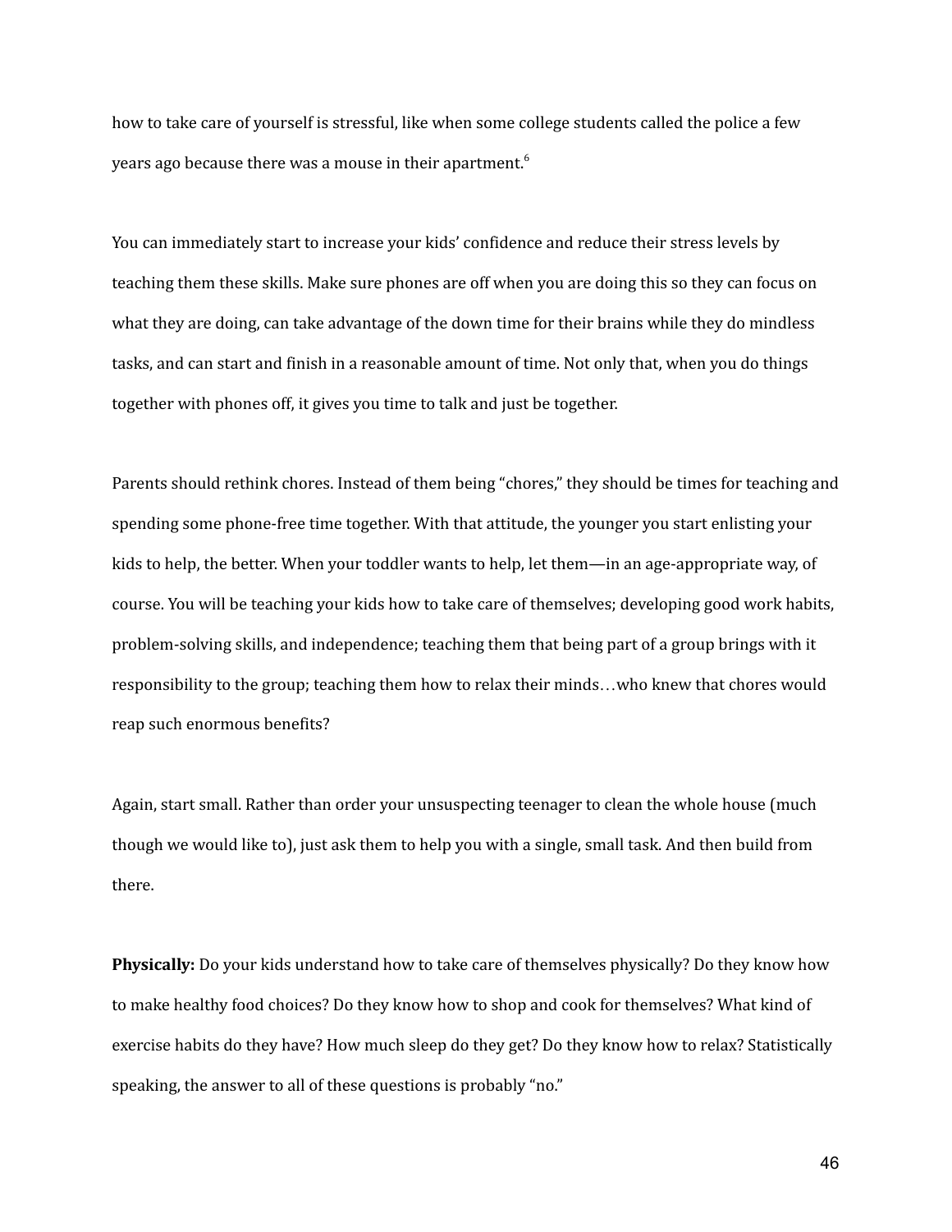how to take care of yourself is stressful, like when some college students called the police a few years ago because there was a mouse in their apartment.[6]

You can immediately start to increase your kids' confidence and reduce their stress levels by teaching them these skills. Make sure phones are off when you are doing this so they can focus on what they are doing, can take advantage of the down time for their brains while they do mindless tasks, and can start and finish in a reasonable amount of time. Not only that, when you do things together with phones off, it gives you time to talk and just be together.

Parents should rethink chores. Instead of them being "chores," they should be times for teaching and spending some phone-free time together. With that attitude, the younger you start enlisting your kids to help, the better. When your toddler wants to help, let them—in an age-appropriate way, of course. You will be teaching your kids how to take care of themselves; developing good work habits, problem-solving skills, and independence; teaching them that being part of a group brings with it responsibility to the group; teaching them how to relax their minds…who knew that chores would reap such enormous benefits?

Again, start small. Rather than order your unsuspecting teenager to clean the whole house (much though we would like to), just ask them to help you with a single, small task. And then build from there.

**Physically:** Do your kids understand how to take care of themselves physically? Do they know how to make healthy food choices? Do they know how to shop and cook for themselves? What kind of exercise habits do they have? How much sleep do they get? Do they know how to relax? Statistically speaking, the answer to all of these questions is probably "no."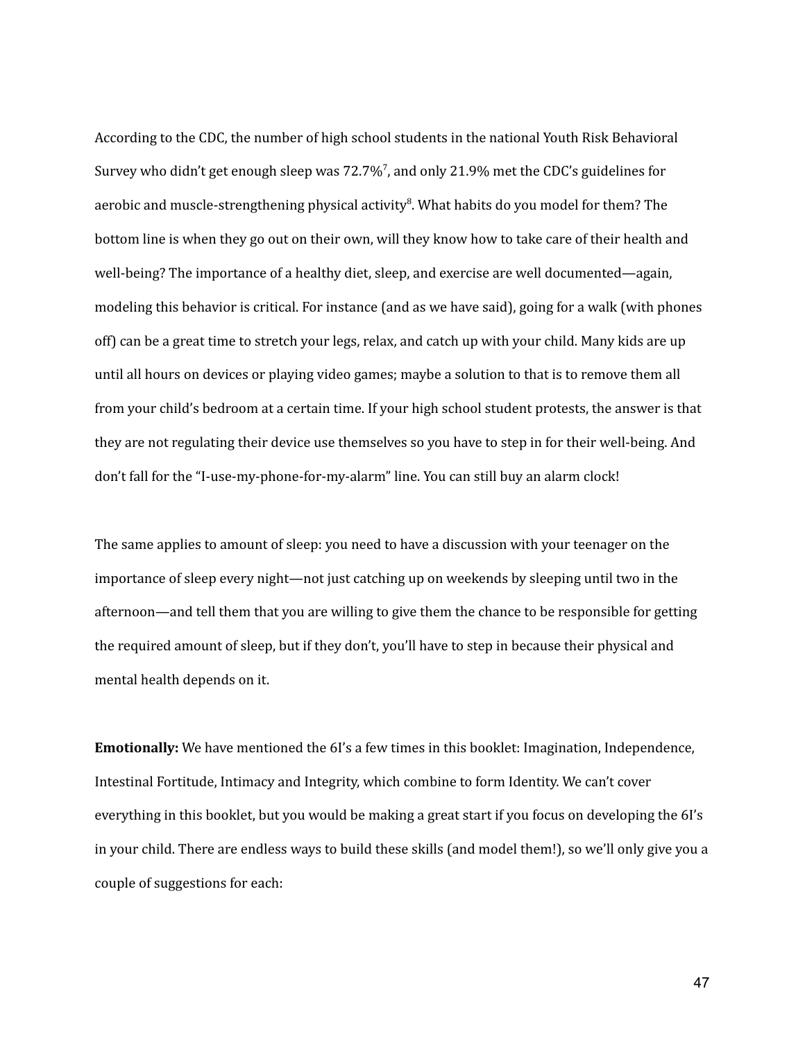According to the CDC, the number of high school students in the national Youth Risk Behavioral Survey who didn't get enough sleep was 72.7%[7], and only 21.9% met the CDC's guidelines for aerobic and muscle-strengthening physical activity[8]. What habits do you model for them? The bottom line is when they go out on their own, will they know how to take care of their health and well-being? The importance of a healthy diet, sleep, and exercise are well documented—again, modeling this behavior is critical. For instance (and as we have said), going for a walk (with phones off) can be a great time to stretch your legs, relax, and catch up with your child. Many kids are up until all hours on devices or playing video games; maybe a solution to that is to remove them all from your child's bedroom at a certain time. If your high school student protests, the answer is that they are not regulating their device use themselves so you have to step in for their well-being. And don't fall for the "I-use-my-phone-for-my-alarm" line. You can still buy an alarm clock!

The same applies to amount of sleep: you need to have a discussion with your teenager on the importance of sleep every night—not just catching up on weekends by sleeping until two in the afternoon—and tell them that you are willing to give them the chance to be responsible for getting the required amount of sleep, but if they don't, you'll have to step in because their physical and mental health depends on it.

**Emotionally:** We have mentioned the 6I's a few times in this booklet: Imagination, Independence, Intestinal Fortitude, Intimacy and Integrity, which combine to form Identity. We can't cover everything in this booklet, but you would be making a great start if you focus on developing the 6I's in your child. There are endless ways to build these skills (and model them!), so we'll only give you a couple of suggestions for each: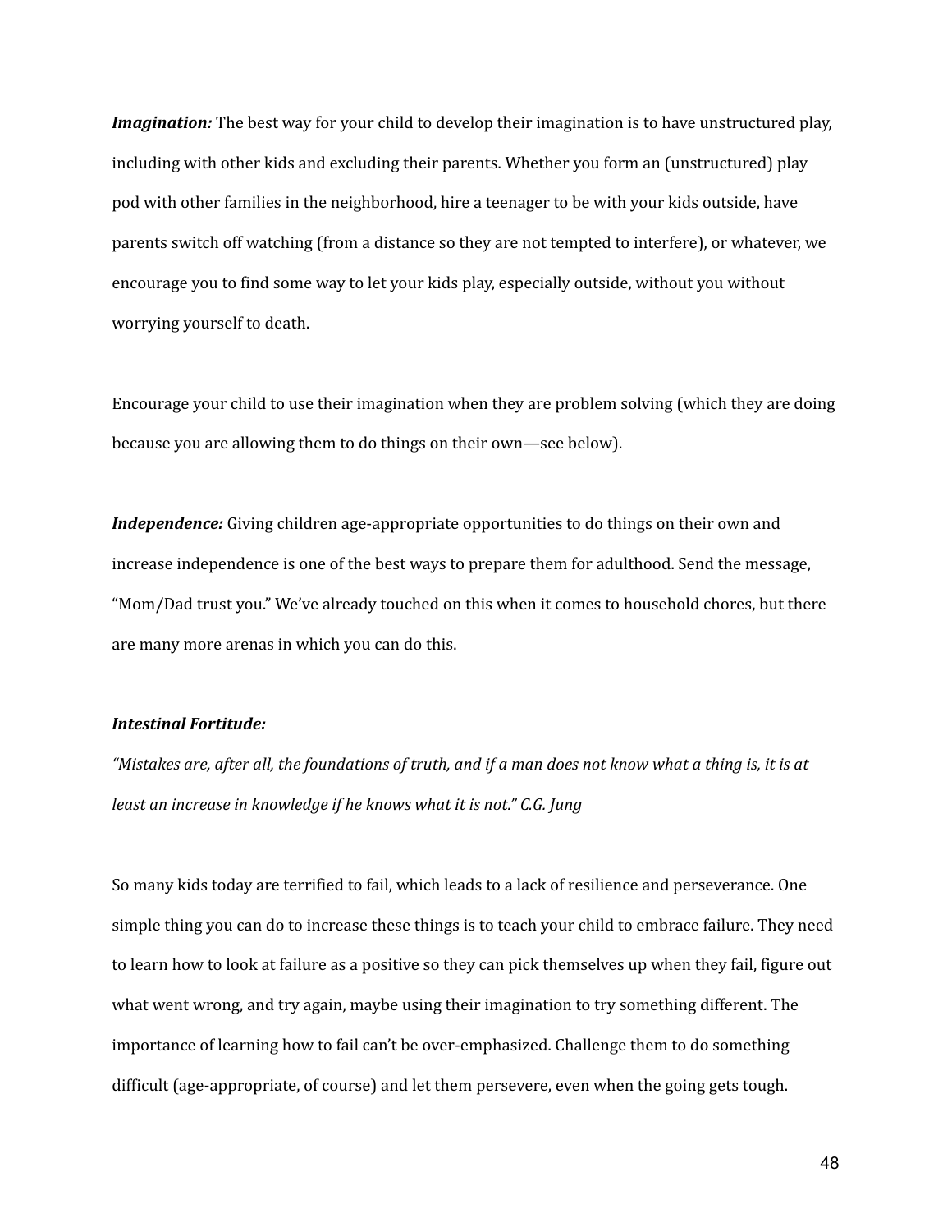***Imagination:*** The best way for your child to develop their imagination is to have unstructured play, including with other kids and excluding their parents. Whether you form an (unstructured) play pod with other families in the neighborhood, hire a teenager to be with your kids outside, have parents switch off watching (from a distance so they are not tempted to interfere), or whatever, we encourage you to find some way to let your kids play, especially outside, without you without worrying yourself to death.

Encourage your child to use their imagination when they are problem solving (which they are doing because you are allowing them to do things on their own—see below).

***Independence:*** Giving children age-appropriate opportunities to do things on their own and increase independence is one of the best ways to prepare them for adulthood. Send the message, "Mom/Dad trust you." We've already touched on this when it comes to household chores, but there are many more arenas in which you can do this.

***Intestinal Fortitude:***

*"Mistakes are, after all, the foundations of truth, and if a man does not know what a thing is, it is at least an increase in knowledge if he knows what it is not." C.G. Jung*

So many kids today are terrified to fail, which leads to a lack of resilience and perseverance. One simple thing you can do to increase these things is to teach your child to embrace failure. They need to learn how to look at failure as a positive so they can pick themselves up when they fail, figure out what went wrong, and try again, maybe using their imagination to try something different. The importance of learning how to fail can't be over-emphasized. Challenge them to do something difficult (age-appropriate, of course) and let them persevere, even when the going gets tough.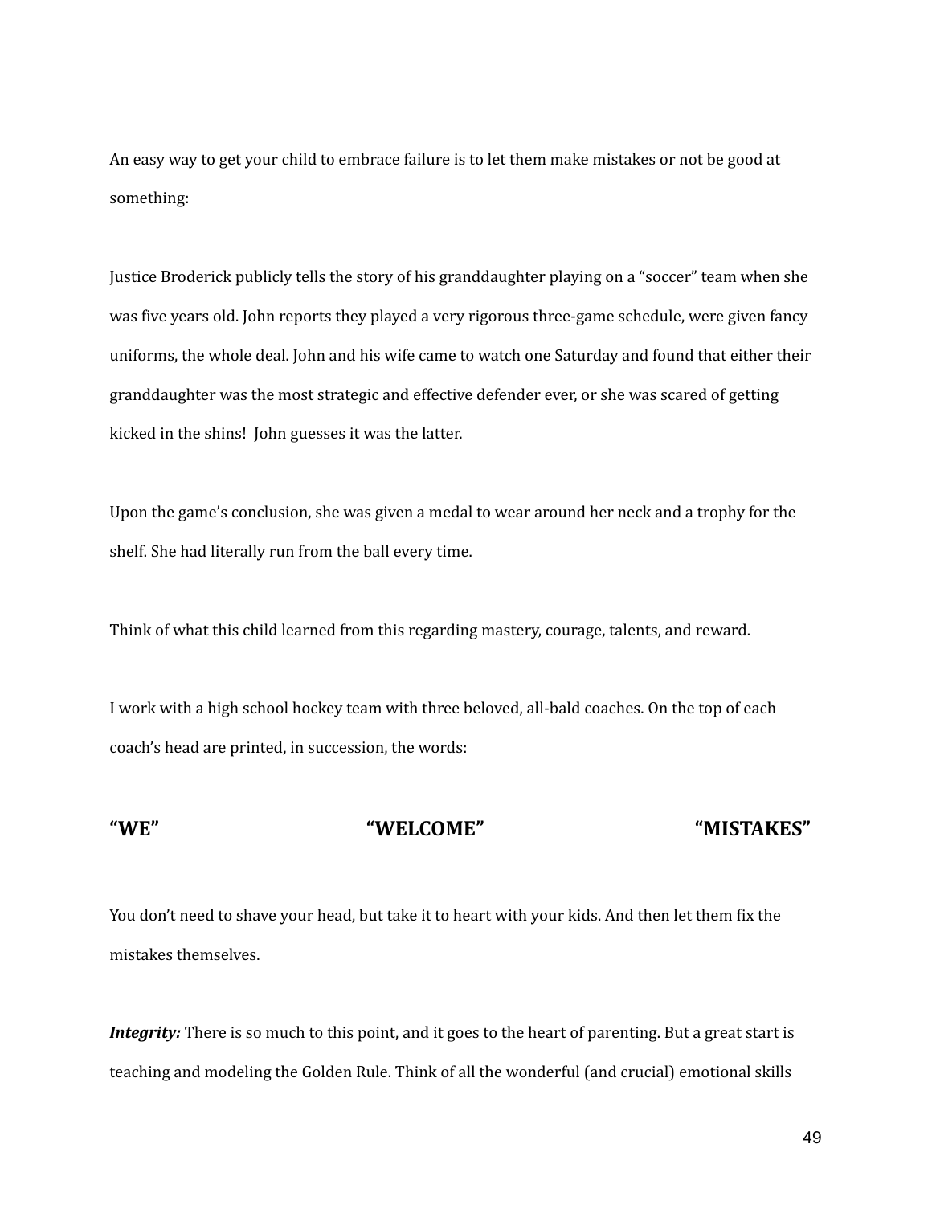An easy way to get your child to embrace failure is to let them make mistakes or not be good at something:

Justice Broderick publicly tells the story of his granddaughter playing on a "soccer" team when she was five years old. John reports they played a very rigorous three-game schedule, were given fancy uniforms, the whole deal. John and his wife came to watch one Saturday and found that either their granddaughter was the most strategic and effective defender ever, or she was scared of getting kicked in the shins! John guesses it was the latter.

Upon the game's conclusion, she was given a medal to wear around her neck and a trophy for the shelf. She had literally run from the ball every time.

Think of what this child learned from this regarding mastery, courage, talents, and reward.

I work with a high school hockey team with three beloved, all-bald coaches. On the top of each coach's head are printed, in succession, the words:

**"WE"** **"WELCOME"** **"MISTAKES"**

You don't need to shave your head, but take it to heart with your kids. And then let them fix the mistakes themselves.

***Integrity:*** There is so much to this point, and it goes to the heart of parenting. But a great start is teaching and modeling the Golden Rule. Think of all the wonderful (and crucial) emotional skills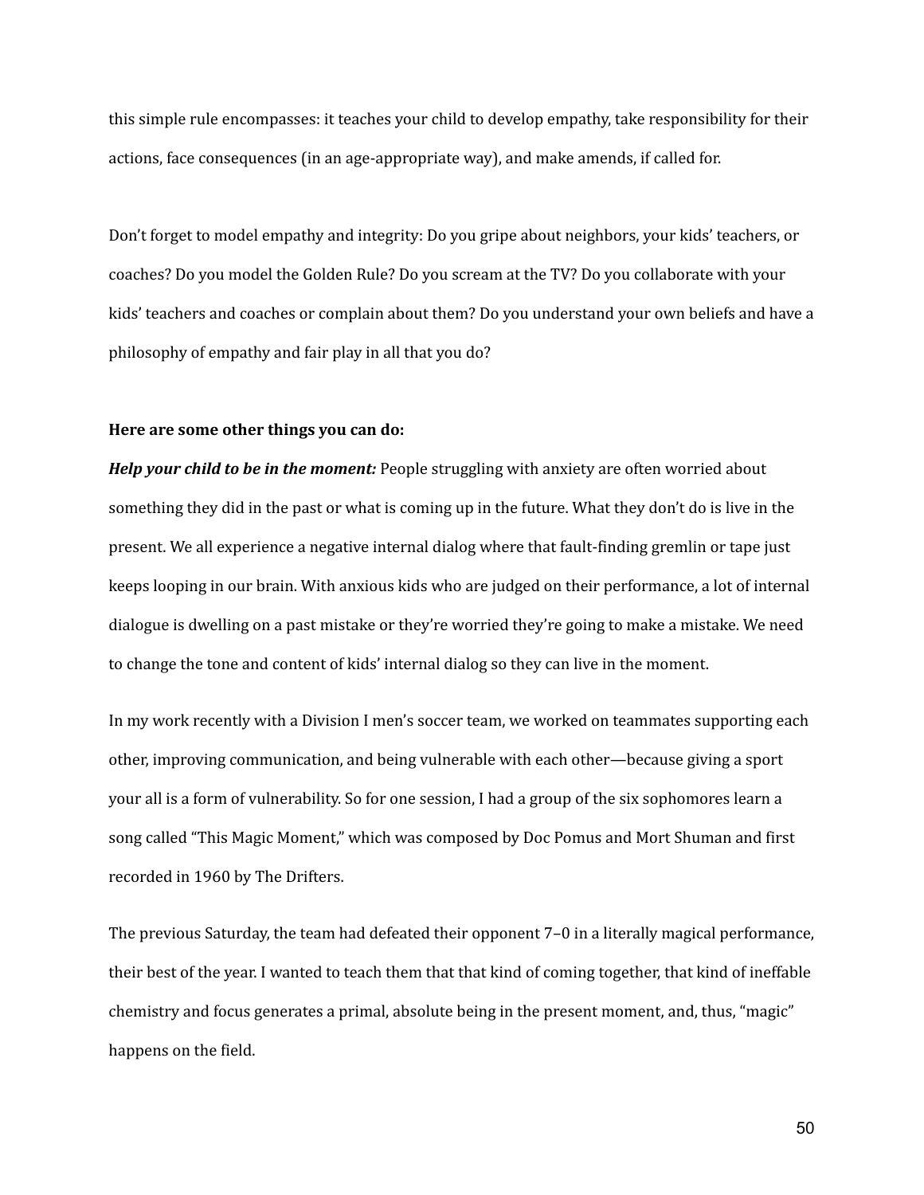this simple rule encompasses: it teaches your child to develop empathy, take responsibility for their actions, face consequences (in an age-appropriate way), and make amends, if called for.

Don't forget to model empathy and integrity: Do you gripe about neighbors, your kids' teachers, or coaches? Do you model the Golden Rule? Do you scream at the TV? Do you collaborate with your kids' teachers and coaches or complain about them? Do you understand your own beliefs and have a philosophy of empathy and fair play in all that you do?

**Here are some other things you can do:**

***Help your child to be in the moment:*** People struggling with anxiety are often worried about something they did in the past or what is coming up in the future. What they don't do is live in the present. We all experience a negative internal dialog where that fault-finding gremlin or tape just keeps looping in our brain. With anxious kids who are judged on their performance, a lot of internal dialogue is dwelling on a past mistake or they're worried they're going to make a mistake. We need to change the tone and content of kids' internal dialog so they can live in the moment.

In my work recently with a Division I men's soccer team, we worked on teammates supporting each other, improving communication, and being vulnerable with each other—because giving a sport your all is a form of vulnerability. So for one session, I had a group of the six sophomores learn a song called "This Magic Moment," which was composed by Doc Pomus and Mort Shuman and first recorded in 1960 by The Drifters.

The previous Saturday, the team had defeated their opponent 7–0 in a literally magical performance, their best of the year. I wanted to teach them that that kind of coming together, that kind of ineffable chemistry and focus generates a primal, absolute being in the present moment, and, thus, "magic" happens on the field.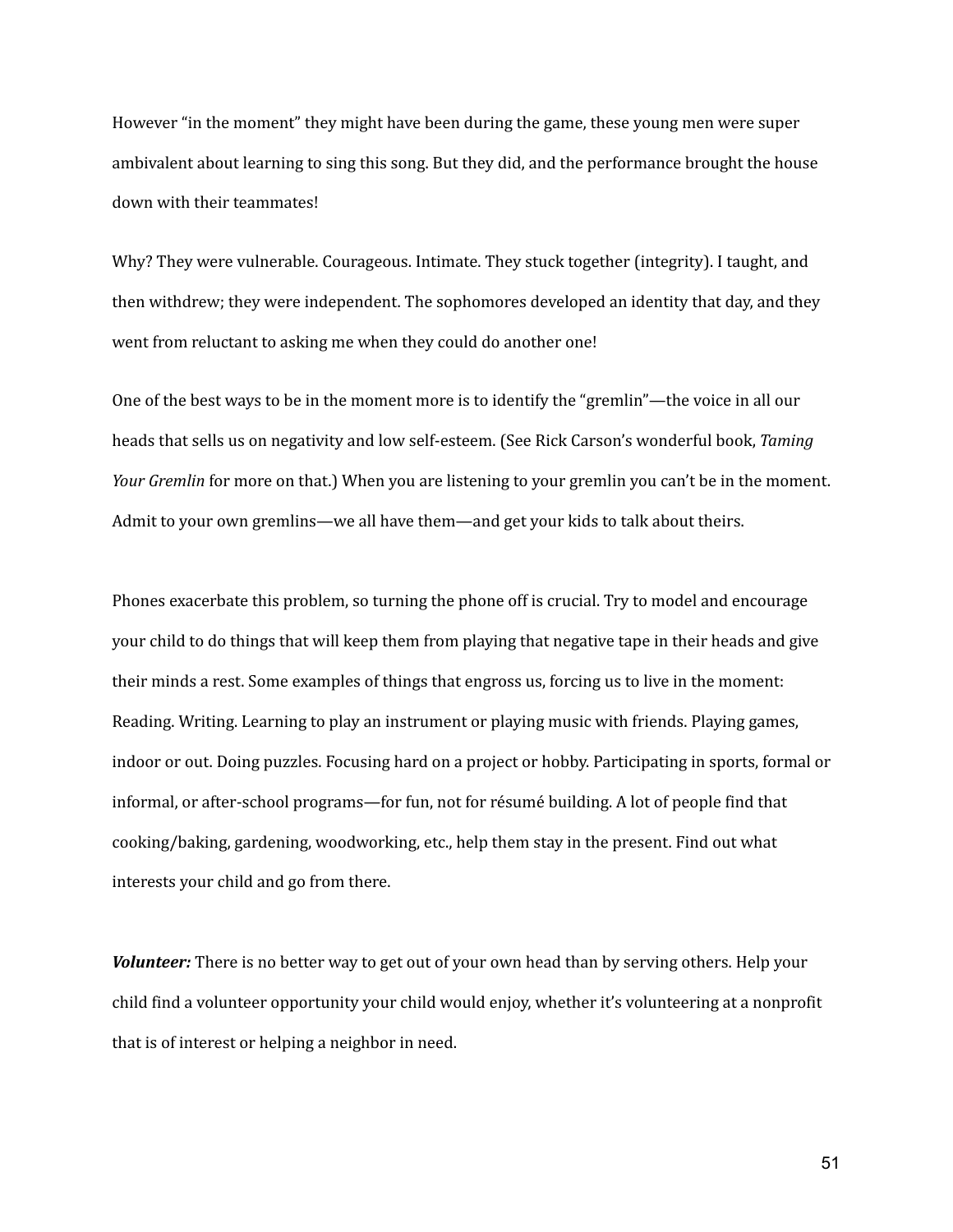However "in the moment" they might have been during the game, these young men were super ambivalent about learning to sing this song. But they did, and the performance brought the house down with their teammates!

Why? They were vulnerable. Courageous. Intimate. They stuck together (integrity). I taught, and then withdrew; they were independent. The sophomores developed an identity that day, and they went from reluctant to asking me when they could do another one!

One of the best ways to be in the moment more is to identify the "gremlin"—the voice in all our heads that sells us on negativity and low self-esteem. (See Rick Carson's wonderful book, *Taming Your Gremlin* for more on that.) When you are listening to your gremlin you can't be in the moment. Admit to your own gremlins—we all have them—and get your kids to talk about theirs.

Phones exacerbate this problem, so turning the phone off is crucial. Try to model and encourage your child to do things that will keep them from playing that negative tape in their heads and give their minds a rest. Some examples of things that engross us, forcing us to live in the moment: Reading. Writing. Learning to play an instrument or playing music with friends. Playing games, indoor or out. Doing puzzles. Focusing hard on a project or hobby. Participating in sports, formal or informal, or after-school programs—for fun, not for résumé building. A lot of people find that cooking/baking, gardening, woodworking, etc., help them stay in the present. Find out what interests your child and go from there.

***Volunteer:*** There is no better way to get out of your own head than by serving others. Help your child find a volunteer opportunity your child would enjoy, whether it's volunteering at a nonprofit that is of interest or helping a neighbor in need.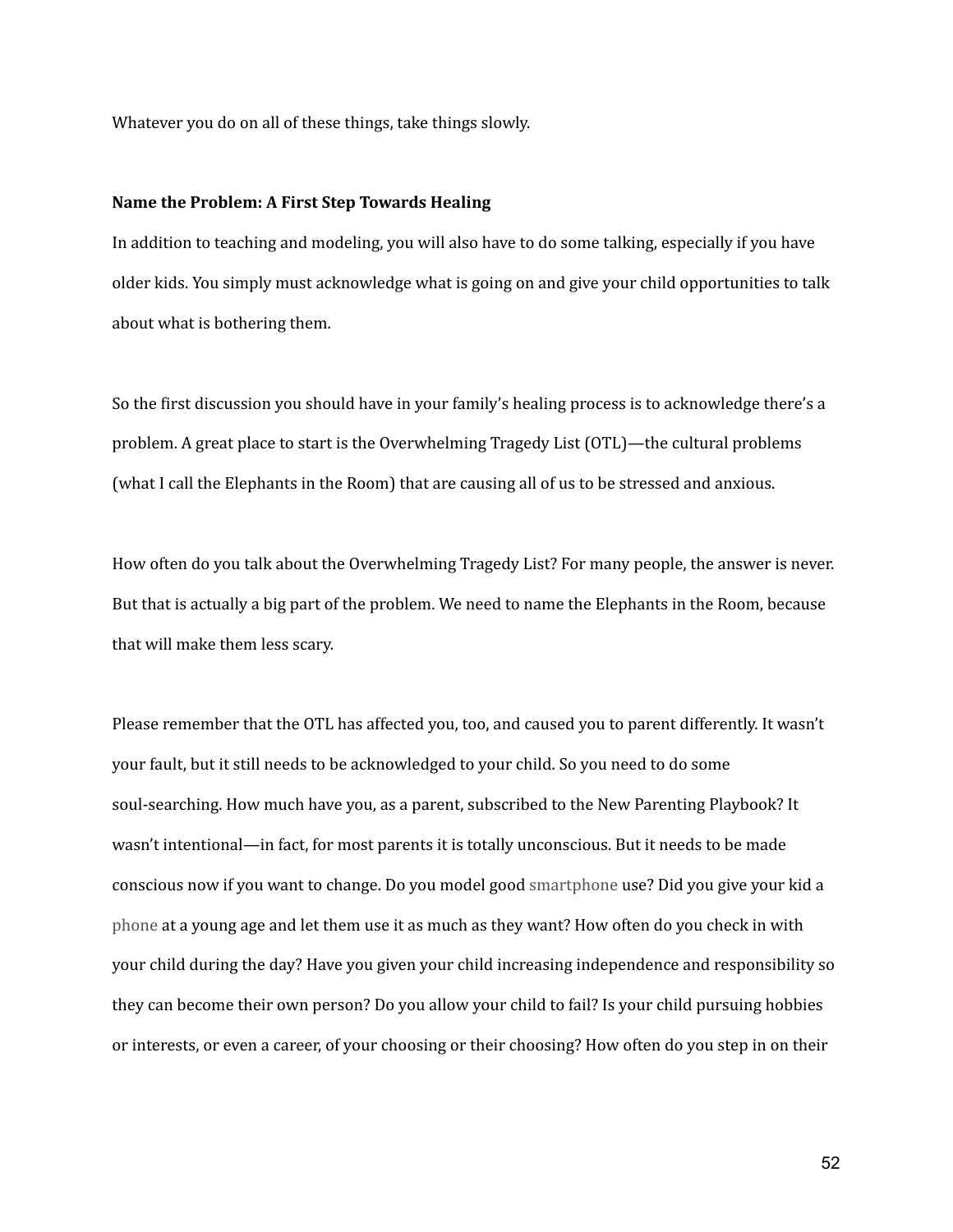Whatever you do on all of these things, take things slowly.

**Name the Problem: A First Step Towards Healing**

In addition to teaching and modeling, you will also have to do some talking, especially if you have older kids. You simply must acknowledge what is going on and give your child opportunities to talk about what is bothering them.

So the first discussion you should have in your family's healing process is to acknowledge there's a problem. A great place to start is the Overwhelming Tragedy List (OTL)—the cultural problems (what I call the Elephants in the Room) that are causing all of us to be stressed and anxious.

How often do you talk about the Overwhelming Tragedy List? For many people, the answer is never. But that is actually a big part of the problem. We need to name the Elephants in the Room, because that will make them less scary.

Please remember that the OTL has affected you, too, and caused you to parent differently. It wasn't your fault, but it still needs to be acknowledged to your child. So you need to do some soul-searching. How much have you, as a parent, subscribed to the New Parenting Playbook? It wasn't intentional—in fact, for most parents it is totally unconscious. But it needs to be made conscious now if you want to change. Do you model good smartphone use? Did you give your kid a phone at a young age and let them use it as much as they want? How often do you check in with your child during the day? Have you given your child increasing independence and responsibility so they can become their own person? Do you allow your child to fail? Is your child pursuing hobbies or interests, or even a career, of your choosing or their choosing? How often do you step in on their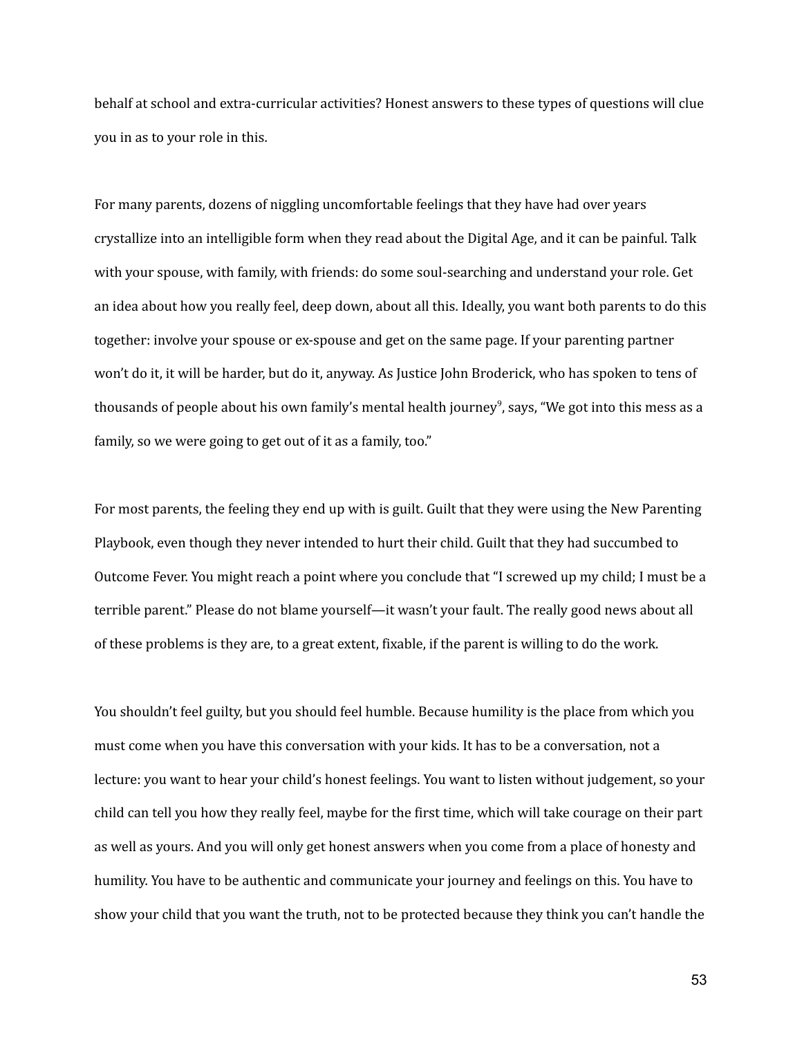behalf at school and extra-curricular activities? Honest answers to these types of questions will clue you in as to your role in this.

For many parents, dozens of niggling uncomfortable feelings that they have had over years crystallize into an intelligible form when they read about the Digital Age, and it can be painful. Talk with your spouse, with family, with friends: do some soul-searching and understand your role. Get an idea about how you really feel, deep down, about all this. Ideally, you want both parents to do this together: involve your spouse or ex-spouse and get on the same page. If your parenting partner won't do it, it will be harder, but do it, anyway. As Justice John Broderick, who has spoken to tens of thousands of people about his own family's mental health journey[9], says, "We got into this mess as a family, so we were going to get out of it as a family, too."

For most parents, the feeling they end up with is guilt. Guilt that they were using the New Parenting Playbook, even though they never intended to hurt their child. Guilt that they had succumbed to Outcome Fever. You might reach a point where you conclude that "I screwed up my child; I must be a terrible parent." Please do not blame yourself—it wasn't your fault. The really good news about all of these problems is they are, to a great extent, fixable, if the parent is willing to do the work.

You shouldn't feel guilty, but you should feel humble. Because humility is the place from which you must come when you have this conversation with your kids. It has to be a conversation, not a lecture: you want to hear your child's honest feelings. You want to listen without judgement, so your child can tell you how they really feel, maybe for the first time, which will take courage on their part as well as yours. And you will only get honest answers when you come from a place of honesty and humility. You have to be authentic and communicate your journey and feelings on this. You have to show your child that you want the truth, not to be protected because they think you can't handle the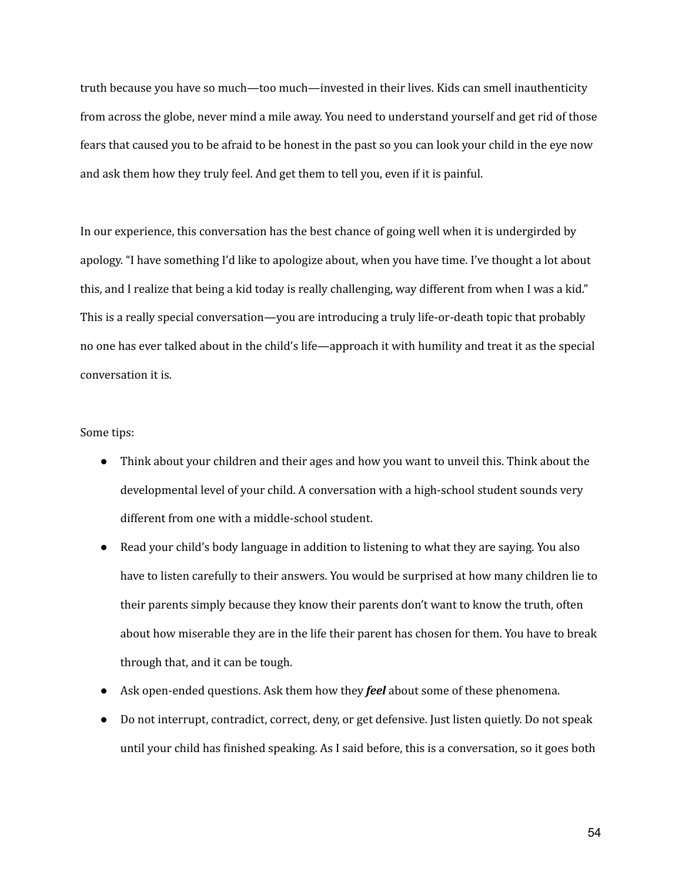truth because you have so much—too much—invested in their lives. Kids can smell inauthenticity from across the globe, never mind a mile away. You need to understand yourself and get rid of those fears that caused you to be afraid to be honest in the past so you can look your child in the eye now and ask them how they truly feel. And get them to tell you, even if it is painful.

In our experience, this conversation has the best chance of going well when it is undergirded by apology. "I have something I'd like to apologize about, when you have time. I've thought a lot about this, and I realize that being a kid today is really challenging, way different from when I was a kid." This is a really special conversation—you are introducing a truly life-or-death topic that probably no one has ever talked about in the child's life—approach it with humility and treat it as the special conversation it is.

Some tips:

- Think about your children and their ages and how you want to unveil this. Think about the developmental level of your child. A conversation with a high-school student sounds very different from one with a middle-school student.
- Read your child's body language in addition to listening to what they are saying. You also have to listen carefully to their answers. You would be surprised at how many children lie to their parents simply because they know their parents don't want to know the truth, often about how miserable they are in the life their parent has chosen for them. You have to break through that, and it can be tough.
- Ask open-ended questions. Ask them how they ***feel*** about some of these phenomena.
- Do not interrupt, contradict, correct, deny, or get defensive. Just listen quietly. Do not speak until your child has finished speaking. As I said before, this is a conversation, so it goes both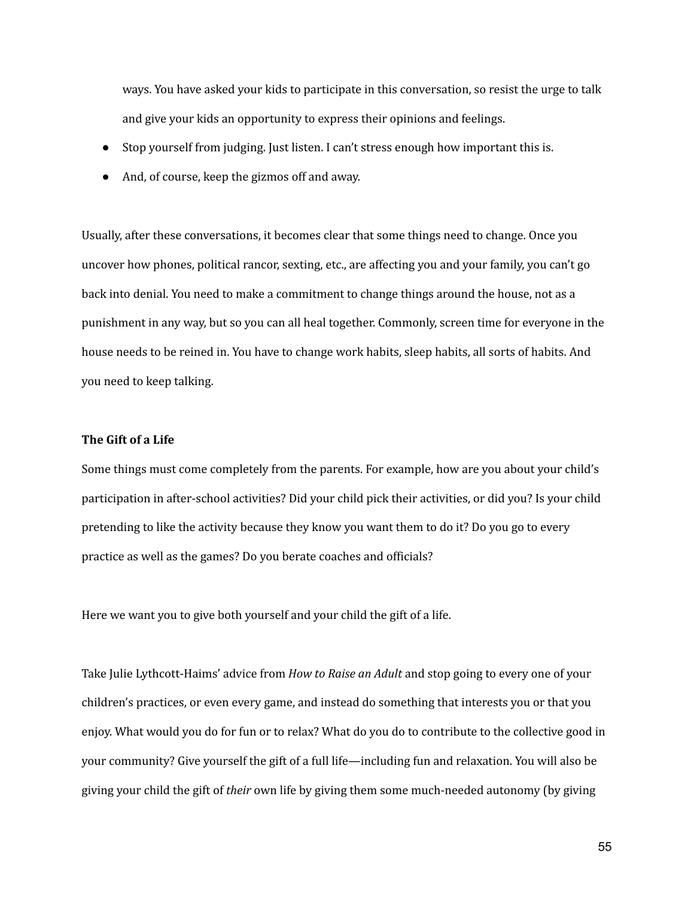ways. You have asked your kids to participate in this conversation, so resist the urge to talk and give your kids an opportunity to express their opinions and feelings.

- Stop yourself from judging. Just listen. I can't stress enough how important this is.
- And, of course, keep the gizmos off and away.

Usually, after these conversations, it becomes clear that some things need to change. Once you uncover how phones, political rancor, sexting, etc., are affecting you and your family, you can't go back into denial. You need to make a commitment to change things around the house, not as a punishment in any way, but so you can all heal together. Commonly, screen time for everyone in the house needs to be reined in. You have to change work habits, sleep habits, all sorts of habits. And you need to keep talking.

**The Gift of a Life**

Some things must come completely from the parents. For example, how are you about your child's participation in after-school activities? Did your child pick their activities, or did you? Is your child pretending to like the activity because they know you want them to do it? Do you go to every practice as well as the games? Do you berate coaches and officials?

Here we want you to give both yourself and your child the gift of a life.

Take Julie Lythcott-Haims' advice from *How to Raise an Adult* and stop going to every one of your children's practices, or even every game, and instead do something that interests you or that you enjoy. What would you do for fun or to relax? What do you do to contribute to the collective good in your community? Give yourself the gift of a full life—including fun and relaxation. You will also be giving your child the gift of *their* own life by giving them some much-needed autonomy (by giving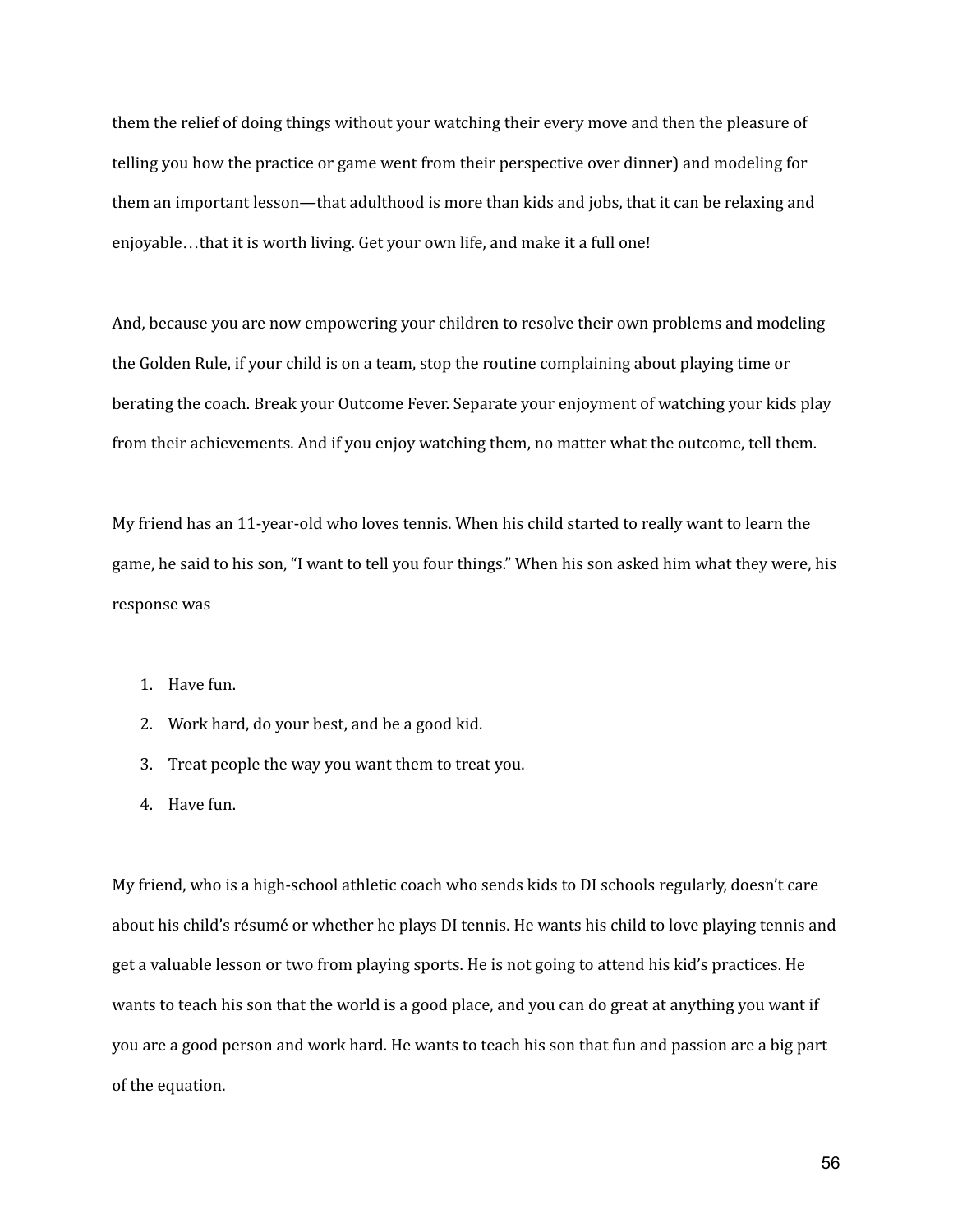them the relief of doing things without your watching their every move and then the pleasure of telling you how the practice or game went from their perspective over dinner) and modeling for them an important lesson—that adulthood is more than kids and jobs, that it can be relaxing and enjoyable…that it is worth living. Get your own life, and make it a full one!

And, because you are now empowering your children to resolve their own problems and modeling the Golden Rule, if your child is on a team, stop the routine complaining about playing time or berating the coach. Break your Outcome Fever. Separate your enjoyment of watching your kids play from their achievements. And if you enjoy watching them, no matter what the outcome, tell them.

My friend has an 11-year-old who loves tennis. When his child started to really want to learn the game, he said to his son, "I want to tell you four things." When his son asked him what they were, his response was

1. Have fun.
2. Work hard, do your best, and be a good kid.
3. Treat people the way you want them to treat you.
4. Have fun.

My friend, who is a high-school athletic coach who sends kids to DI schools regularly, doesn't care about his child's résumé or whether he plays DI tennis. He wants his child to love playing tennis and get a valuable lesson or two from playing sports. He is not going to attend his kid's practices. He wants to teach his son that the world is a good place, and you can do great at anything you want if you are a good person and work hard. He wants to teach his son that fun and passion are a big part of the equation.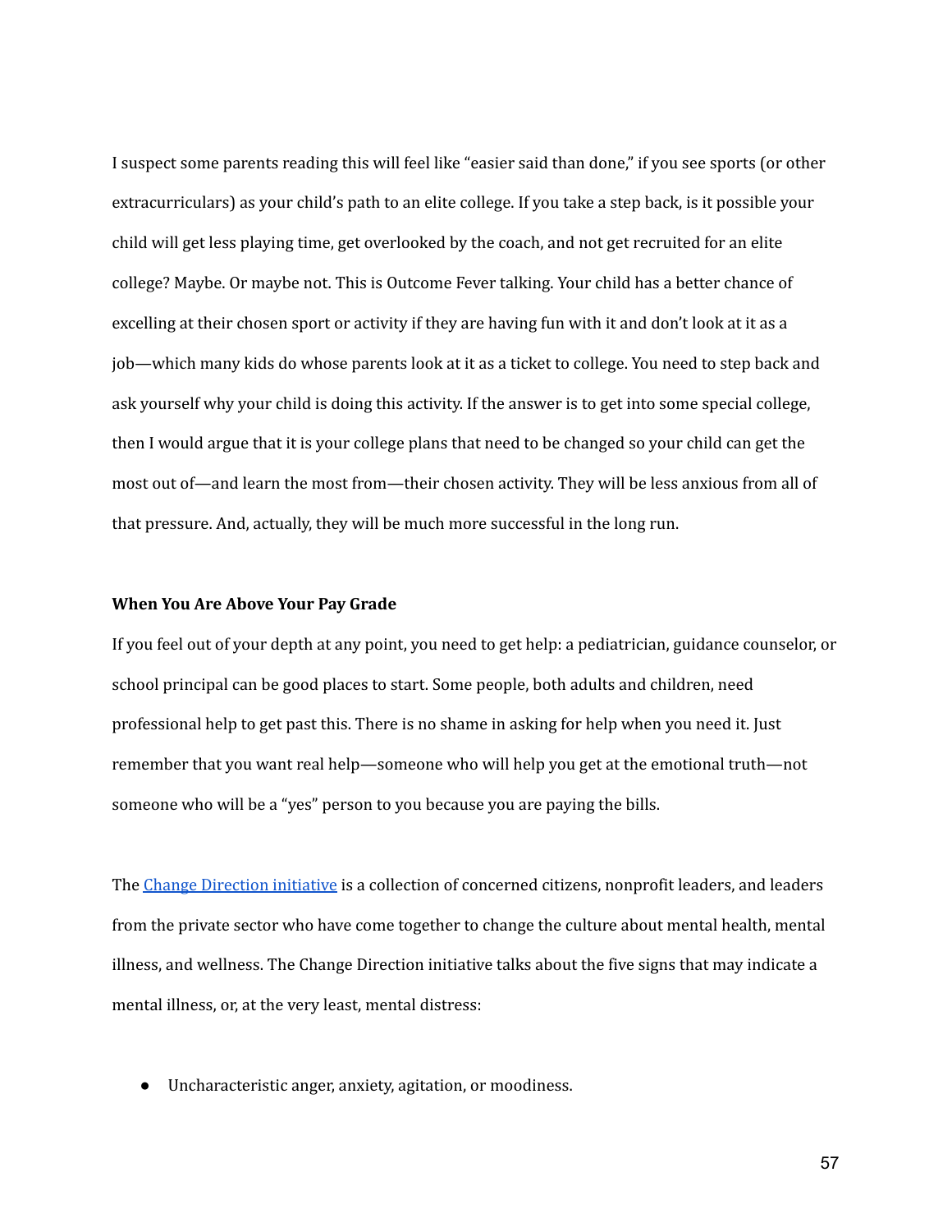I suspect some parents reading this will feel like "easier said than done," if you see sports (or other extracurriculars) as your child's path to an elite college. If you take a step back, is it possible your child will get less playing time, get overlooked by the coach, and not get recruited for an elite college? Maybe. Or maybe not. This is Outcome Fever talking. Your child has a better chance of excelling at their chosen sport or activity if they are having fun with it and don't look at it as a job—which many kids do whose parents look at it as a ticket to college. You need to step back and ask yourself why your child is doing this activity. If the answer is to get into some special college, then I would argue that it is your college plans that need to be changed so your child can get the most out of—and learn the most from—their chosen activity. They will be less anxious from all of that pressure. And, actually, they will be much more successful in the long run.

**When You Are Above Your Pay Grade**

If you feel out of your depth at any point, you need to get help: a pediatrician, guidance counselor, or school principal can be good places to start. Some people, both adults and children, need professional help to get past this. There is no shame in asking for help when you need it. Just remember that you want real help—someone who will help you get at the emotional truth—not someone who will be a "yes" person to you because you are paying the bills.

The Change Direction initiative is a collection of concerned citizens, nonprofit leaders, and leaders from the private sector who have come together to change the culture about mental health, mental illness, and wellness. The Change Direction initiative talks about the five signs that may indicate a mental illness, or, at the very least, mental distress:

- Uncharacteristic anger, anxiety, agitation, or moodiness.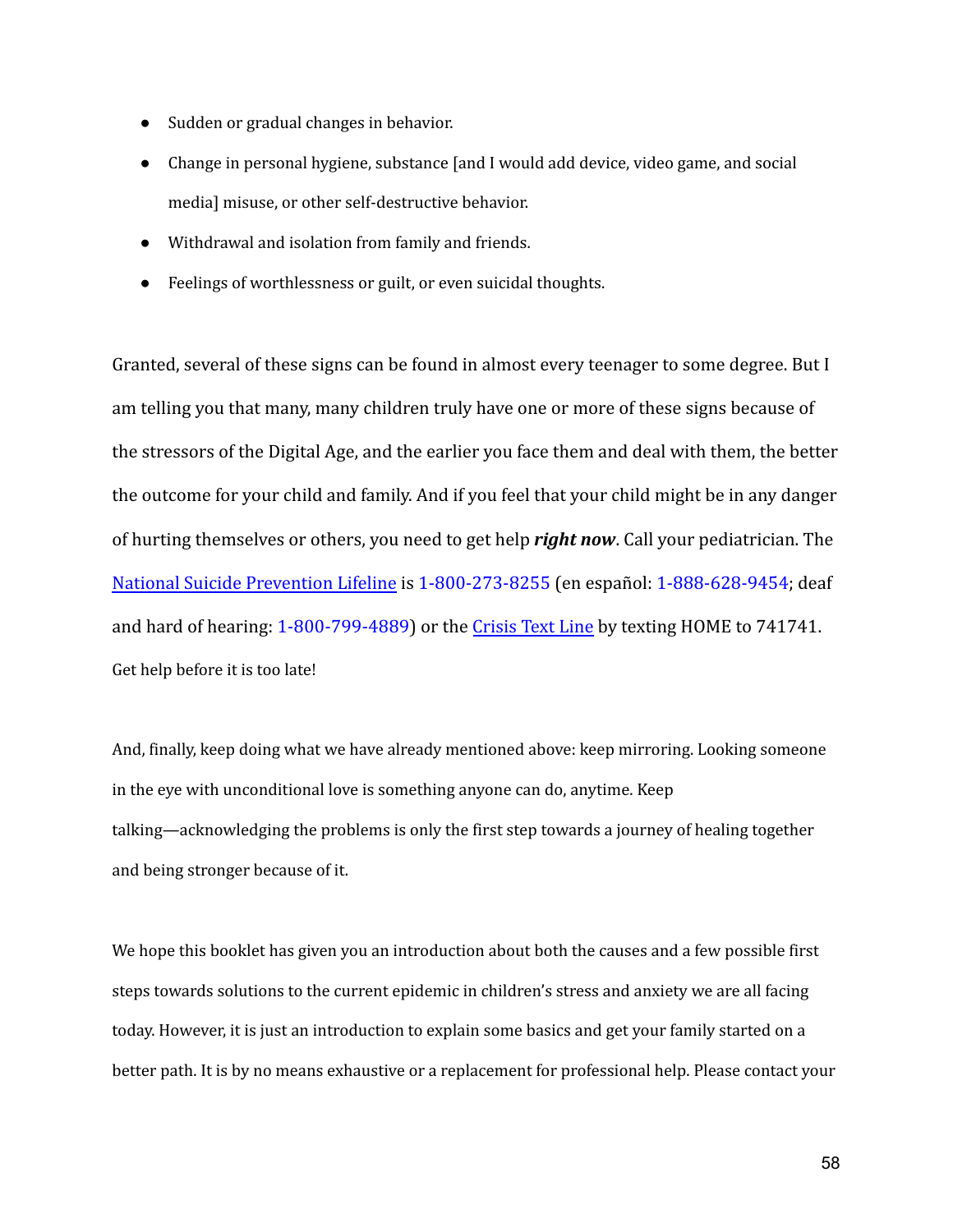- Sudden or gradual changes in behavior.
- Change in personal hygiene, substance [and I would add device, video game, and social media] misuse, or other self-destructive behavior.
- Withdrawal and isolation from family and friends.
- Feelings of worthlessness or guilt, or even suicidal thoughts.

Granted, several of these signs can be found in almost every teenager to some degree. But I am telling you that many, many children truly have one or more of these signs because of the stressors of the Digital Age, and the earlier you face them and deal with them, the better the outcome for your child and family. And if you feel that your child might be in any danger of hurting themselves or others, you need to get help ***right now***. Call your pediatrician. The National Suicide Prevention Lifeline is 1-800-273-8255 (en español: 1-888-628-9454; deaf and hard of hearing: 1-800-799-4889) or the Crisis Text Line by texting HOME to 741741. Get help before it is too late!

And, finally, keep doing what we have already mentioned above: keep mirroring. Looking someone in the eye with unconditional love is something anyone can do, anytime. Keep talking—acknowledging the problems is only the first step towards a journey of healing together and being stronger because of it.

We hope this booklet has given you an introduction about both the causes and a few possible first steps towards solutions to the current epidemic in children's stress and anxiety we are all facing today. However, it is just an introduction to explain some basics and get your family started on a better path. It is by no means exhaustive or a replacement for professional help. Please contact your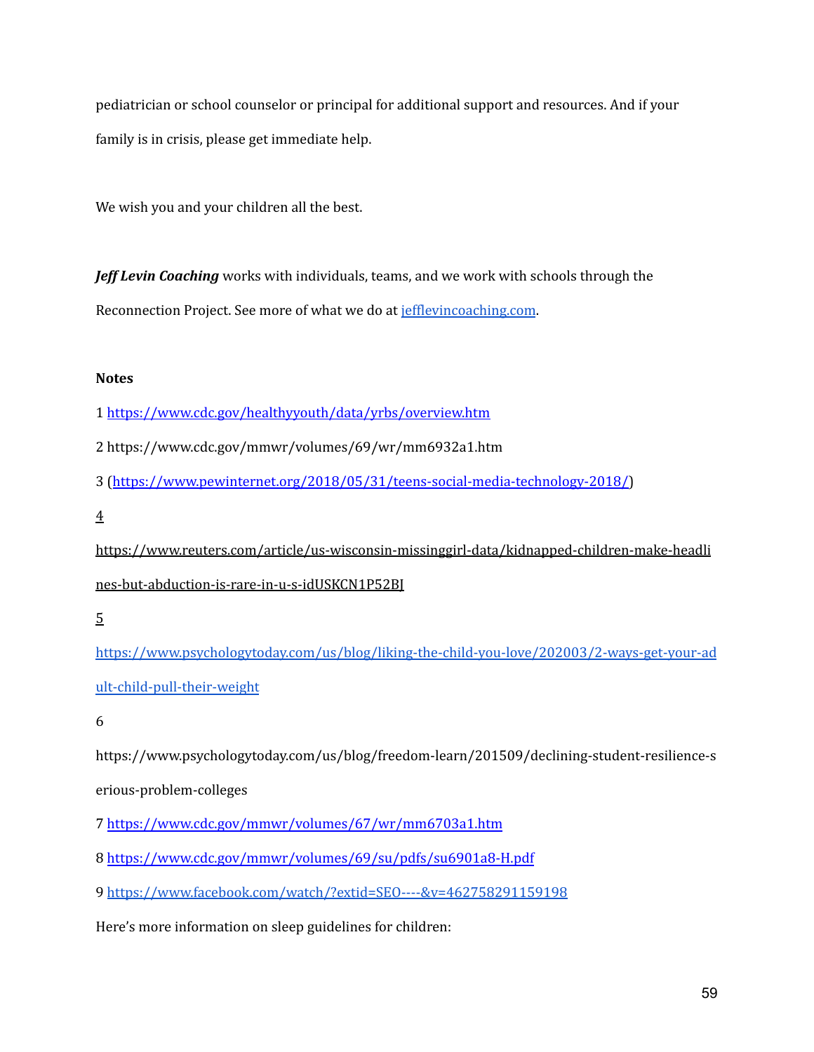pediatrician or school counselor or principal for additional support and resources. And if your family is in crisis, please get immediate help.

We wish you and your children all the best.

***Jeff Levin Coaching*** works with individuals, teams, and we work with schools through the Reconnection Project. See more of what we do at jefflevincoaching.com.

**Notes**

1 https://www.cdc.gov/healthyyouth/data/yrbs/overview.htm

2 https://www.cdc.gov/mmwr/volumes/69/wr/mm6932a1.htm

3 (https://www.pewinternet.org/2018/05/31/teens-social-media-technology-2018/)

4 https://www.reuters.com/article/us-wisconsin-missinggirl-data/kidnapped-children-make-headlines-but-abduction-is-rare-in-u-s-idUSKCN1P52BJ

5 https://www.psychologytoday.com/us/blog/liking-the-child-you-love/202003/2-ways-get-your-adult-child-pull-their-weight

6 https://www.psychologytoday.com/us/blog/freedom-learn/201509/declining-student-resilience-serious-problem-colleges

7 https://www.cdc.gov/mmwr/volumes/67/wr/mm6703a1.htm

8 https://www.cdc.gov/mmwr/volumes/69/su/pdfs/su6901a8-H.pdf

9 https://www.facebook.com/watch/?extid=SEO----&v=462758291159198

Here's more information on sleep guidelines for children: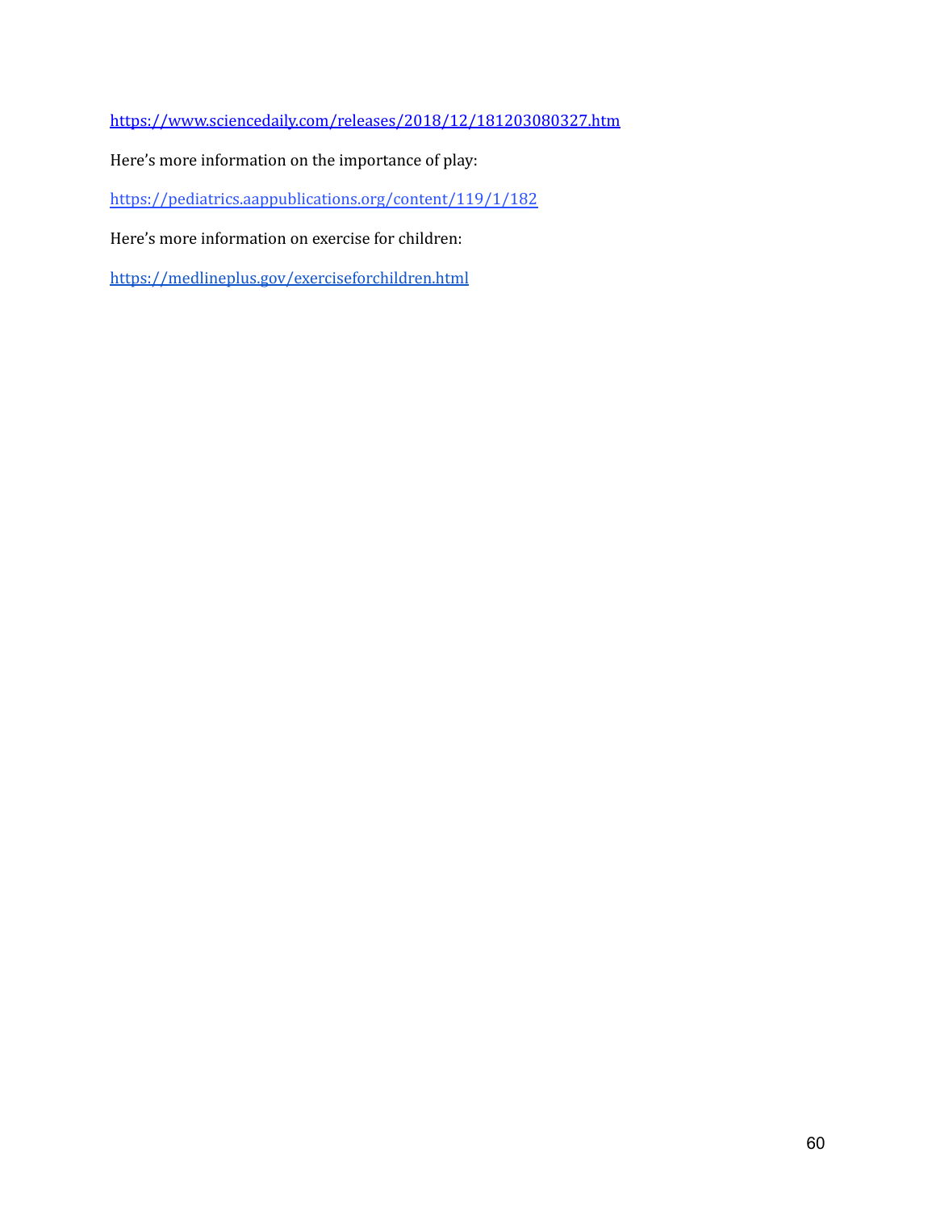https://www.sciencedaily.com/releases/2018/12/181203080327.htm

Here's more information on the importance of play:

https://pediatrics.aappublications.org/content/119/1/182

Here's more information on exercise for children:

https://medlineplus.gov/exerciseforchildren.html